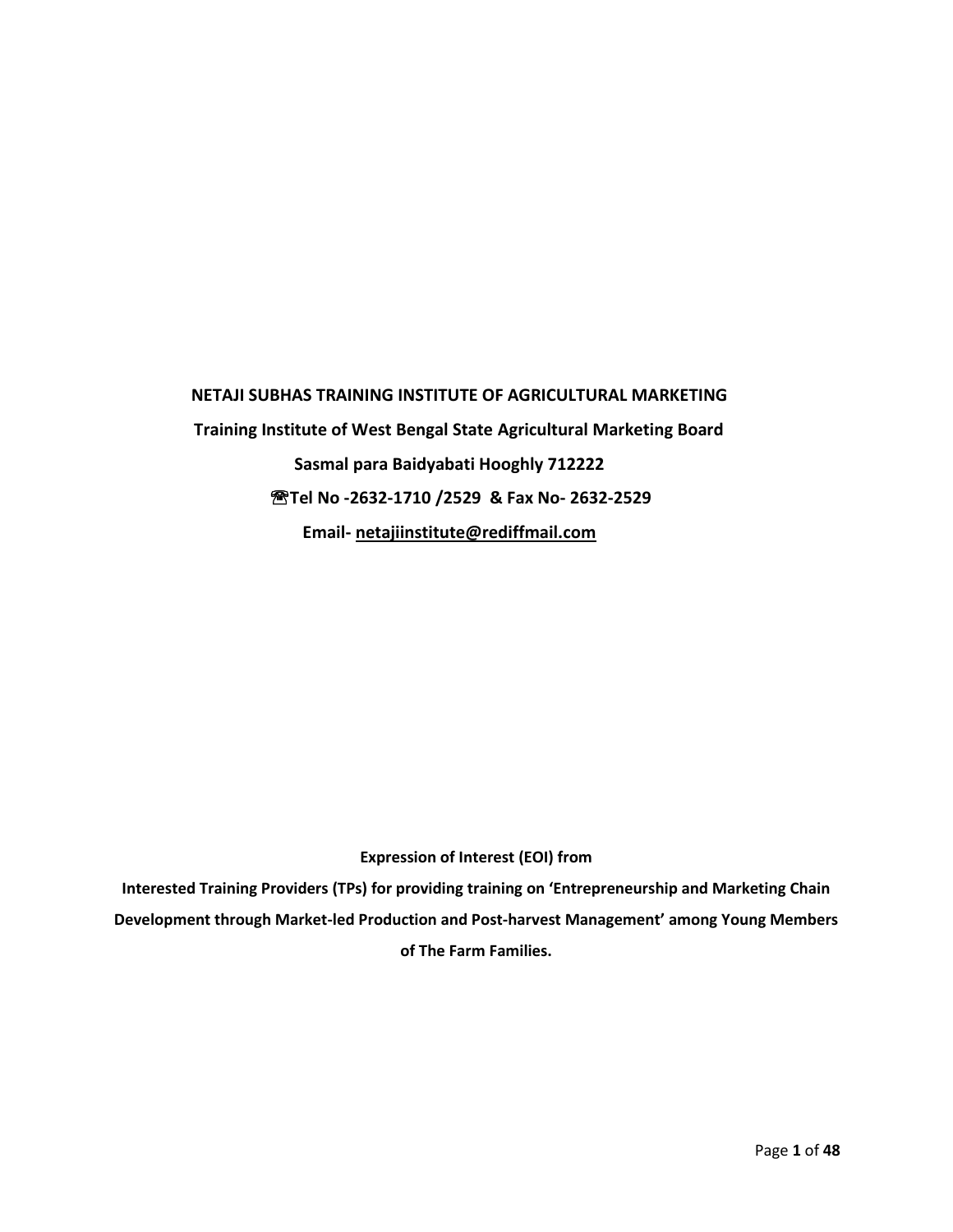**NETAJI SUBHAS TRAINING INSTITUTE OF AGRICULTURAL MARKETING**

**Training Institute of West Bengal State Agricultural Marketing Board**

**Sasmal para Baidyabati Hooghly 712222**

**☏Tel No -2632-1710 /2529 & Fax No- 2632-2529**

**Email- netajiinstitute@rediffmail.com**

**Expression of Interest (EOI) from**

**Interested Training Providers (TPs) for providing training on 'Entrepreneurship and Marketing Chain Development through Market-led Production and Post-harvest Management' among Young Members of The Farm Families.**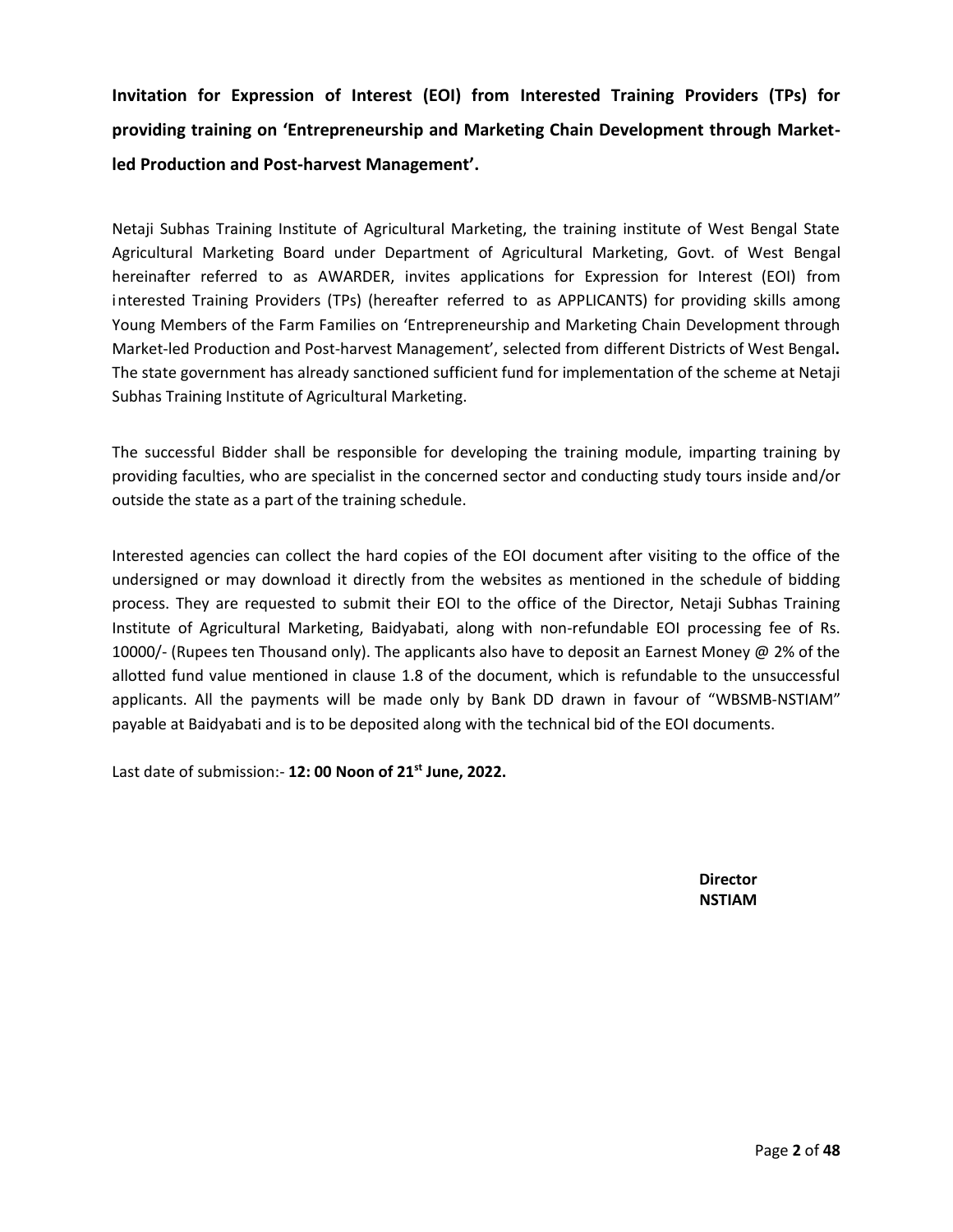**Invitation for Expression of Interest (EOI) from Interested Training Providers (TPs) for providing training on 'Entrepreneurship and Marketing Chain Development through Market-led Production and Post-harvest Management'.**

Netaji Subhas Training Institute of Agricultural Marketing, the training institute of West Bengal State Agricultural Marketing Board under Department of Agricultural Marketing, Govt. of West Bengal hereinafter referred to as AWARDER, invites applications for Expression for Interest (EOI) from interested Training Providers (TPs) (hereafter referred to as APPLICANTS) for providing skills among Young Members of the Farm Families on 'Entrepreneurship and Marketing Chain Development through Market-led Production and Post-harvest Management', selected from different Districts of West Bengal**.** The state government has already sanctioned sufficient fund for implementation of the scheme at Netaji Subhas Training Institute of Agricultural Marketing.

The successful Bidder shall be responsible for developing the training module, imparting training by providing faculties, who are specialist in the concerned sector and conducting study tours inside and/or outside the state as a part of the training schedule.

Interested agencies can collect the hard copies of the EOI document after visiting to the office of the undersigned or may download it directly from the websites as mentioned in the schedule of bidding process. They are requested to submit their EOI to the office of the Director, Netaji Subhas Training Institute of Agricultural Marketing, Baidyabati, along with non-refundable EOI processing fee of Rs. 10000/- (Rupees ten Thousand only). The applicants also have to deposit an Earnest Money @ 2% of the allotted fund value mentioned in clause 1.8 of the document, which is refundable to the unsuccessful applicants. All the payments will be made only by Bank DD drawn in favour of "WBSMB-NSTIAM" payable at Baidyabati and is to be deposited along with the technical bid of the EOI documents.

Last date of submission:- **12: 00 Noon of 21st June, 2022.**

**Director**
**NSTIAM**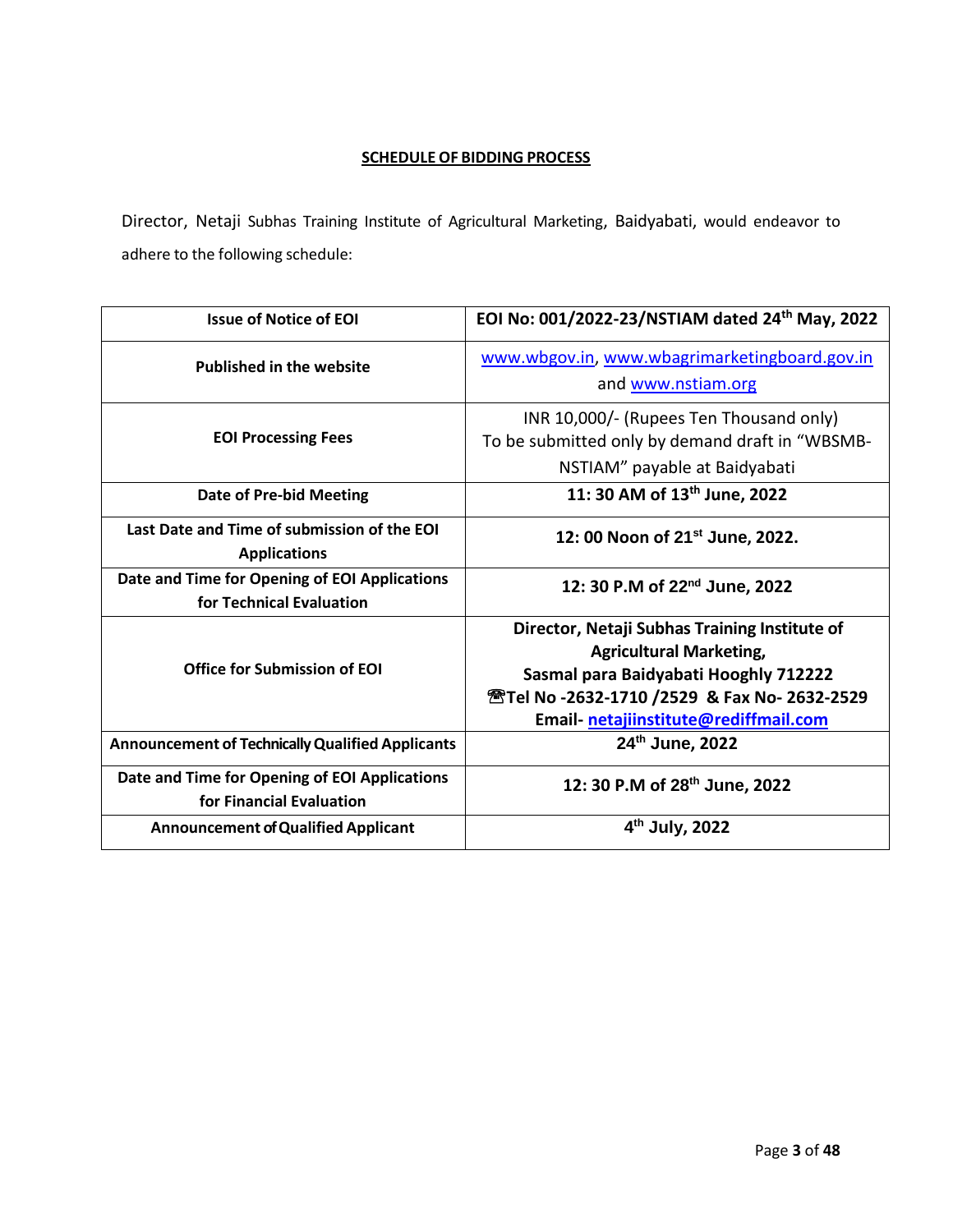## SCHEDULE OF BIDDING PROCESS

Director, Netaji Subhas Training Institute of Agricultural Marketing, Baidyabati, would endeavor to adhere to the following schedule:

| **Issue of Notice of EOI** | **EOI No: 001/2022-23/NSTIAM dated 24th May, 2022** |
|---|---|
| **Published in the website** | www.wbgov.in, www.wbagrimarketingboard.gov.in and www.nstiam.org |
| **EOI Processing Fees** | INR 10,000/- (Rupees Ten Thousand only) To be submitted only by demand draft in "WBSMB-NSTIAM" payable at Baidyabati |
| **Date of Pre-bid Meeting** | **11: 30 AM of 13th June, 2022** |
| **Last Date and Time of submission of the EOI Applications** | **12: 00 Noon of 21st June, 2022.** |
| **Date and Time for Opening of EOI Applications for Technical Evaluation** | **12: 30 P.M of 22nd June, 2022** |
| **Office for Submission of EOI** | **Director, Netaji Subhas Training Institute of Agricultural Marketing, Sasmal para Baidyabati Hooghly 712222 ☎Tel No -2632-1710 /2529 & Fax No- 2632-2529 Email- netajiinstitute@rediffmail.com** |
| **Announcement of Technically Qualified Applicants** | **24th June, 2022** |
| **Date and Time for Opening of EOI Applications for Financial Evaluation** | **12: 30 P.M of 28th June, 2022** |
| **Announcement of Qualified Applicant** | **4th July, 2022** |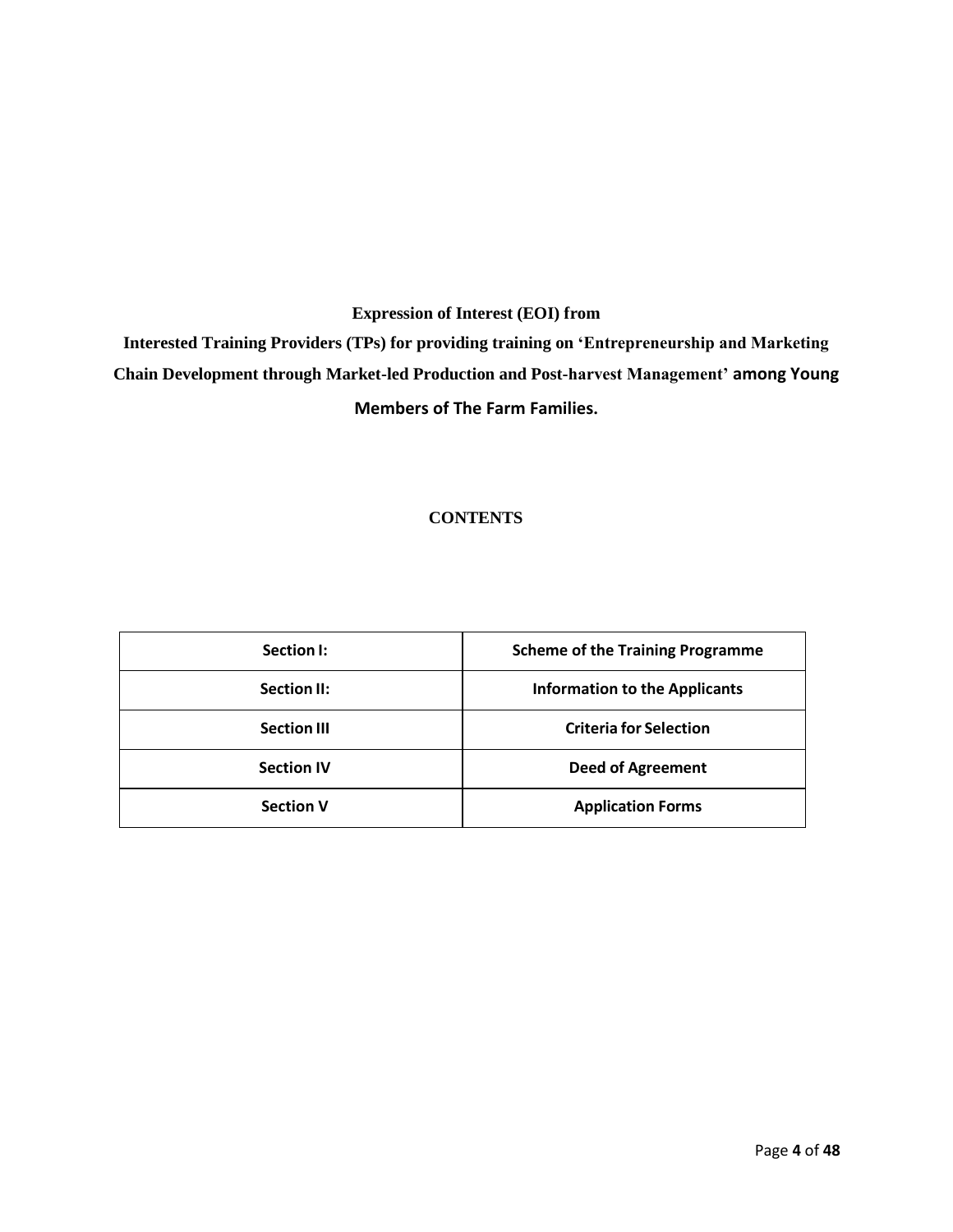**Expression of Interest (EOI) from**

**Interested Training Providers (TPs) for providing training on 'Entrepreneurship and Marketing Chain Development through Market-led Production and Post-harvest Management' among Young Members of The Farm Families.**

## CONTENTS

| Section I: | Scheme of the Training Programme |
|---|---|
| Section II: | Information to the Applicants |
| Section III | Criteria for Selection |
| Section IV | Deed of Agreement |
| Section V | Application Forms |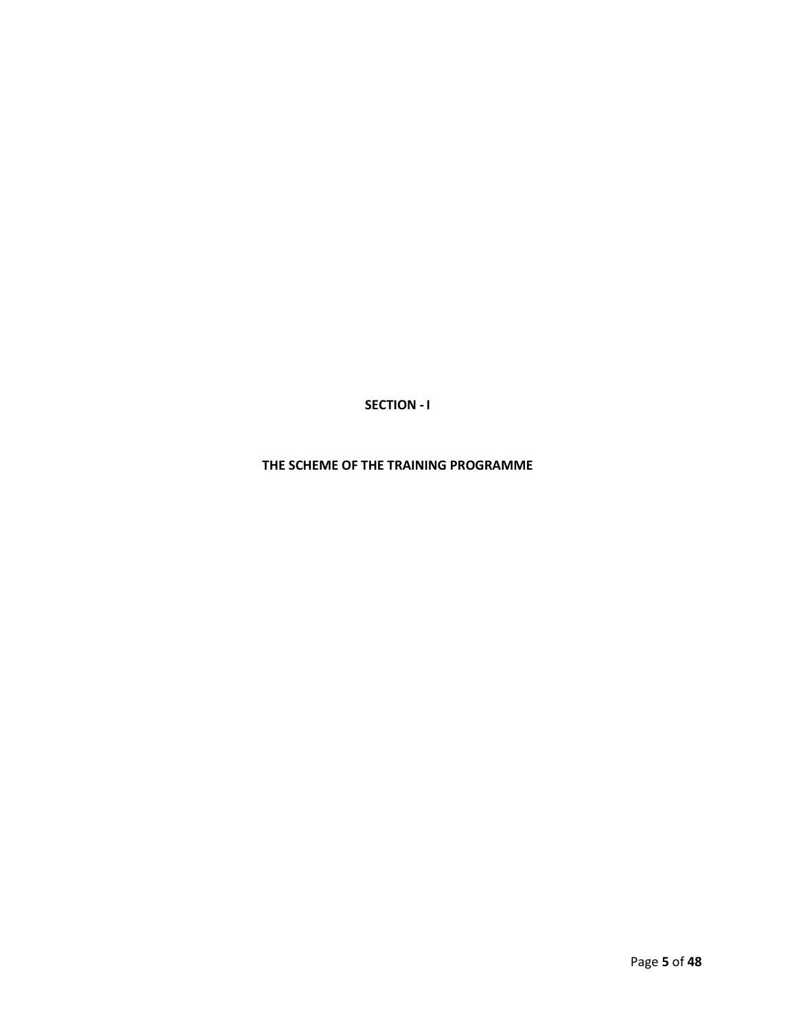# SECTION - I

## THE SCHEME OF THE TRAINING PROGRAMME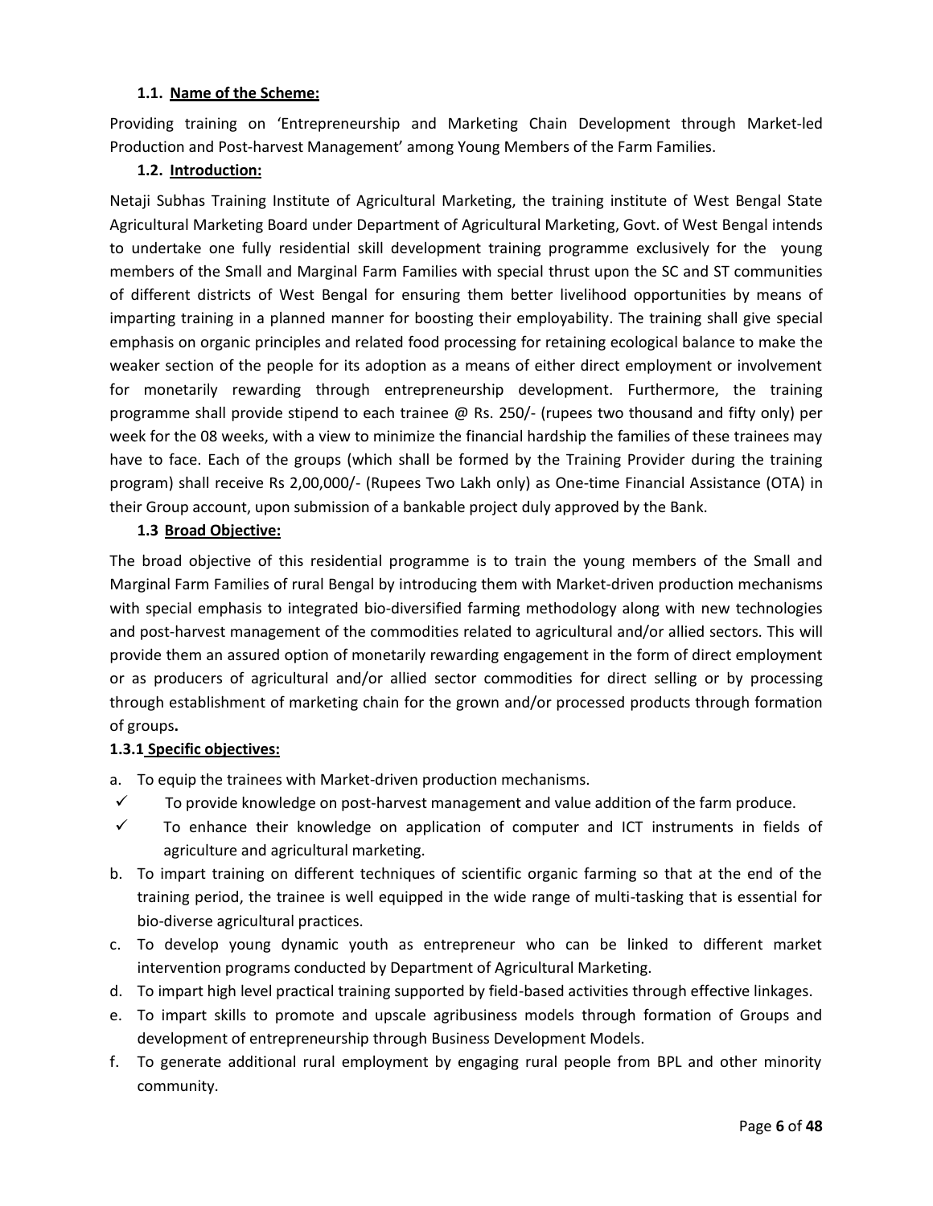### 1.1. Name of the Scheme:

Providing training on 'Entrepreneurship and Marketing Chain Development through Market-led Production and Post-harvest Management' among Young Members of the Farm Families.

### 1.2. Introduction:

Netaji Subhas Training Institute of Agricultural Marketing, the training institute of West Bengal State Agricultural Marketing Board under Department of Agricultural Marketing, Govt. of West Bengal intends to undertake one fully residential skill development training programme exclusively for the young members of the Small and Marginal Farm Families with special thrust upon the SC and ST communities of different districts of West Bengal for ensuring them better livelihood opportunities by means of imparting training in a planned manner for boosting their employability. The training shall give special emphasis on organic principles and related food processing for retaining ecological balance to make the weaker section of the people for its adoption as a means of either direct employment or involvement for monetarily rewarding through entrepreneurship development. Furthermore, the training programme shall provide stipend to each trainee @ Rs. 250/- (rupees two thousand and fifty only) per week for the 08 weeks, with a view to minimize the financial hardship the families of these trainees may have to face. Each of the groups (which shall be formed by the Training Provider during the training program) shall receive Rs 2,00,000/- (Rupees Two Lakh only) as One-time Financial Assistance (OTA) in their Group account, upon submission of a bankable project duly approved by the Bank.

### 1.3 Broad Objective:

The broad objective of this residential programme is to train the young members of the Small and Marginal Farm Families of rural Bengal by introducing them with Market-driven production mechanisms with special emphasis to integrated bio-diversified farming methodology along with new technologies and post-harvest management of the commodities related to agricultural and/or allied sectors. This will provide them an assured option of monetarily rewarding engagement in the form of direct employment or as producers of agricultural and/or allied sector commodities for direct selling or by processing through establishment of marketing chain for the grown and/or processed products through formation of groups**.**

#### 1.3.1 Specific objectives:

a. To equip the trainees with Market-driven production mechanisms.
   - ✓ To provide knowledge on post-harvest management and value addition of the farm produce.
   - ✓ To enhance their knowledge on application of computer and ICT instruments in fields of agriculture and agricultural marketing.

b. To impart training on different techniques of scientific organic farming so that at the end of the training period, the trainee is well equipped in the wide range of multi-tasking that is essential for bio-diverse agricultural practices.

c. To develop young dynamic youth as entrepreneur who can be linked to different market intervention programs conducted by Department of Agricultural Marketing.

d. To impart high level practical training supported by field-based activities through effective linkages.

e. To impart skills to promote and upscale agribusiness models through formation of Groups and development of entrepreneurship through Business Development Models.

f. To generate additional rural employment by engaging rural people from BPL and other minority community.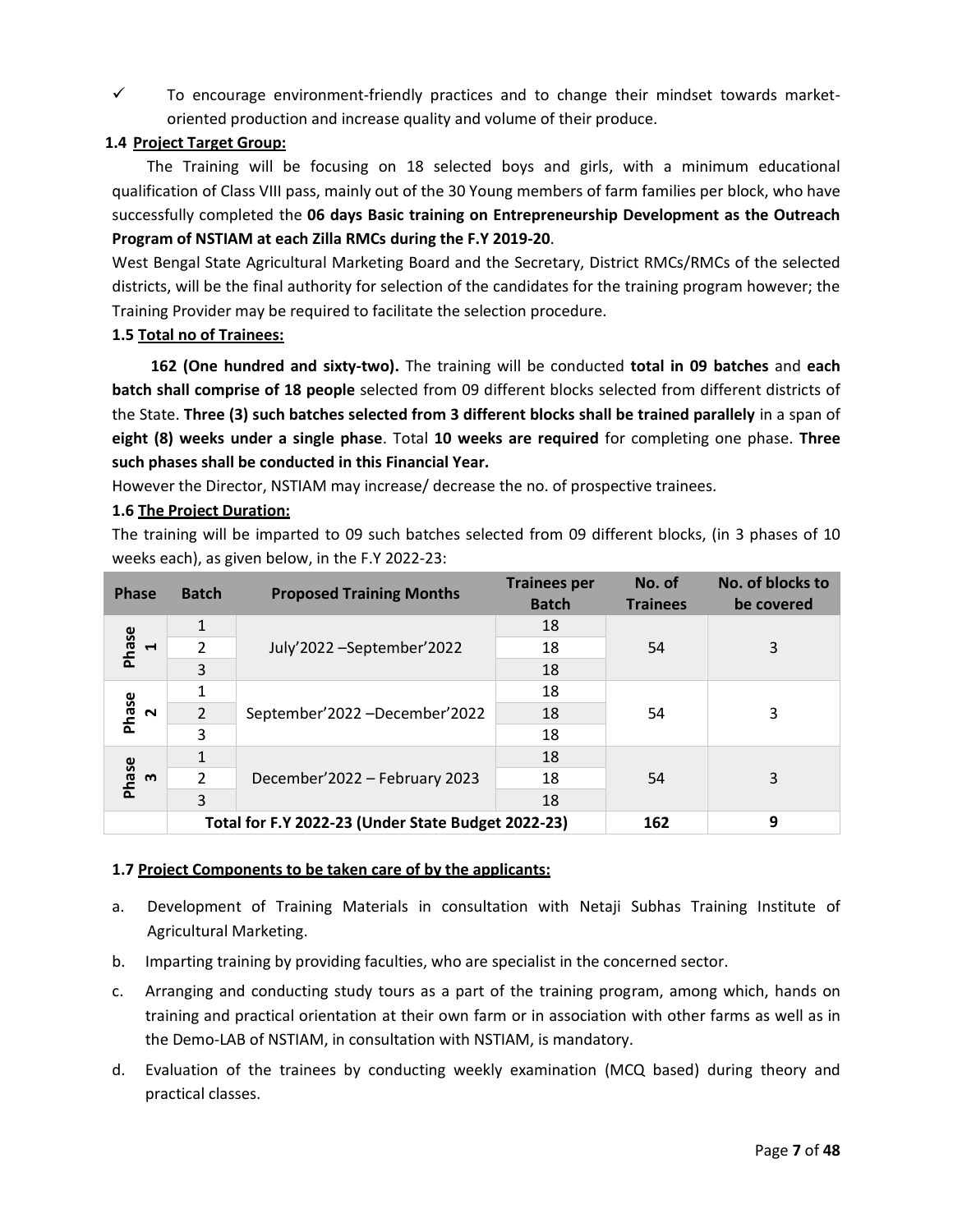- ✓ To encourage environment-friendly practices and to change their mindset towards market-oriented production and increase quality and volume of their produce.

**1.4 Project Target Group:**

The Training will be focusing on 18 selected boys and girls, with a minimum educational qualification of Class VIII pass, mainly out of the 30 Young members of farm families per block, who have successfully completed the **06 days Basic training on Entrepreneurship Development as the Outreach Program of NSTIAM at each Zilla RMCs during the F.Y 2019-20**.

West Bengal State Agricultural Marketing Board and the Secretary, District RMCs/RMCs of the selected districts, will be the final authority for selection of the candidates for the training program however; the Training Provider may be required to facilitate the selection procedure.

**1.5 Total no of Trainees:**

**162 (One hundred and sixty-two).** The training will be conducted **total in 09 batches** and **each batch shall comprise of 18 people** selected from 09 different blocks selected from different districts of the State. **Three (3) such batches selected from 3 different blocks shall be trained parallely** in a span of **eight (8) weeks under a single phase**. Total **10 weeks are required** for completing one phase. **Three such phases shall be conducted in this Financial Year.**

However the Director, NSTIAM may increase/ decrease the no. of prospective trainees.

**1.6 The Project Duration:**

The training will be imparted to 09 such batches selected from 09 different blocks, (in 3 phases of 10 weeks each), as given below, in the F.Y 2022-23:

| Phase | Batch | Proposed Training Months | Trainees per Batch | No. of Trainees | No. of blocks to be covered |
|---|---|---|---|---|---|
| Phase 1 | 1 | July'2022 –September'2022 | 18 | 54 | 3 |
| | 2 | | 18 | | |
| | 3 | | 18 | | |
| Phase 2 | 1 | September'2022 –December'2022 | 18 | 54 | 3 |
| | 2 | | 18 | | |
| | 3 | | 18 | | |
| Phase 3 | 1 | December'2022 – February 2023 | 18 | 54 | 3 |
| | 2 | | 18 | | |
| | 3 | | 18 | | |
| | **Total for F.Y 2022-23 (Under State Budget 2022-23)** | | | **162** | **9** |

**1.7 Project Components to be taken care of by the applicants:**

a. Development of Training Materials in consultation with Netaji Subhas Training Institute of Agricultural Marketing.

b. Imparting training by providing faculties, who are specialist in the concerned sector.

c. Arranging and conducting study tours as a part of the training program, among which, hands on training and practical orientation at their own farm or in association with other farms as well as in the Demo-LAB of NSTIAM, in consultation with NSTIAM, is mandatory.

d. Evaluation of the trainees by conducting weekly examination (MCQ based) during theory and practical classes.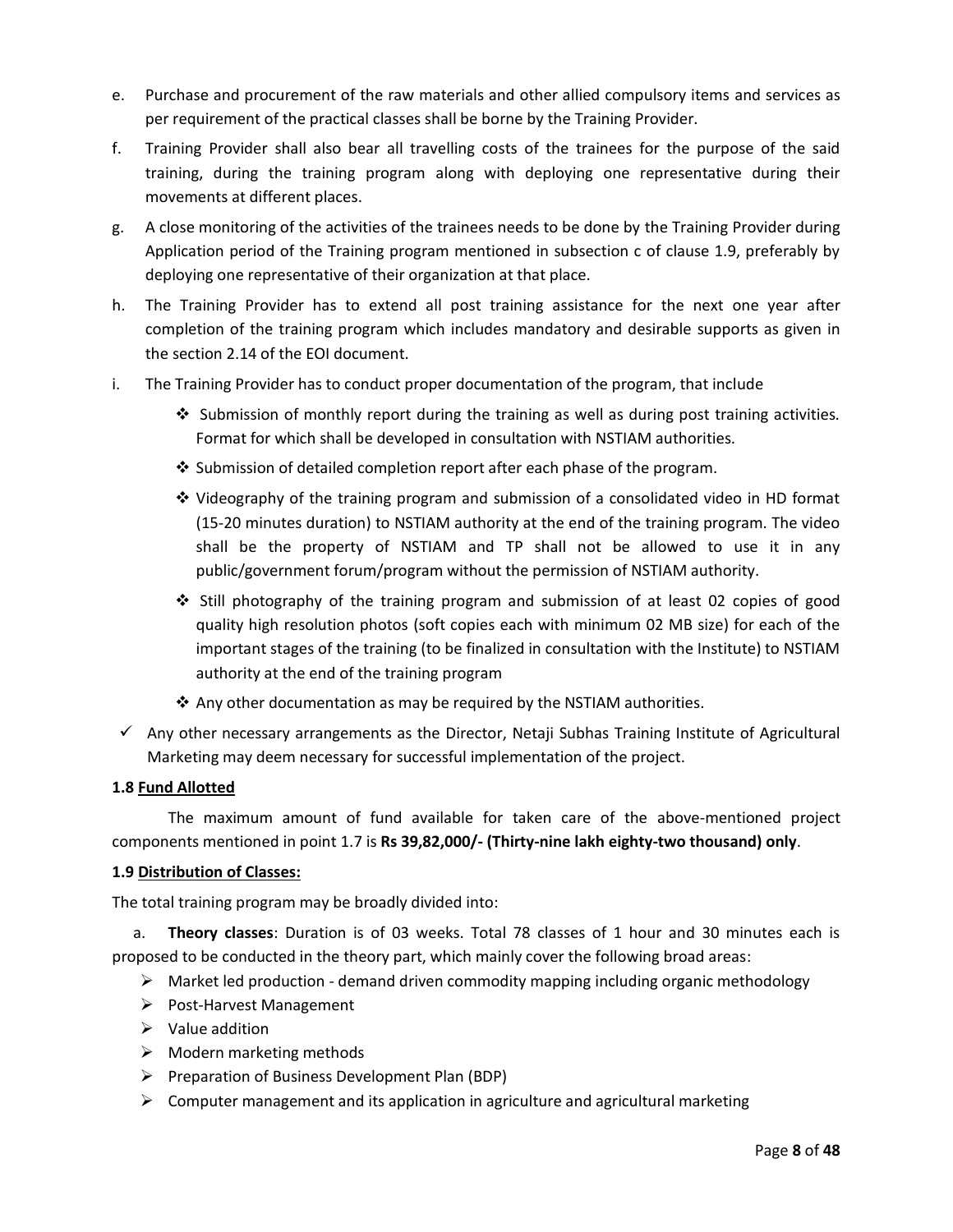e. Purchase and procurement of the raw materials and other allied compulsory items and services as per requirement of the practical classes shall be borne by the Training Provider.

f. Training Provider shall also bear all travelling costs of the trainees for the purpose of the said training, during the training program along with deploying one representative during their movements at different places.

g. A close monitoring of the activities of the trainees needs to be done by the Training Provider during Application period of the Training program mentioned in subsection c of clause 1.9, preferably by deploying one representative of their organization at that place.

h. The Training Provider has to extend all post training assistance for the next one year after completion of the training program which includes mandatory and desirable supports as given in the section 2.14 of the EOI document.

i. The Training Provider has to conduct proper documentation of the program, that include

  - ❖ Submission of monthly report during the training as well as during post training activities. Format for which shall be developed in consultation with NSTIAM authorities.
  - ❖ Submission of detailed completion report after each phase of the program.
  - ❖ Videography of the training program and submission of a consolidated video in HD format (15-20 minutes duration) to NSTIAM authority at the end of the training program. The video shall be the property of NSTIAM and TP shall not be allowed to use it in any public/government forum/program without the permission of NSTIAM authority.
  - ❖ Still photography of the training program and submission of at least 02 copies of good quality high resolution photos (soft copies each with minimum 02 MB size) for each of the important stages of the training (to be finalized in consultation with the Institute) to NSTIAM authority at the end of the training program
  - ❖ Any other documentation as may be required by the NSTIAM authorities.

✓ Any other necessary arrangements as the Director, Netaji Subhas Training Institute of Agricultural Marketing may deem necessary for successful implementation of the project.

**1.8 <u>Fund Allotted</u>**

The maximum amount of fund available for taken care of the above-mentioned project components mentioned in point 1.7 is **Rs 39,82,000/- (Thirty-nine lakh eighty-two thousand) only**.

**1.9 <u>Distribution of Classes:</u>**

The total training program may be broadly divided into:

a. **Theory classes**: Duration is of 03 weeks. Total 78 classes of 1 hour and 30 minutes each is proposed to be conducted in the theory part, which mainly cover the following broad areas:

- ➢ Market led production - demand driven commodity mapping including organic methodology
- ➢ Post-Harvest Management
- ➢ Value addition
- ➢ Modern marketing methods
- ➢ Preparation of Business Development Plan (BDP)
- ➢ Computer management and its application in agriculture and agricultural marketing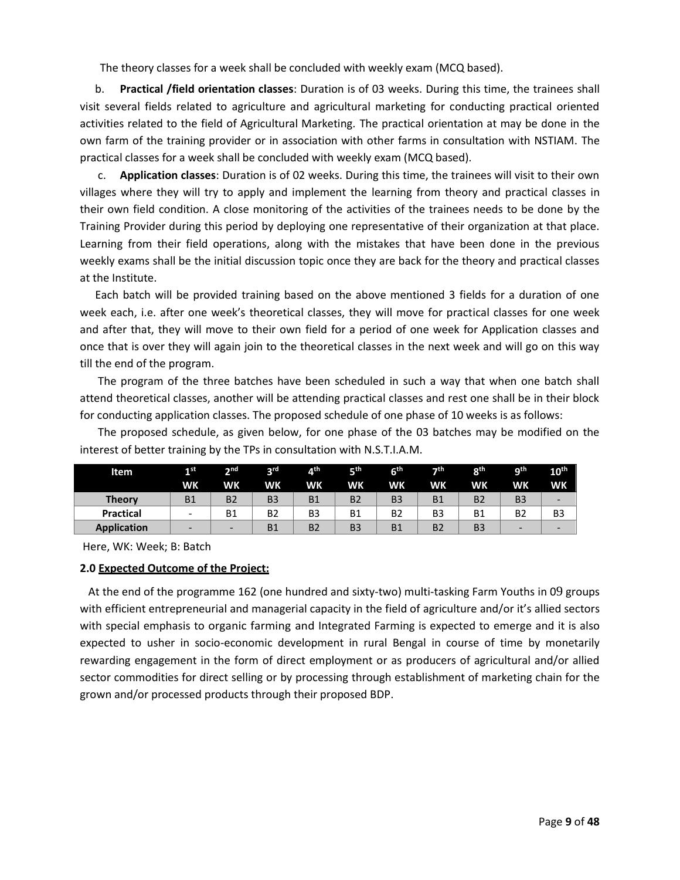The theory classes for a week shall be concluded with weekly exam (MCQ based).

b. **Practical /field orientation classes**: Duration is of 03 weeks. During this time, the trainees shall visit several fields related to agriculture and agricultural marketing for conducting practical oriented activities related to the field of Agricultural Marketing. The practical orientation at may be done in the own farm of the training provider or in association with other farms in consultation with NSTIAM. The practical classes for a week shall be concluded with weekly exam (MCQ based).

c. **Application classes**: Duration is of 02 weeks. During this time, the trainees will visit to their own villages where they will try to apply and implement the learning from theory and practical classes in their own field condition. A close monitoring of the activities of the trainees needs to be done by the Training Provider during this period by deploying one representative of their organization at that place. Learning from their field operations, along with the mistakes that have been done in the previous weekly exams shall be the initial discussion topic once they are back for the theory and practical classes at the Institute.

Each batch will be provided training based on the above mentioned 3 fields for a duration of one week each, i.e. after one week's theoretical classes, they will move for practical classes for one week and after that, they will move to their own field for a period of one week for Application classes and once that is over they will again join to the theoretical classes in the next week and will go on this way till the end of the program.

The program of the three batches have been scheduled in such a way that when one batch shall attend theoretical classes, another will be attending practical classes and rest one shall be in their block for conducting application classes. The proposed schedule of one phase of 10 weeks is as follows:

The proposed schedule, as given below, for one phase of the 03 batches may be modified on the interest of better training by the TPs in consultation with N.S.T.I.A.M.

| Item | 1st WK | 2nd WK | 3rd WK | 4th WK | 5th WK | 6th WK | 7th WK | 8th WK | 9th WK | 10th WK |
|---|---|---|---|---|---|---|---|---|---|---|
| **Theory** | B1 | B2 | B3 | B1 | B2 | B3 | B1 | B2 | B3 | - |
| **Practical** | - | B1 | B2 | B3 | B1 | B2 | B3 | B1 | B2 | B3 |
| **Application** | - | - | B1 | B2 | B3 | B1 | B2 | B3 | - | - |

Here, WK: Week; B: Batch

**2.0 Expected Outcome of the Project:**

At the end of the programme 162 (one hundred and sixty-two) multi-tasking Farm Youths in 09 groups with efficient entrepreneurial and managerial capacity in the field of agriculture and/or it's allied sectors with special emphasis to organic farming and Integrated Farming is expected to emerge and it is also expected to usher in socio-economic development in rural Bengal in course of time by monetarily rewarding engagement in the form of direct employment or as producers of agricultural and/or allied sector commodities for direct selling or by processing through establishment of marketing chain for the grown and/or processed products through their proposed BDP.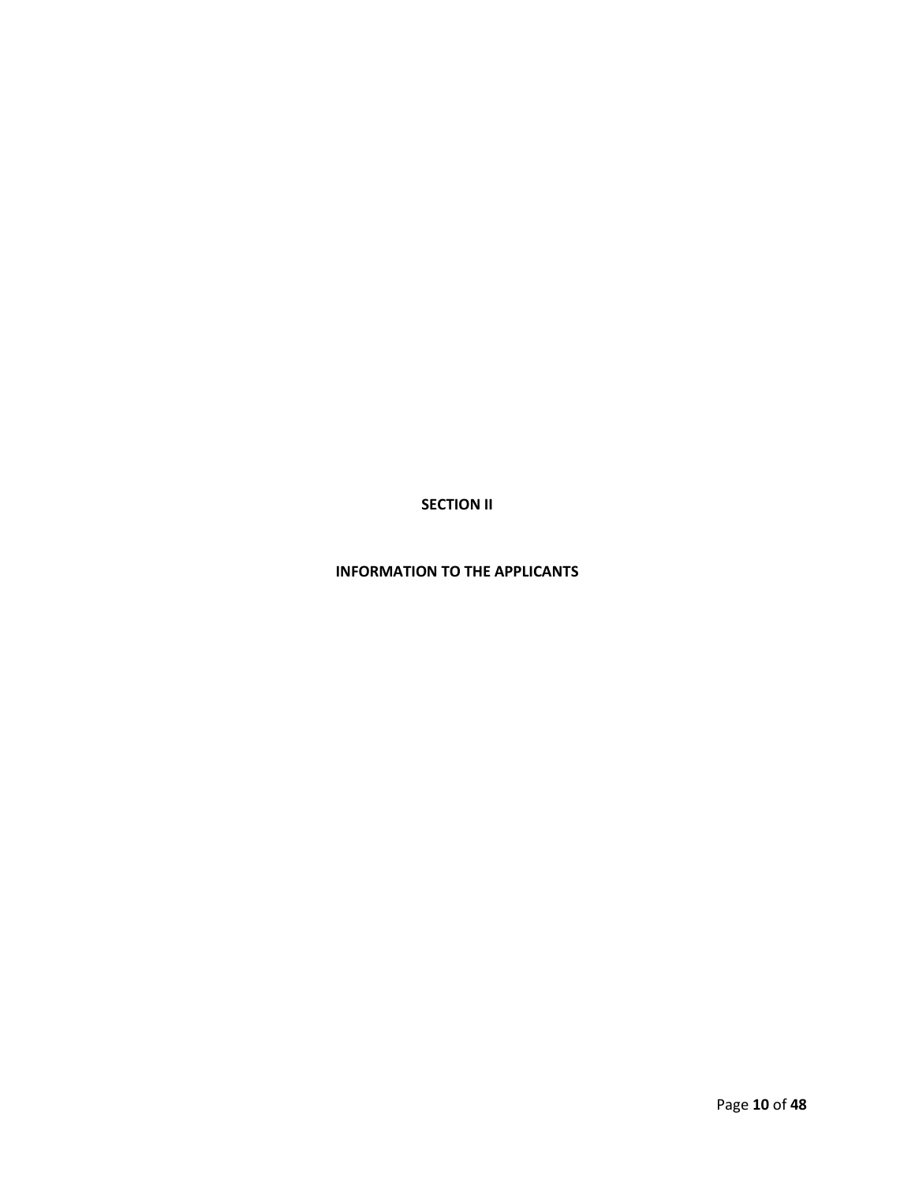# SECTION II

## INFORMATION TO THE APPLICANTS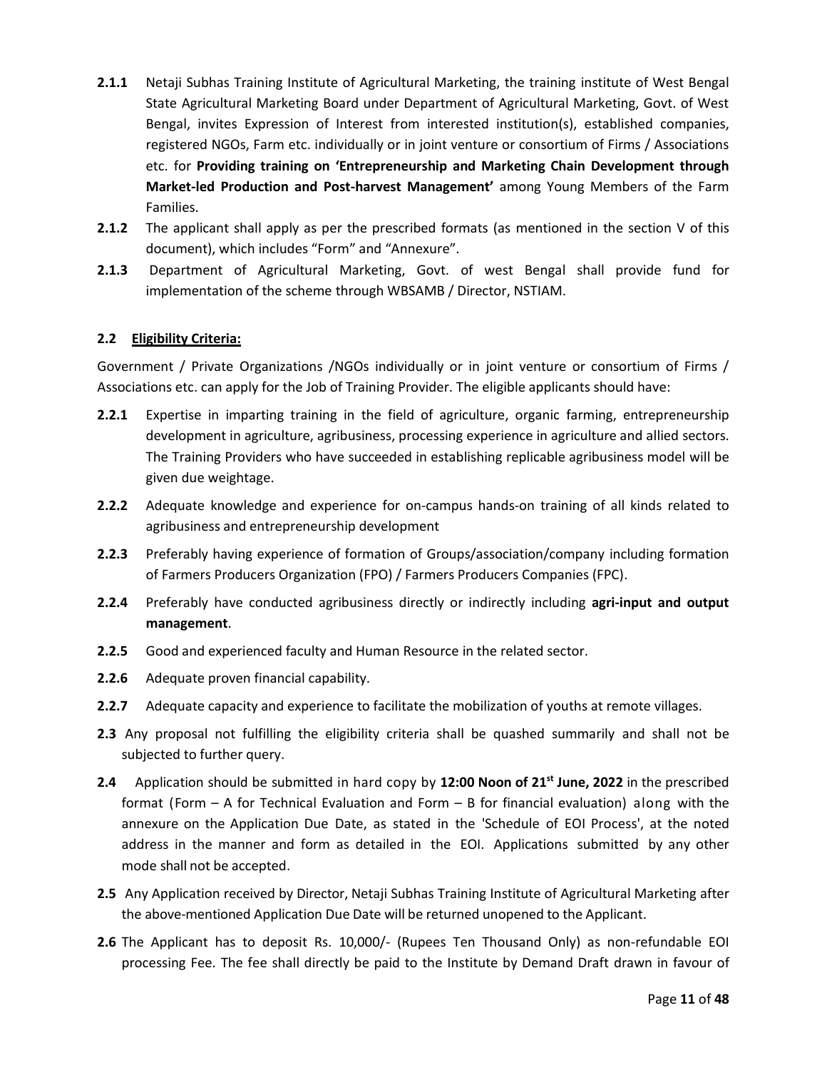**2.1.1** Netaji Subhas Training Institute of Agricultural Marketing, the training institute of West Bengal State Agricultural Marketing Board under Department of Agricultural Marketing, Govt. of West Bengal, invites Expression of Interest from interested institution(s), established companies, registered NGOs, Farm etc. individually or in joint venture or consortium of Firms / Associations etc. for **Providing training on 'Entrepreneurship and Marketing Chain Development through Market-led Production and Post-harvest Management'** among Young Members of the Farm Families.

**2.1.2** The applicant shall apply as per the prescribed formats (as mentioned in the section V of this document), which includes "Form" and "Annexure".

**2.1.3** Department of Agricultural Marketing, Govt. of west Bengal shall provide fund for implementation of the scheme through WBSAMB / Director, NSTIAM.

## 2.2 Eligibility Criteria:

Government / Private Organizations /NGOs individually or in joint venture or consortium of Firms / Associations etc. can apply for the Job of Training Provider. The eligible applicants should have:

**2.2.1** Expertise in imparting training in the field of agriculture, organic farming, entrepreneurship development in agriculture, agribusiness, processing experience in agriculture and allied sectors. The Training Providers who have succeeded in establishing replicable agribusiness model will be given due weightage.

**2.2.2** Adequate knowledge and experience for on-campus hands-on training of all kinds related to agribusiness and entrepreneurship development

**2.2.3** Preferably having experience of formation of Groups/association/company including formation of Farmers Producers Organization (FPO) / Farmers Producers Companies (FPC).

**2.2.4** Preferably have conducted agribusiness directly or indirectly including **agri-input and output management**.

**2.2.5** Good and experienced faculty and Human Resource in the related sector.

**2.2.6** Adequate proven financial capability.

**2.2.7** Adequate capacity and experience to facilitate the mobilization of youths at remote villages.

**2.3** Any proposal not fulfilling the eligibility criteria shall be quashed summarily and shall not be subjected to further query.

**2.4** Application should be submitted in hard copy by **12:00 Noon of 21st June, 2022** in the prescribed format (Form – A for Technical Evaluation and Form – B for financial evaluation) along with the annexure on the Application Due Date, as stated in the 'Schedule of EOI Process', at the noted address in the manner and form as detailed in the EOI. Applications submitted by any other mode shall not be accepted.

**2.5** Any Application received by Director, Netaji Subhas Training Institute of Agricultural Marketing after the above-mentioned Application Due Date will be returned unopened to the Applicant.

**2.6** The Applicant has to deposit Rs. 10,000/- (Rupees Ten Thousand Only) as non-refundable EOI processing Fee. The fee shall directly be paid to the Institute by Demand Draft drawn in favour of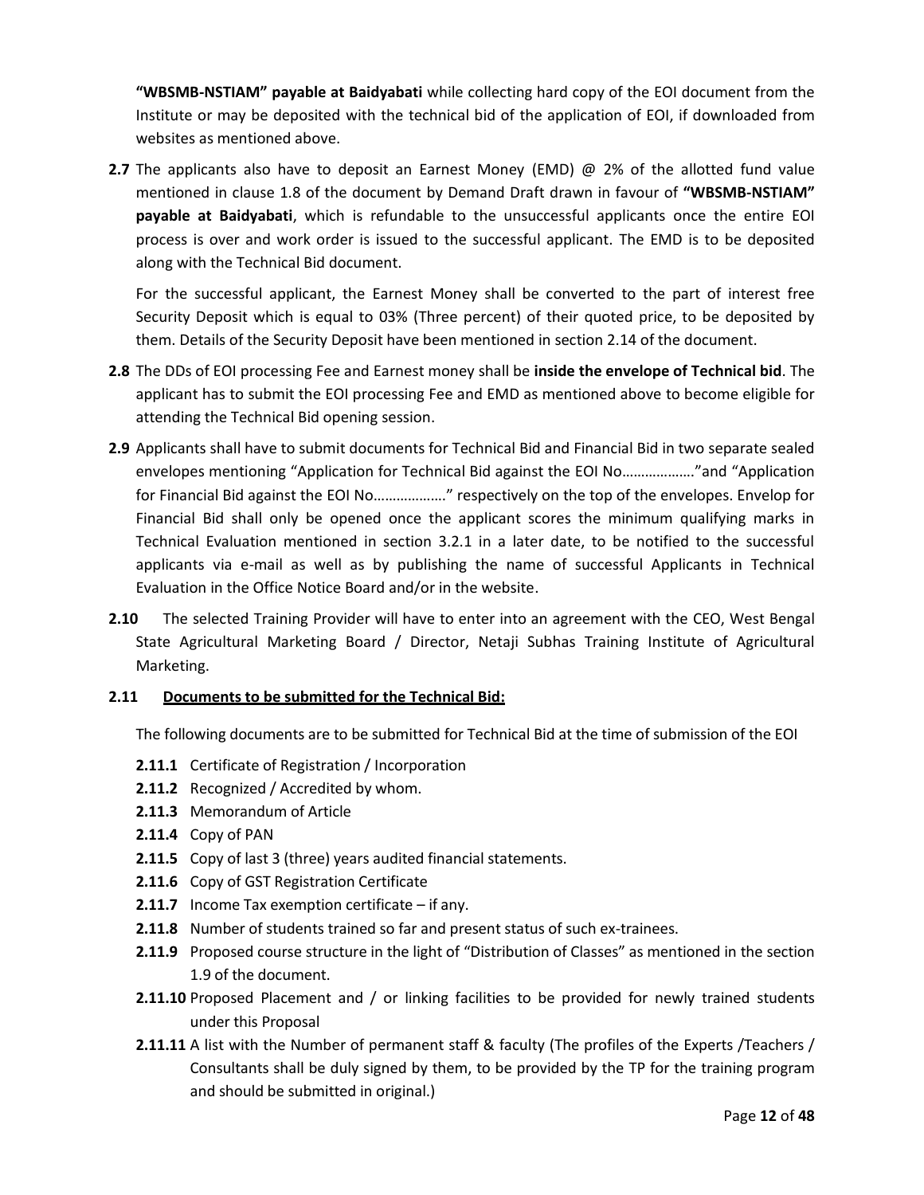**"WBSMB-NSTIAM" payable at Baidyabati** while collecting hard copy of the EOI document from the Institute or may be deposited with the technical bid of the application of EOI, if downloaded from websites as mentioned above.

**2.7** The applicants also have to deposit an Earnest Money (EMD) @ 2% of the allotted fund value mentioned in clause 1.8 of the document by Demand Draft drawn in favour of **"WBSMB-NSTIAM" payable at Baidyabati**, which is refundable to the unsuccessful applicants once the entire EOI process is over and work order is issued to the successful applicant. The EMD is to be deposited along with the Technical Bid document.

For the successful applicant, the Earnest Money shall be converted to the part of interest free Security Deposit which is equal to 03% (Three percent) of their quoted price, to be deposited by them. Details of the Security Deposit have been mentioned in section 2.14 of the document.

**2.8** The DDs of EOI processing Fee and Earnest money shall be **inside the envelope of Technical bid**. The applicant has to submit the EOI processing Fee and EMD as mentioned above to become eligible for attending the Technical Bid opening session.

**2.9** Applicants shall have to submit documents for Technical Bid and Financial Bid in two separate sealed envelopes mentioning "Application for Technical Bid against the EOI No………………."and "Application for Financial Bid against the EOI No………………." respectively on the top of the envelopes. Envelop for Financial Bid shall only be opened once the applicant scores the minimum qualifying marks in Technical Evaluation mentioned in section 3.2.1 in a later date, to be notified to the successful applicants via e-mail as well as by publishing the name of successful Applicants in Technical Evaluation in the Office Notice Board and/or in the website.

**2.10** The selected Training Provider will have to enter into an agreement with the CEO, West Bengal State Agricultural Marketing Board / Director, Netaji Subhas Training Institute of Agricultural Marketing.

**2.11 <u>Documents to be submitted for the Technical Bid:</u>**

The following documents are to be submitted for Technical Bid at the time of submission of the EOI

- **2.11.1** Certificate of Registration / Incorporation
- **2.11.2** Recognized / Accredited by whom.
- **2.11.3** Memorandum of Article
- **2.11.4** Copy of PAN
- **2.11.5** Copy of last 3 (three) years audited financial statements.
- **2.11.6** Copy of GST Registration Certificate
- **2.11.7** Income Tax exemption certificate – if any.
- **2.11.8** Number of students trained so far and present status of such ex-trainees.
- **2.11.9** Proposed course structure in the light of "Distribution of Classes" as mentioned in the section 1.9 of the document.
- **2.11.10** Proposed Placement and / or linking facilities to be provided for newly trained students under this Proposal
- **2.11.11** A list with the Number of permanent staff & faculty (The profiles of the Experts /Teachers / Consultants shall be duly signed by them, to be provided by the TP for the training program and should be submitted in original.)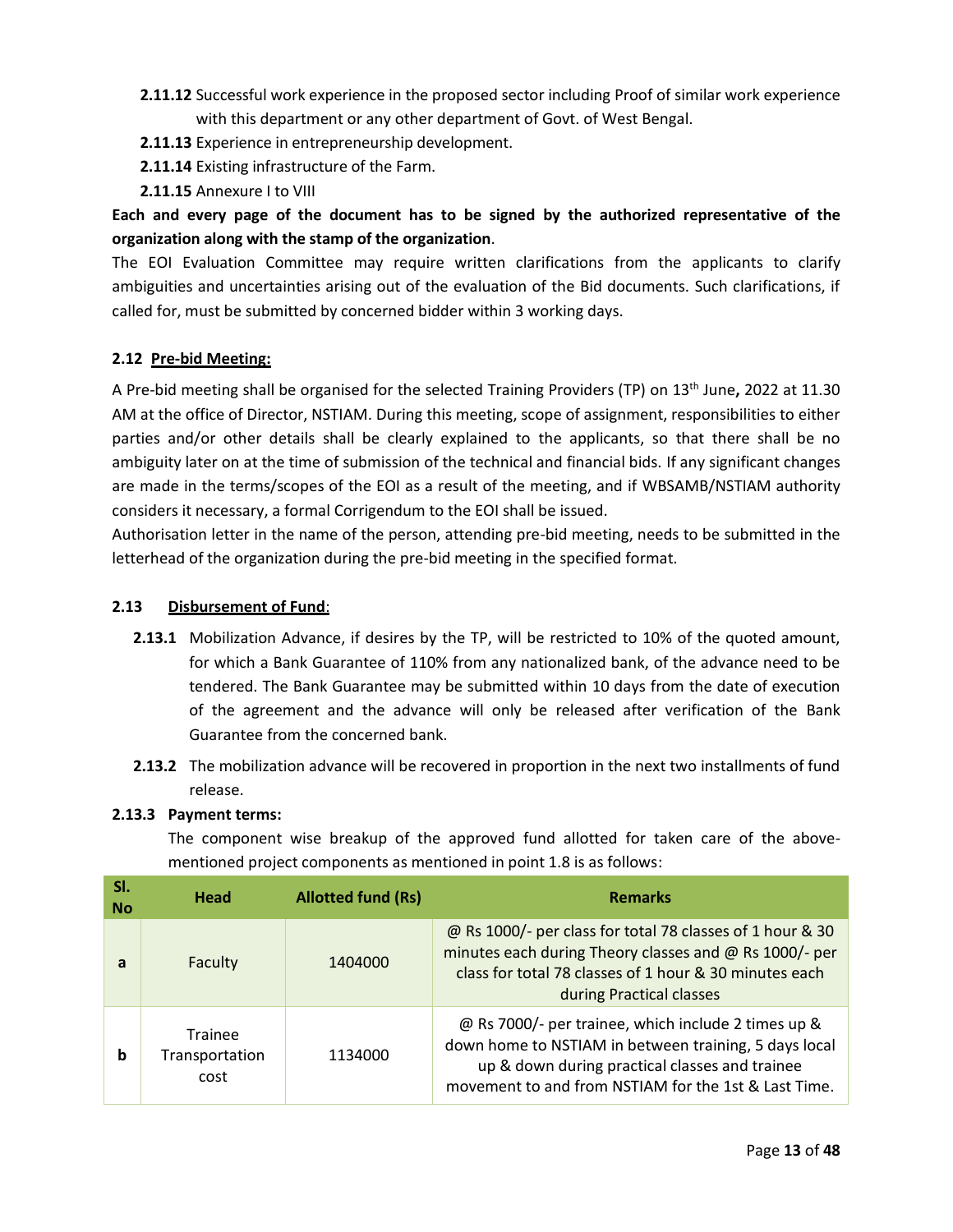**2.11.12** Successful work experience in the proposed sector including Proof of similar work experience with this department or any other department of Govt. of West Bengal.

**2.11.13** Experience in entrepreneurship development.

**2.11.14** Existing infrastructure of the Farm.

**2.11.15** Annexure I to VIII

**Each and every page of the document has to be signed by the authorized representative of the organization along with the stamp of the organization**.

The EOI Evaluation Committee may require written clarifications from the applicants to clarify ambiguities and uncertainties arising out of the evaluation of the Bid documents. Such clarifications, if called for, must be submitted by concerned bidder within 3 working days.

### 2.12 Pre-bid Meeting:

A Pre-bid meeting shall be organised for the selected Training Providers (TP) on 13th June**,** 2022 at 11.30 AM at the office of Director, NSTIAM. During this meeting, scope of assignment, responsibilities to either parties and/or other details shall be clearly explained to the applicants, so that there shall be no ambiguity later on at the time of submission of the technical and financial bids. If any significant changes are made in the terms/scopes of the EOI as a result of the meeting, and if WBSAMB/NSTIAM authority considers it necessary, a formal Corrigendum to the EOI shall be issued.

Authorisation letter in the name of the person, attending pre-bid meeting, needs to be submitted in the letterhead of the organization during the pre-bid meeting in the specified format.

### 2.13 Disbursement of Fund:

**2.13.1** Mobilization Advance, if desires by the TP, will be restricted to 10% of the quoted amount, for which a Bank Guarantee of 110% from any nationalized bank, of the advance need to be tendered. The Bank Guarantee may be submitted within 10 days from the date of execution of the agreement and the advance will only be released after verification of the Bank Guarantee from the concerned bank.

**2.13.2** The mobilization advance will be recovered in proportion in the next two installments of fund release.

**2.13.3 Payment terms:**

The component wise breakup of the approved fund allotted for taken care of the above-mentioned project components as mentioned in point 1.8 is as follows:

| Sl. No | Head | Allotted fund (Rs) | Remarks |
|---|---|---|---|
| a | Faculty | 1404000 | @ Rs 1000/- per class for total 78 classes of 1 hour & 30 minutes each during Theory classes and @ Rs 1000/- per class for total 78 classes of 1 hour & 30 minutes each during Practical classes |
| b | Trainee Transportation cost | 1134000 | @ Rs 7000/- per trainee, which include 2 times up & down home to NSTIAM in between training, 5 days local up & down during practical classes and trainee movement to and from NSTIAM for the 1st & Last Time. |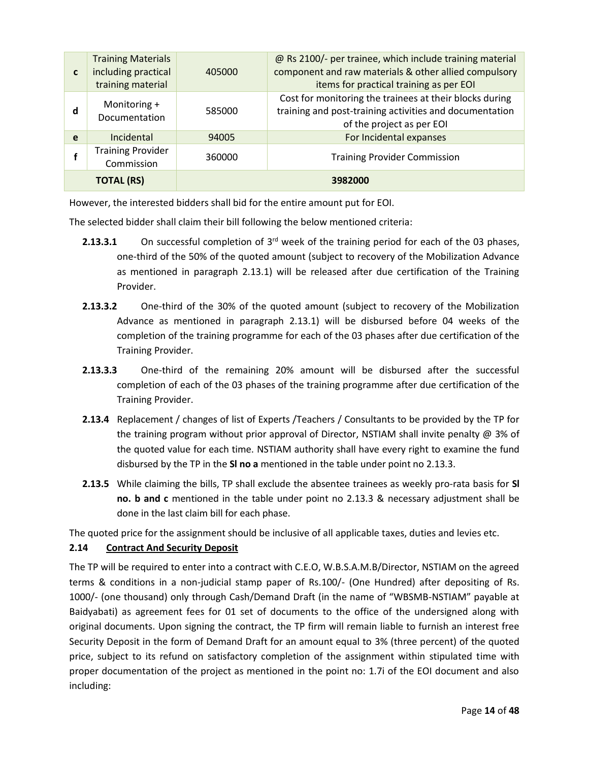| c | Training Materials including practical training material | 405000 | @ Rs 2100/- per trainee, which include training material component and raw materials & other allied compulsory items for practical training as per EOI |
|---|---|---|---|
| d | Monitoring + Documentation | 585000 | Cost for monitoring the trainees at their blocks during training and post-training activities and documentation of the project as per EOI |
| e | Incidental | 94005 | For Incidental expanses |
| f | Training Provider Commission | 360000 | Training Provider Commission |
| **TOTAL (RS)** | | **3982000** | |

However, the interested bidders shall bid for the entire amount put for EOI.

The selected bidder shall claim their bill following the below mentioned criteria:

**2.13.3.1** On successful completion of 3rd week of the training period for each of the 03 phases, one-third of the 50% of the quoted amount (subject to recovery of the Mobilization Advance as mentioned in paragraph 2.13.1) will be released after due certification of the Training Provider.

**2.13.3.2** One-third of the 30% of the quoted amount (subject to recovery of the Mobilization Advance as mentioned in paragraph 2.13.1) will be disbursed before 04 weeks of the completion of the training programme for each of the 03 phases after due certification of the Training Provider.

**2.13.3.3** One-third of the remaining 20% amount will be disbursed after the successful completion of each of the 03 phases of the training programme after due certification of the Training Provider.

**2.13.4** Replacement / changes of list of Experts /Teachers / Consultants to be provided by the TP for the training program without prior approval of Director, NSTIAM shall invite penalty @ 3% of the quoted value for each time. NSTIAM authority shall have every right to examine the fund disbursed by the TP in the **Sl no a** mentioned in the table under point no 2.13.3.

**2.13.5** While claiming the bills, TP shall exclude the absentee trainees as weekly pro-rata basis for **Sl no. b and c** mentioned in the table under point no 2.13.3 & necessary adjustment shall be done in the last claim bill for each phase.

The quoted price for the assignment should be inclusive of all applicable taxes, duties and levies etc.

### 2.14 Contract And Security Deposit

The TP will be required to enter into a contract with C.E.O, W.B.S.A.M.B/Director, NSTIAM on the agreed terms & conditions in a non-judicial stamp paper of Rs.100/- (One Hundred) after depositing of Rs. 1000/- (one thousand) only through Cash/Demand Draft (in the name of "WBSMB-NSTIAM" payable at Baidyabati) as agreement fees for 01 set of documents to the office of the undersigned along with original documents. Upon signing the contract, the TP firm will remain liable to furnish an interest free Security Deposit in the form of Demand Draft for an amount equal to 3% (three percent) of the quoted price, subject to its refund on satisfactory completion of the assignment within stipulated time with proper documentation of the project as mentioned in the point no: 1.7i of the EOI document and also including: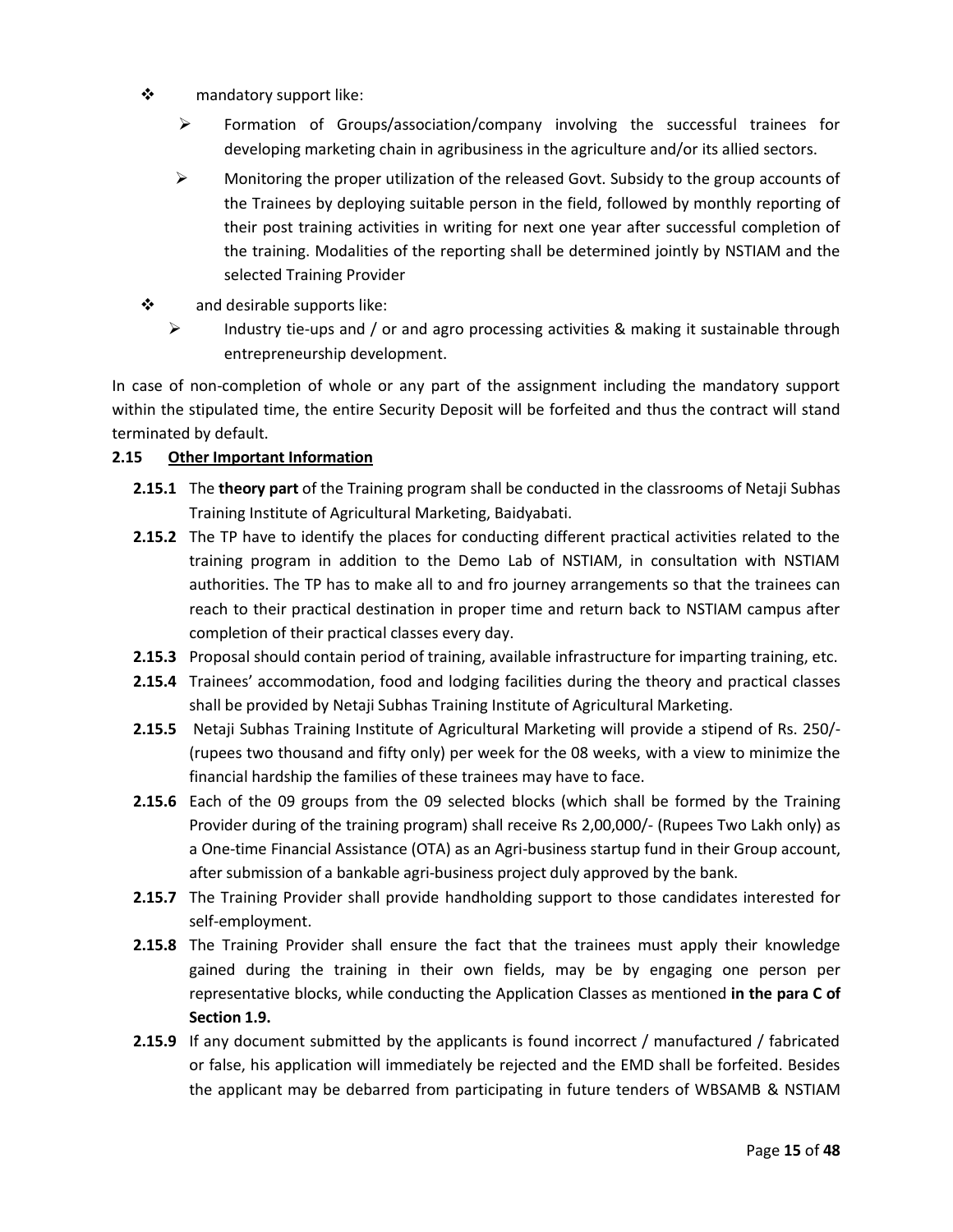- mandatory support like:
  - Formation of Groups/association/company involving the successful trainees for developing marketing chain in agribusiness in the agriculture and/or its allied sectors.
  - Monitoring the proper utilization of the released Govt. Subsidy to the group accounts of the Trainees by deploying suitable person in the field, followed by monthly reporting of their post training activities in writing for next one year after successful completion of the training. Modalities of the reporting shall be determined jointly by NSTIAM and the selected Training Provider
- and desirable supports like:
  - Industry tie-ups and / or and agro processing activities & making it sustainable through entrepreneurship development.

In case of non-completion of whole or any part of the assignment including the mandatory support within the stipulated time, the entire Security Deposit will be forfeited and thus the contract will stand terminated by default.

**2.15 <u>Other Important Information</u>**

**2.15.1** The **theory part** of the Training program shall be conducted in the classrooms of Netaji Subhas Training Institute of Agricultural Marketing, Baidyabati.

**2.15.2** The TP have to identify the places for conducting different practical activities related to the training program in addition to the Demo Lab of NSTIAM, in consultation with NSTIAM authorities. The TP has to make all to and fro journey arrangements so that the trainees can reach to their practical destination in proper time and return back to NSTIAM campus after completion of their practical classes every day.

**2.15.3** Proposal should contain period of training, available infrastructure for imparting training, etc.

**2.15.4** Trainees' accommodation, food and lodging facilities during the theory and practical classes shall be provided by Netaji Subhas Training Institute of Agricultural Marketing.

**2.15.5** Netaji Subhas Training Institute of Agricultural Marketing will provide a stipend of Rs. 250/- (rupees two thousand and fifty only) per week for the 08 weeks, with a view to minimize the financial hardship the families of these trainees may have to face.

**2.15.6** Each of the 09 groups from the 09 selected blocks (which shall be formed by the Training Provider during of the training program) shall receive Rs 2,00,000/- (Rupees Two Lakh only) as a One-time Financial Assistance (OTA) as an Agri-business startup fund in their Group account, after submission of a bankable agri-business project duly approved by the bank.

**2.15.7** The Training Provider shall provide handholding support to those candidates interested for self-employment.

**2.15.8** The Training Provider shall ensure the fact that the trainees must apply their knowledge gained during the training in their own fields, may be by engaging one person per representative blocks, while conducting the Application Classes as mentioned **in the para C of Section 1.9.**

**2.15.9** If any document submitted by the applicants is found incorrect / manufactured / fabricated or false, his application will immediately be rejected and the EMD shall be forfeited. Besides the applicant may be debarred from participating in future tenders of WBSAMB & NSTIAM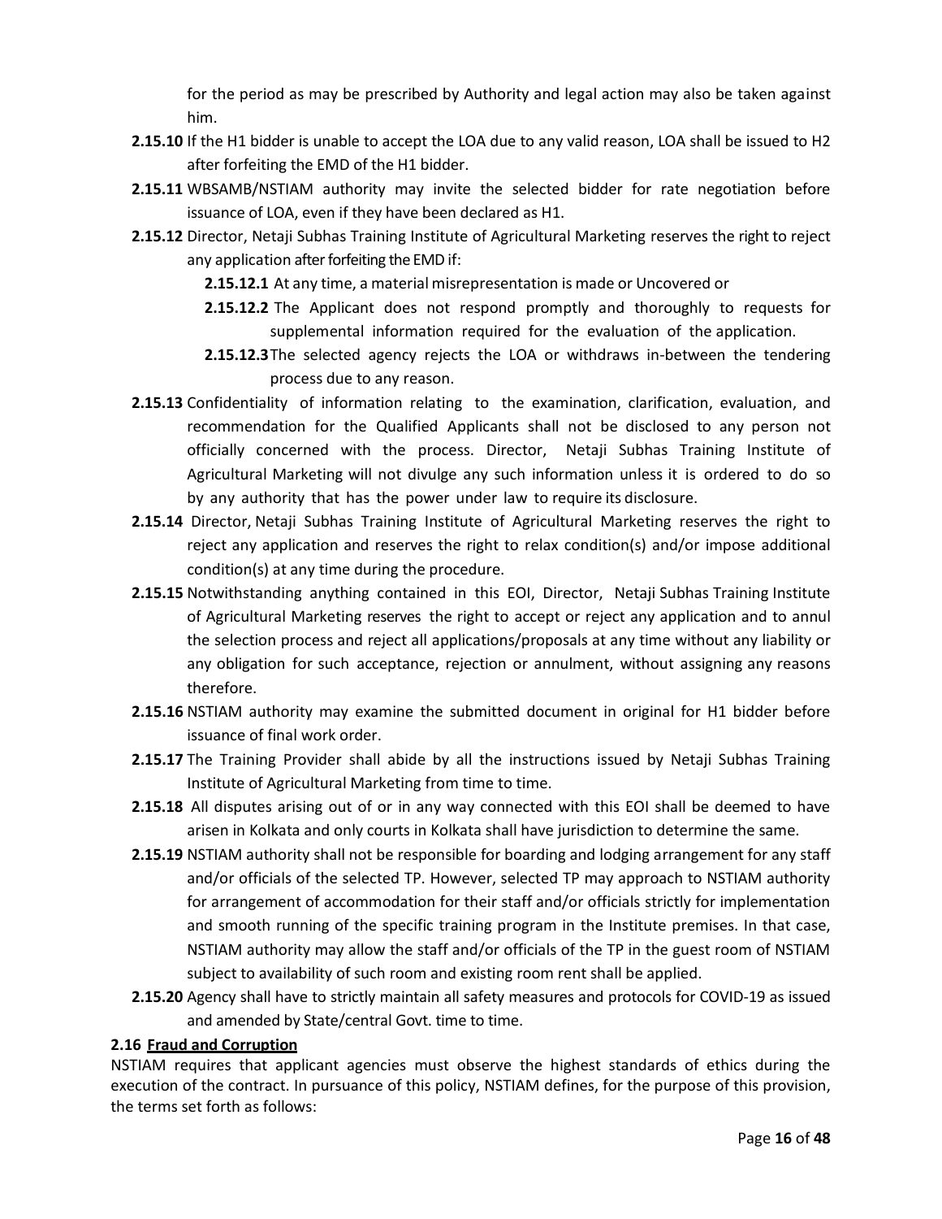for the period as may be prescribed by Authority and legal action may also be taken against him.

**2.15.10** If the H1 bidder is unable to accept the LOA due to any valid reason, LOA shall be issued to H2 after forfeiting the EMD of the H1 bidder.

**2.15.11** WBSAMB/NSTIAM authority may invite the selected bidder for rate negotiation before issuance of LOA, even if they have been declared as H1.

**2.15.12** Director, Netaji Subhas Training Institute of Agricultural Marketing reserves the right to reject any application after forfeiting the EMD if:

- **2.15.12.1** At any time, a material misrepresentation is made or Uncovered or
- **2.15.12.2** The Applicant does not respond promptly and thoroughly to requests for supplemental information required for the evaluation of the application.
- **2.15.12.3** The selected agency rejects the LOA or withdraws in-between the tendering process due to any reason.

**2.15.13** Confidentiality of information relating to the examination, clarification, evaluation, and recommendation for the Qualified Applicants shall not be disclosed to any person not officially concerned with the process. Director, Netaji Subhas Training Institute of Agricultural Marketing will not divulge any such information unless it is ordered to do so by any authority that has the power under law to require its disclosure.

**2.15.14** Director, Netaji Subhas Training Institute of Agricultural Marketing reserves the right to reject any application and reserves the right to relax condition(s) and/or impose additional condition(s) at any time during the procedure.

**2.15.15** Notwithstanding anything contained in this EOI, Director, Netaji Subhas Training Institute of Agricultural Marketing reserves the right to accept or reject any application and to annul the selection process and reject all applications/proposals at any time without any liability or any obligation for such acceptance, rejection or annulment, without assigning any reasons therefore.

**2.15.16** NSTIAM authority may examine the submitted document in original for H1 bidder before issuance of final work order.

**2.15.17** The Training Provider shall abide by all the instructions issued by Netaji Subhas Training Institute of Agricultural Marketing from time to time.

**2.15.18** All disputes arising out of or in any way connected with this EOI shall be deemed to have arisen in Kolkata and only courts in Kolkata shall have jurisdiction to determine the same.

**2.15.19** NSTIAM authority shall not be responsible for boarding and lodging arrangement for any staff and/or officials of the selected TP. However, selected TP may approach to NSTIAM authority for arrangement of accommodation for their staff and/or officials strictly for implementation and smooth running of the specific training program in the Institute premises. In that case, NSTIAM authority may allow the staff and/or officials of the TP in the guest room of NSTIAM subject to availability of such room and existing room rent shall be applied.

**2.15.20** Agency shall have to strictly maintain all safety measures and protocols for COVID-19 as issued and amended by State/central Govt. time to time.

### 2.16 Fraud and Corruption

NSTIAM requires that applicant agencies must observe the highest standards of ethics during the execution of the contract. In pursuance of this policy, NSTIAM defines, for the purpose of this provision, the terms set forth as follows: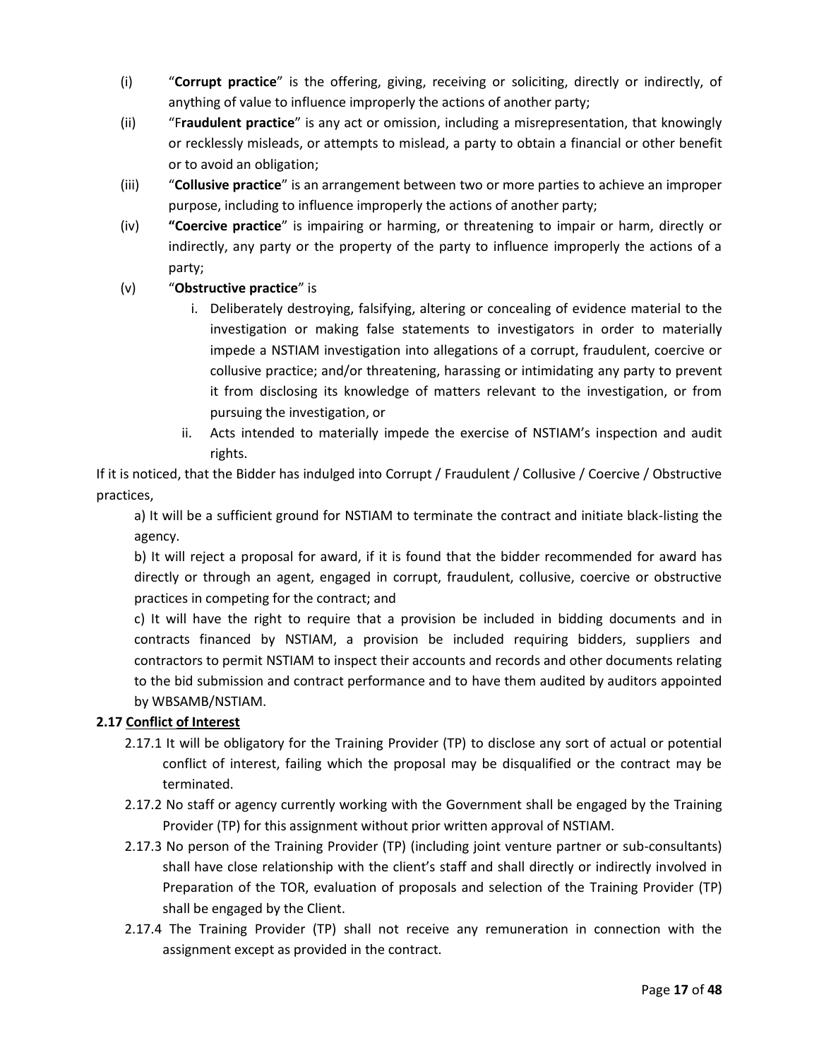(i) "**Corrupt practice**" is the offering, giving, receiving or soliciting, directly or indirectly, of anything of value to influence improperly the actions of another party;

(ii) "F**raudulent practice**" is any act or omission, including a misrepresentation, that knowingly or recklessly misleads, or attempts to mislead, a party to obtain a financial or other benefit or to avoid an obligation;

(iii) "**Collusive practice**" is an arrangement between two or more parties to achieve an improper purpose, including to influence improperly the actions of another party;

(iv) **"Coercive practice**" is impairing or harming, or threatening to impair or harm, directly or indirectly, any party or the property of the party to influence improperly the actions of a party;

(v) "**Obstructive practice**" is

   i. Deliberately destroying, falsifying, altering or concealing of evidence material to the investigation or making false statements to investigators in order to materially impede a NSTIAM investigation into allegations of a corrupt, fraudulent, coercive or collusive practice; and/or threatening, harassing or intimidating any party to prevent it from disclosing its knowledge of matters relevant to the investigation, or from pursuing the investigation, or

   ii. Acts intended to materially impede the exercise of NSTIAM's inspection and audit rights.

If it is noticed, that the Bidder has indulged into Corrupt / Fraudulent / Collusive / Coercive / Obstructive practices,

a) It will be a sufficient ground for NSTIAM to terminate the contract and initiate black-listing the agency.

b) It will reject a proposal for award, if it is found that the bidder recommended for award has directly or through an agent, engaged in corrupt, fraudulent, collusive, coercive or obstructive practices in competing for the contract; and

c) It will have the right to require that a provision be included in bidding documents and in contracts financed by NSTIAM, a provision be included requiring bidders, suppliers and contractors to permit NSTIAM to inspect their accounts and records and other documents relating to the bid submission and contract performance and to have them audited by auditors appointed by WBSAMB/NSTIAM.

**2.17 Conflict of Interest**

2.17.1 It will be obligatory for the Training Provider (TP) to disclose any sort of actual or potential conflict of interest, failing which the proposal may be disqualified or the contract may be terminated.

2.17.2 No staff or agency currently working with the Government shall be engaged by the Training Provider (TP) for this assignment without prior written approval of NSTIAM.

2.17.3 No person of the Training Provider (TP) (including joint venture partner or sub-consultants) shall have close relationship with the client's staff and shall directly or indirectly involved in Preparation of the TOR, evaluation of proposals and selection of the Training Provider (TP) shall be engaged by the Client.

2.17.4 The Training Provider (TP) shall not receive any remuneration in connection with the assignment except as provided in the contract.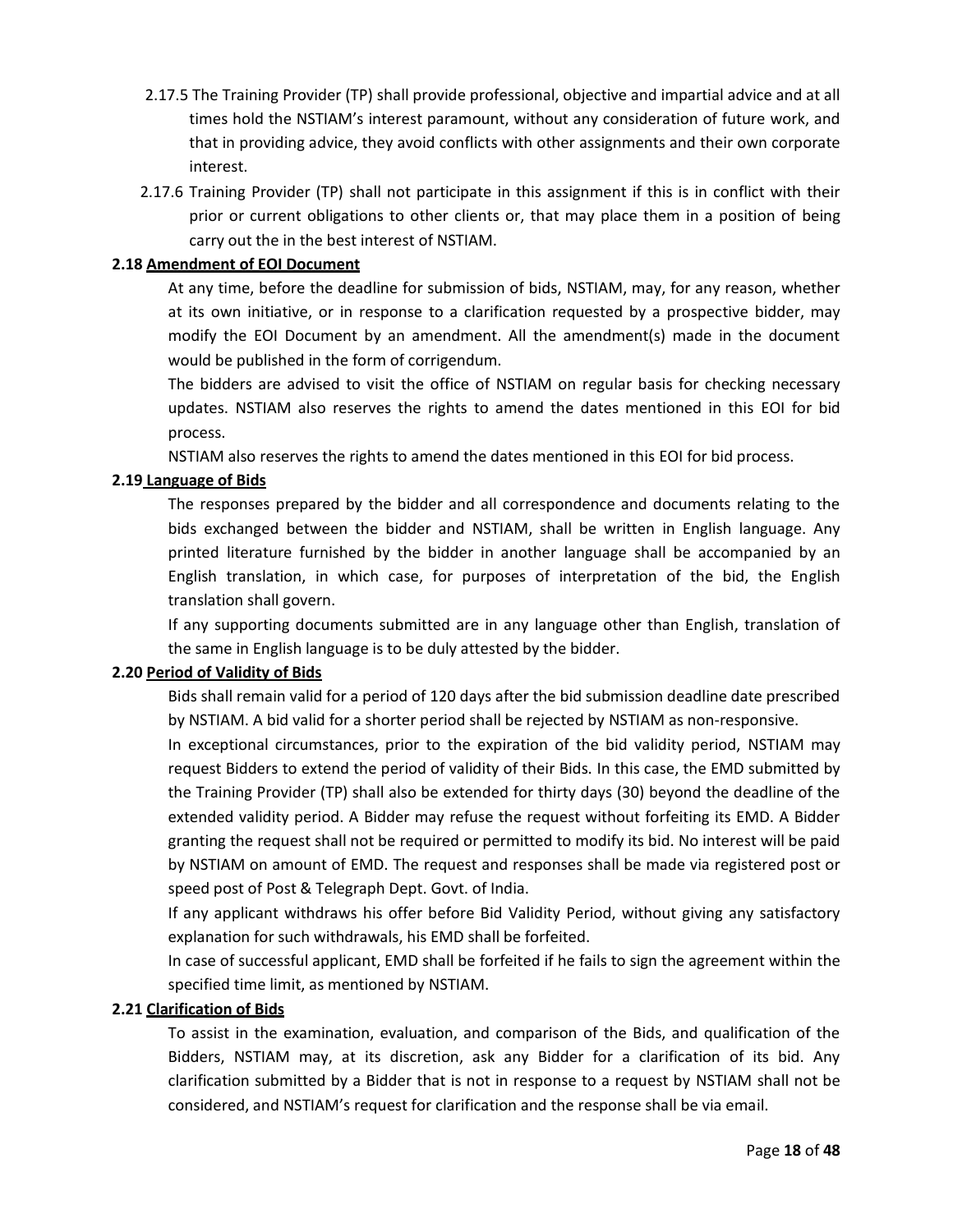2.17.5 The Training Provider (TP) shall provide professional, objective and impartial advice and at all times hold the NSTIAM's interest paramount, without any consideration of future work, and that in providing advice, they avoid conflicts with other assignments and their own corporate interest.

2.17.6 Training Provider (TP) shall not participate in this assignment if this is in conflict with their prior or current obligations to other clients or, that may place them in a position of being carry out the in the best interest of NSTIAM.

**2.18 Amendment of EOI Document**

At any time, before the deadline for submission of bids, NSTIAM, may, for any reason, whether at its own initiative, or in response to a clarification requested by a prospective bidder, may modify the EOI Document by an amendment. All the amendment(s) made in the document would be published in the form of corrigendum.

The bidders are advised to visit the office of NSTIAM on regular basis for checking necessary updates. NSTIAM also reserves the rights to amend the dates mentioned in this EOI for bid process.

NSTIAM also reserves the rights to amend the dates mentioned in this EOI for bid process.

**2.19 Language of Bids**

The responses prepared by the bidder and all correspondence and documents relating to the bids exchanged between the bidder and NSTIAM, shall be written in English language. Any printed literature furnished by the bidder in another language shall be accompanied by an English translation, in which case, for purposes of interpretation of the bid, the English translation shall govern.

If any supporting documents submitted are in any language other than English, translation of the same in English language is to be duly attested by the bidder.

**2.20 Period of Validity of Bids**

Bids shall remain valid for a period of 120 days after the bid submission deadline date prescribed by NSTIAM. A bid valid for a shorter period shall be rejected by NSTIAM as non-responsive.

In exceptional circumstances, prior to the expiration of the bid validity period, NSTIAM may request Bidders to extend the period of validity of their Bids. In this case, the EMD submitted by the Training Provider (TP) shall also be extended for thirty days (30) beyond the deadline of the extended validity period. A Bidder may refuse the request without forfeiting its EMD. A Bidder granting the request shall not be required or permitted to modify its bid. No interest will be paid by NSTIAM on amount of EMD. The request and responses shall be made via registered post or speed post of Post & Telegraph Dept. Govt. of India.

If any applicant withdraws his offer before Bid Validity Period, without giving any satisfactory explanation for such withdrawals, his EMD shall be forfeited.

In case of successful applicant, EMD shall be forfeited if he fails to sign the agreement within the specified time limit, as mentioned by NSTIAM.

**2.21 Clarification of Bids**

To assist in the examination, evaluation, and comparison of the Bids, and qualification of the Bidders, NSTIAM may, at its discretion, ask any Bidder for a clarification of its bid. Any clarification submitted by a Bidder that is not in response to a request by NSTIAM shall not be considered, and NSTIAM's request for clarification and the response shall be via email.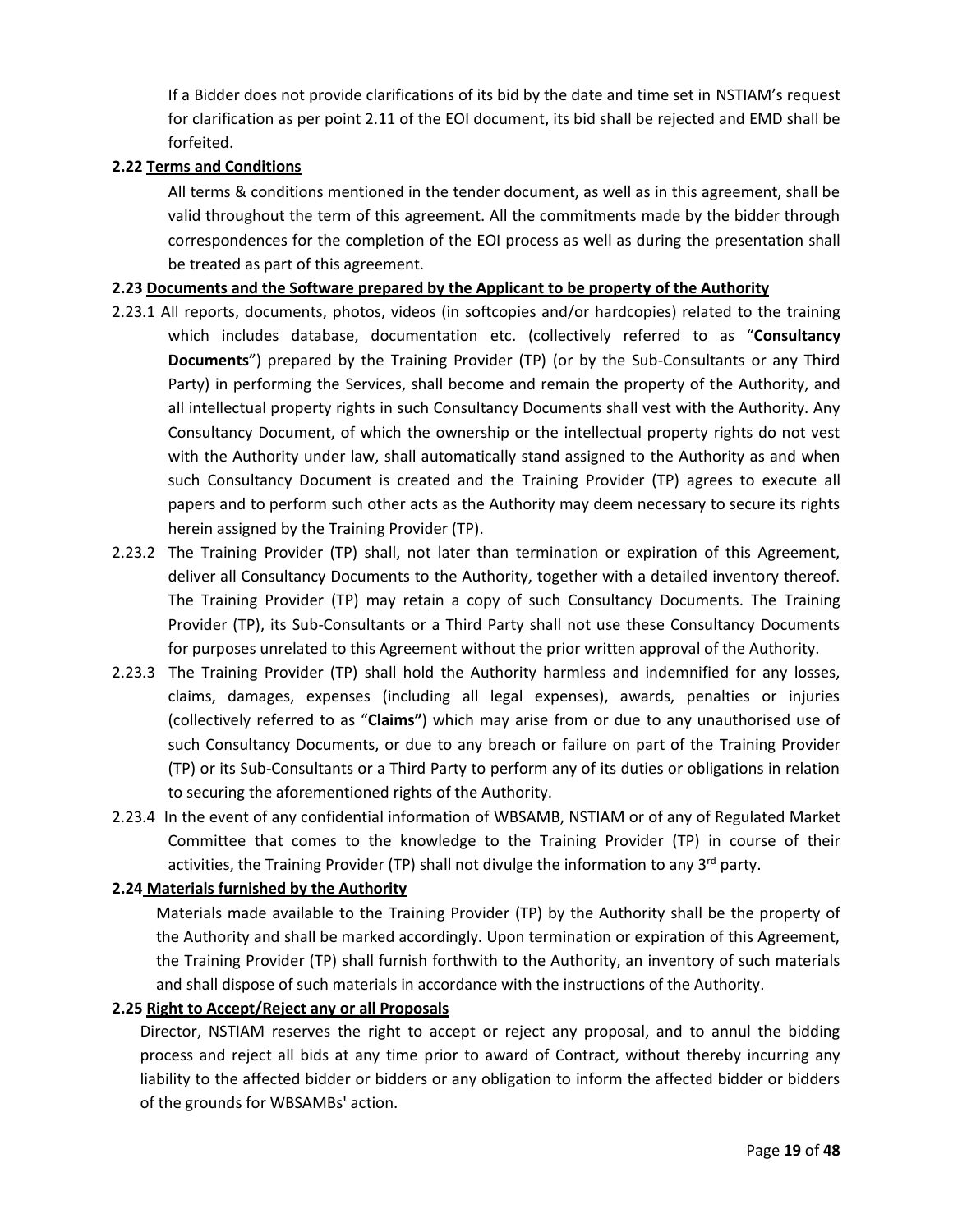If a Bidder does not provide clarifications of its bid by the date and time set in NSTIAM's request for clarification as per point 2.11 of the EOI document, its bid shall be rejected and EMD shall be forfeited.

**2.22 Terms and Conditions**

All terms & conditions mentioned in the tender document, as well as in this agreement, shall be valid throughout the term of this agreement. All the commitments made by the bidder through correspondences for the completion of the EOI process as well as during the presentation shall be treated as part of this agreement.

**2.23 Documents and the Software prepared by the Applicant to be property of the Authority**

2.23.1 All reports, documents, photos, videos (in softcopies and/or hardcopies) related to the training which includes database, documentation etc. (collectively referred to as "**Consultancy Documents**") prepared by the Training Provider (TP) (or by the Sub-Consultants or any Third Party) in performing the Services, shall become and remain the property of the Authority, and all intellectual property rights in such Consultancy Documents shall vest with the Authority. Any Consultancy Document, of which the ownership or the intellectual property rights do not vest with the Authority under law, shall automatically stand assigned to the Authority as and when such Consultancy Document is created and the Training Provider (TP) agrees to execute all papers and to perform such other acts as the Authority may deem necessary to secure its rights herein assigned by the Training Provider (TP).

2.23.2 The Training Provider (TP) shall, not later than termination or expiration of this Agreement, deliver all Consultancy Documents to the Authority, together with a detailed inventory thereof. The Training Provider (TP) may retain a copy of such Consultancy Documents. The Training Provider (TP), its Sub-Consultants or a Third Party shall not use these Consultancy Documents for purposes unrelated to this Agreement without the prior written approval of the Authority.

2.23.3 The Training Provider (TP) shall hold the Authority harmless and indemnified for any losses, claims, damages, expenses (including all legal expenses), awards, penalties or injuries (collectively referred to as "**Claims"**) which may arise from or due to any unauthorised use of such Consultancy Documents, or due to any breach or failure on part of the Training Provider (TP) or its Sub-Consultants or a Third Party to perform any of its duties or obligations in relation to securing the aforementioned rights of the Authority.

2.23.4 In the event of any confidential information of WBSAMB, NSTIAM or of any of Regulated Market Committee that comes to the knowledge to the Training Provider (TP) in course of their activities, the Training Provider (TP) shall not divulge the information to any 3rd party.

**2.24 Materials furnished by the Authority**

Materials made available to the Training Provider (TP) by the Authority shall be the property of the Authority and shall be marked accordingly. Upon termination or expiration of this Agreement, the Training Provider (TP) shall furnish forthwith to the Authority, an inventory of such materials and shall dispose of such materials in accordance with the instructions of the Authority.

**2.25 Right to Accept/Reject any or all Proposals**

Director, NSTIAM reserves the right to accept or reject any proposal, and to annul the bidding process and reject all bids at any time prior to award of Contract, without thereby incurring any liability to the affected bidder or bidders or any obligation to inform the affected bidder or bidders of the grounds for WBSAMBs' action.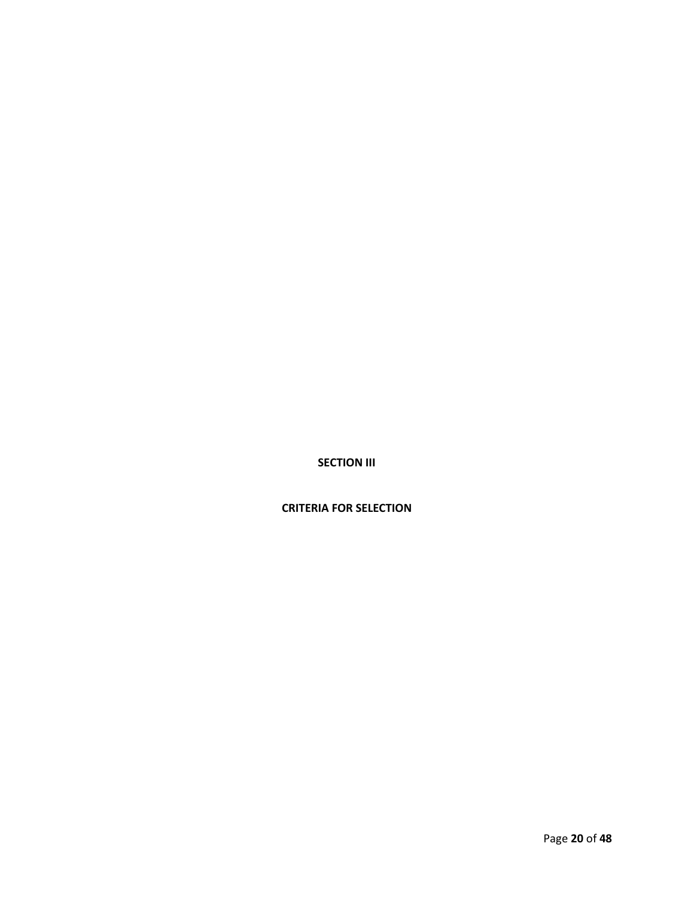# SECTION III

# CRITERIA FOR SELECTION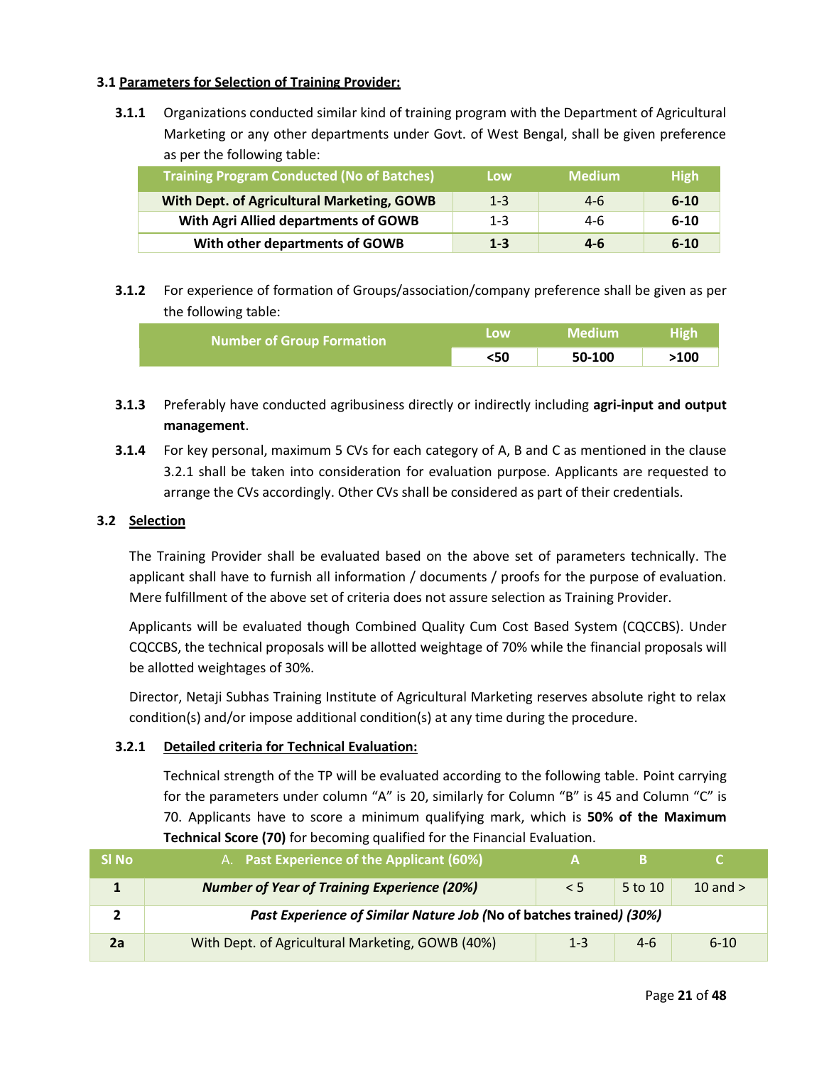### 3.1 Parameters for Selection of Training Provider:

**3.1.1** Organizations conducted similar kind of training program with the Department of Agricultural Marketing or any other departments under Govt. of West Bengal, shall be given preference as per the following table:

| Training Program Conducted (No of Batches) | Low | Medium | High |
|---|---|---|---|
| **With Dept. of Agricultural Marketing, GOWB** | 1-3 | 4-6 | **6-10** |
| **With Agri Allied departments of GOWB** | 1-3 | 4-6 | **6-10** |
| **With other departments of GOWB** | **1-3** | **4-6** | **6-10** |

**3.1.2** For experience of formation of Groups/association/company preference shall be given as per the following table:

| Number of Group Formation | Low | Medium | High |
|---|---|---|---|
| | **<50** | **50-100** | **>100** |

**3.1.3** Preferably have conducted agribusiness directly or indirectly including **agri-input and output management**.

**3.1.4** For key personal, maximum 5 CVs for each category of A, B and C as mentioned in the clause 3.2.1 shall be taken into consideration for evaluation purpose. Applicants are requested to arrange the CVs accordingly. Other CVs shall be considered as part of their credentials.

### 3.2 Selection

The Training Provider shall be evaluated based on the above set of parameters technically. The applicant shall have to furnish all information / documents / proofs for the purpose of evaluation. Mere fulfillment of the above set of criteria does not assure selection as Training Provider.

Applicants will be evaluated though Combined Quality Cum Cost Based System (CQCCBS). Under CQCCBS, the technical proposals will be allotted weightage of 70% while the financial proposals will be allotted weightages of 30%.

Director, Netaji Subhas Training Institute of Agricultural Marketing reserves absolute right to relax condition(s) and/or impose additional condition(s) at any time during the procedure.

#### 3.2.1 Detailed criteria for Technical Evaluation:

Technical strength of the TP will be evaluated according to the following table. Point carrying for the parameters under column "A" is 20, similarly for Column "B" is 45 and Column "C" is 70. Applicants have to score a minimum qualifying mark, which is **50% of the Maximum Technical Score (70)** for becoming qualified for the Financial Evaluation.

| Sl No | A. Past Experience of the Applicant (60%) | A | B | C |
|---|---|---|---|---|
| **1** | ***Number of Year of Training Experience (20%)*** | < 5 | 5 to 10 | 10 and > |
| **2** | ***Past Experience of Similar Nature Job (*No of batches trained*) (30%)*** | | | |
| **2a** | With Dept. of Agricultural Marketing, GOWB (40%) | 1-3 | 4-6 | 6-10 |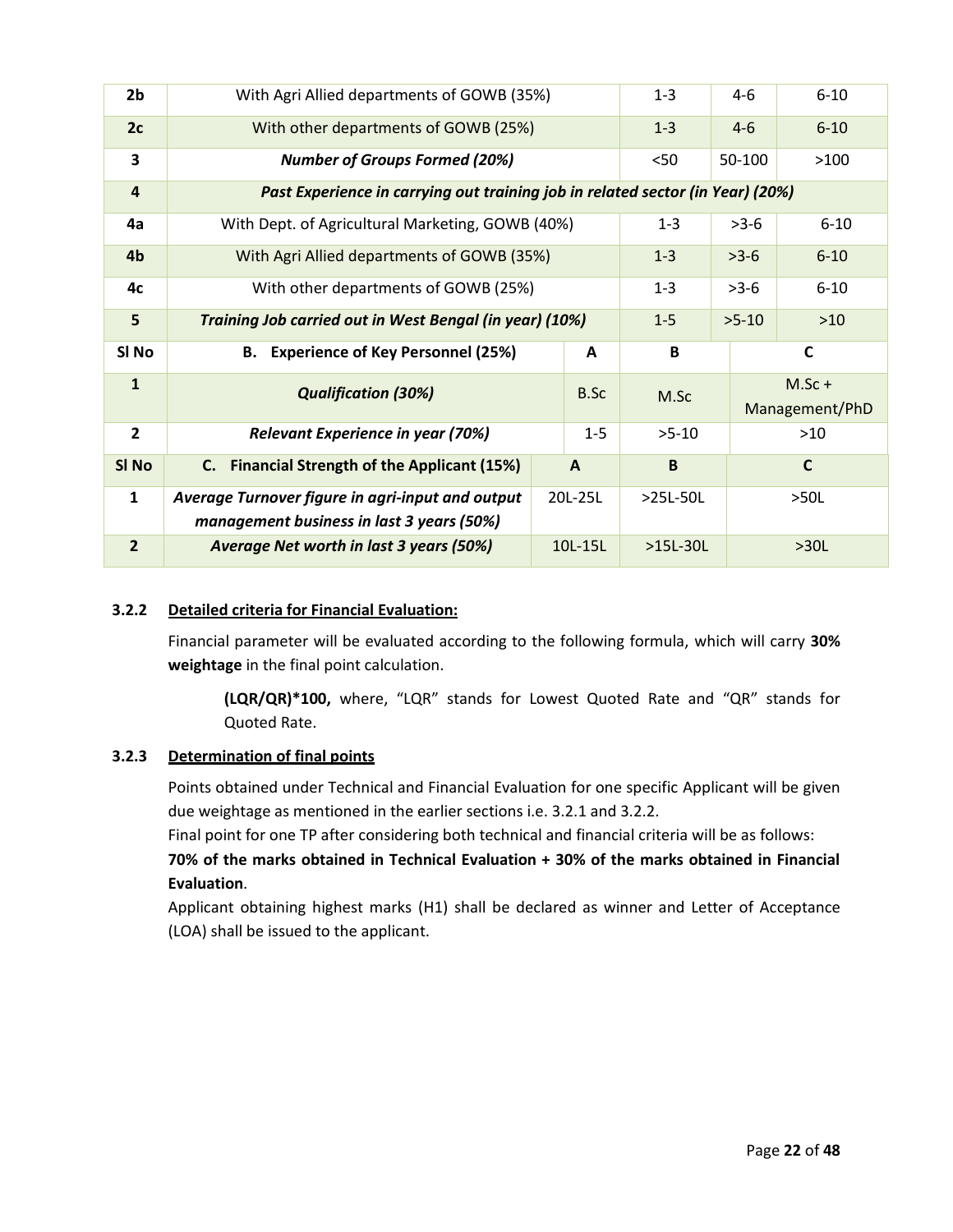| Sl No | Criteria | A | B | C |
|---|---|---|---|---|
| 2b | With Agri Allied departments of GOWB (35%) | 1-3 | 4-6 | 6-10 |
| 2c | With other departments of GOWB (25%) | 1-3 | 4-6 | 6-10 |
| 3 | ***Number of Groups Formed (20%)*** | <50 | 50-100 | >100 |
| 4 | ***Past Experience in carrying out training job in related sector (in Year) (20%)*** | | | |
| 4a | With Dept. of Agricultural Marketing, GOWB (40%) | 1-3 | >3-6 | 6-10 |
| 4b | With Agri Allied departments of GOWB (35%) | 1-3 | >3-6 | 6-10 |
| 4c | With other departments of GOWB (25%) | 1-3 | >3-6 | 6-10 |
| 5 | ***Training Job carried out in West Bengal (in year) (10%)*** | 1-5 | >5-10 | >10 |

| Sl No | B. Experience of Key Personnel (25%) | A | B | C |
|---|---|---|---|---|
| 1 | ***Qualification (30%)*** | B.Sc | M.Sc | M.Sc + Management/PhD |
| 2 | ***Relevant Experience in year (70%)*** | 1-5 | >5-10 | >10 |

| Sl No | C. Financial Strength of the Applicant (15%) | A | B | C |
|---|---|---|---|---|
| 1 | ***Average Turnover figure in agri-input and output management business in last 3 years (50%)*** | 20L-25L | >25L-50L | >50L |
| 2 | ***Average Net worth in last 3 years (50%)*** | 10L-15L | >15L-30L | >30L |

**3.2.2 <u>Detailed criteria for Financial Evaluation:</u>**

Financial parameter will be evaluated according to the following formula, which will carry **30% weightage** in the final point calculation.

> **(LQR/QR)*100,** where, "LQR" stands for Lowest Quoted Rate and "QR" stands for Quoted Rate.

**3.2.3 <u>Determination of final points</u>**

Points obtained under Technical and Financial Evaluation for one specific Applicant will be given due weightage as mentioned in the earlier sections i.e. 3.2.1 and 3.2.2.

Final point for one TP after considering both technical and financial criteria will be as follows:

**70% of the marks obtained in Technical Evaluation + 30% of the marks obtained in Financial Evaluation**.

Applicant obtaining highest marks (H1) shall be declared as winner and Letter of Acceptance (LOA) shall be issued to the applicant.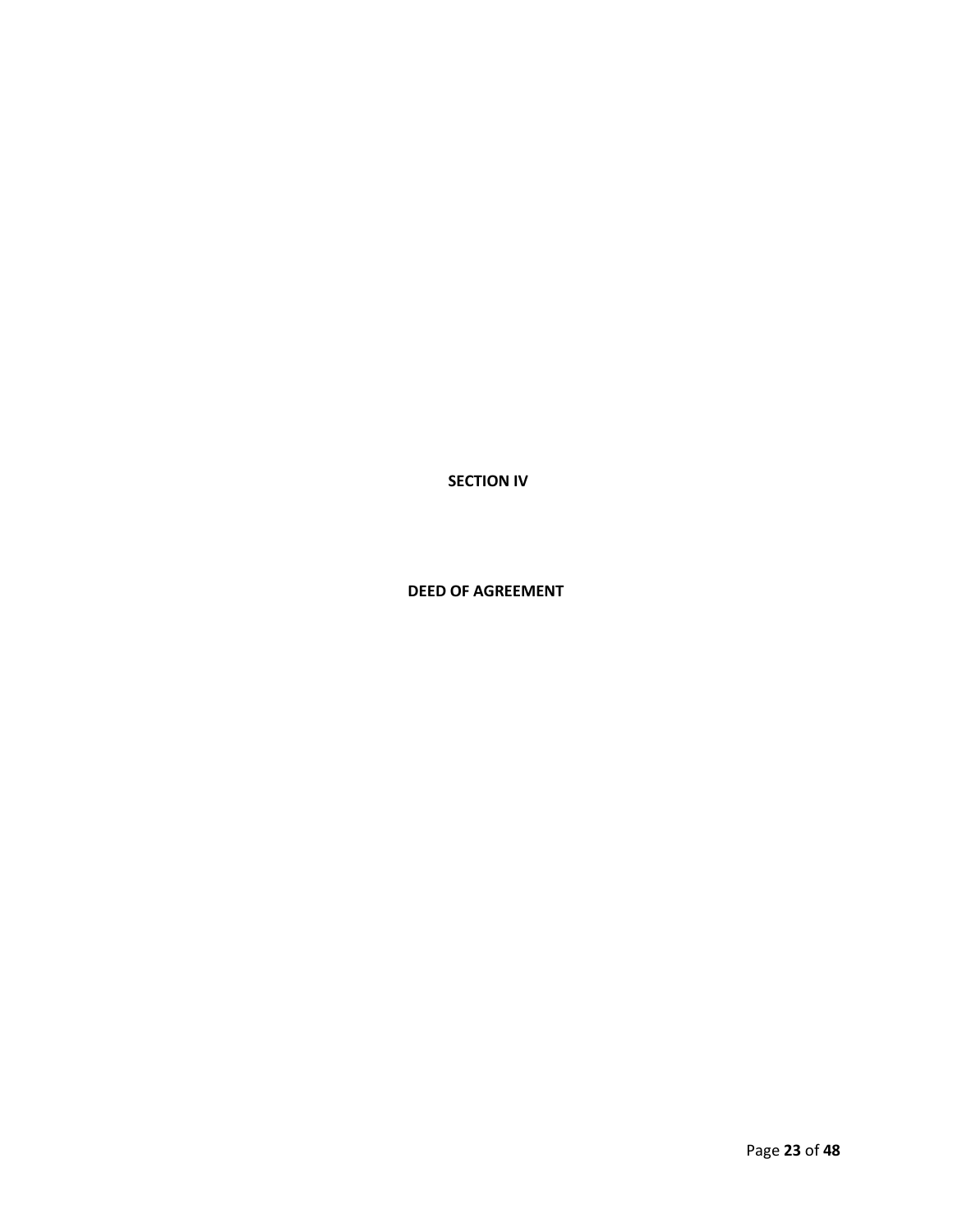# SECTION IV

# DEED OF AGREEMENT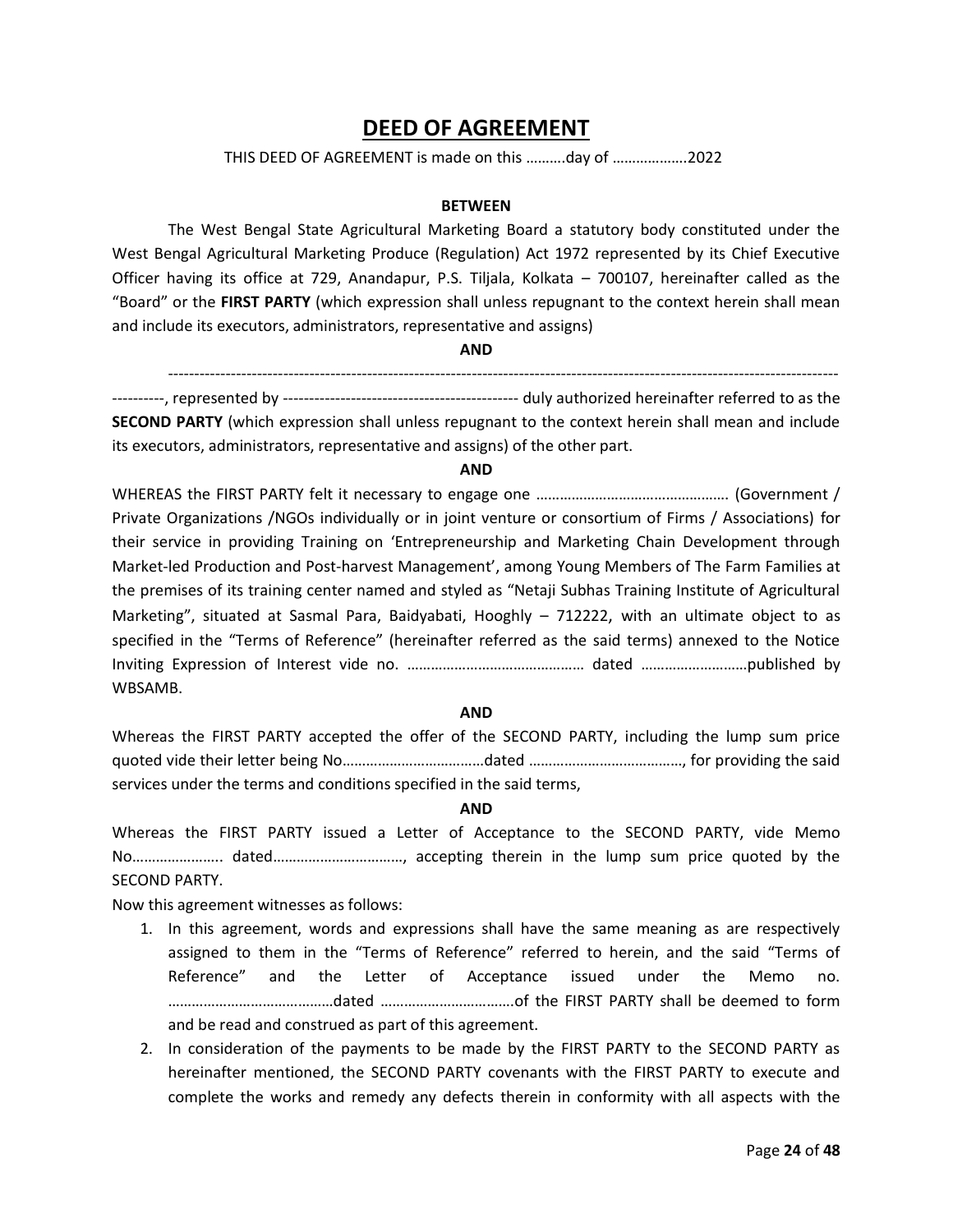# DEED OF AGREEMENT

THIS DEED OF AGREEMENT is made on this ……….day of ……………….2022

**BETWEEN**

The West Bengal State Agricultural Marketing Board a statutory body constituted under the West Bengal Agricultural Marketing Produce (Regulation) Act 1972 represented by its Chief Executive Officer having its office at 729, Anandapur, P.S. Tiljala, Kolkata – 700107, hereinafter called as the "Board" or the **FIRST PARTY** (which expression shall unless repugnant to the context herein shall mean and include its executors, administrators, representative and assigns)

**AND**

-------------------------------------------------------------------------------------------------------------------------------------------, represented by -------------------------------------------- duly authorized hereinafter referred to as the **SECOND PARTY** (which expression shall unless repugnant to the context herein shall mean and include its executors, administrators, representative and assigns) of the other part.

**AND**

WHEREAS the FIRST PARTY felt it necessary to engage one ………………………………………… (Government / Private Organizations /NGOs individually or in joint venture or consortium of Firms / Associations) for their service in providing Training on 'Entrepreneurship and Marketing Chain Development through Market-led Production and Post-harvest Management', among Young Members of The Farm Families at the premises of its training center named and styled as "Netaji Subhas Training Institute of Agricultural Marketing", situated at Sasmal Para, Baidyabati, Hooghly – 712222, with an ultimate object to as specified in the "Terms of Reference" (hereinafter referred as the said terms) annexed to the Notice Inviting Expression of Interest vide no. …………………………………… dated ………………………published by WBSAMB.

**AND**

Whereas the FIRST PARTY accepted the offer of the SECOND PARTY, including the lump sum price quoted vide their letter being No………………………………dated …………………………………, for providing the said services under the terms and conditions specified in the said terms,

**AND**

Whereas the FIRST PARTY issued a Letter of Acceptance to the SECOND PARTY, vide Memo No………………….. dated……………………………, accepting therein in the lump sum price quoted by the SECOND PARTY.

Now this agreement witnesses as follows:

1. In this agreement, words and expressions shall have the same meaning as are respectively assigned to them in the "Terms of Reference" referred to herein, and the said "Terms of Reference" and the Letter of Acceptance issued under the Memo no. ……………………………………dated ……………………………of the FIRST PARTY shall be deemed to form and be read and construed as part of this agreement.
2. In consideration of the payments to be made by the FIRST PARTY to the SECOND PARTY as hereinafter mentioned, the SECOND PARTY covenants with the FIRST PARTY to execute and complete the works and remedy any defects therein in conformity with all aspects with the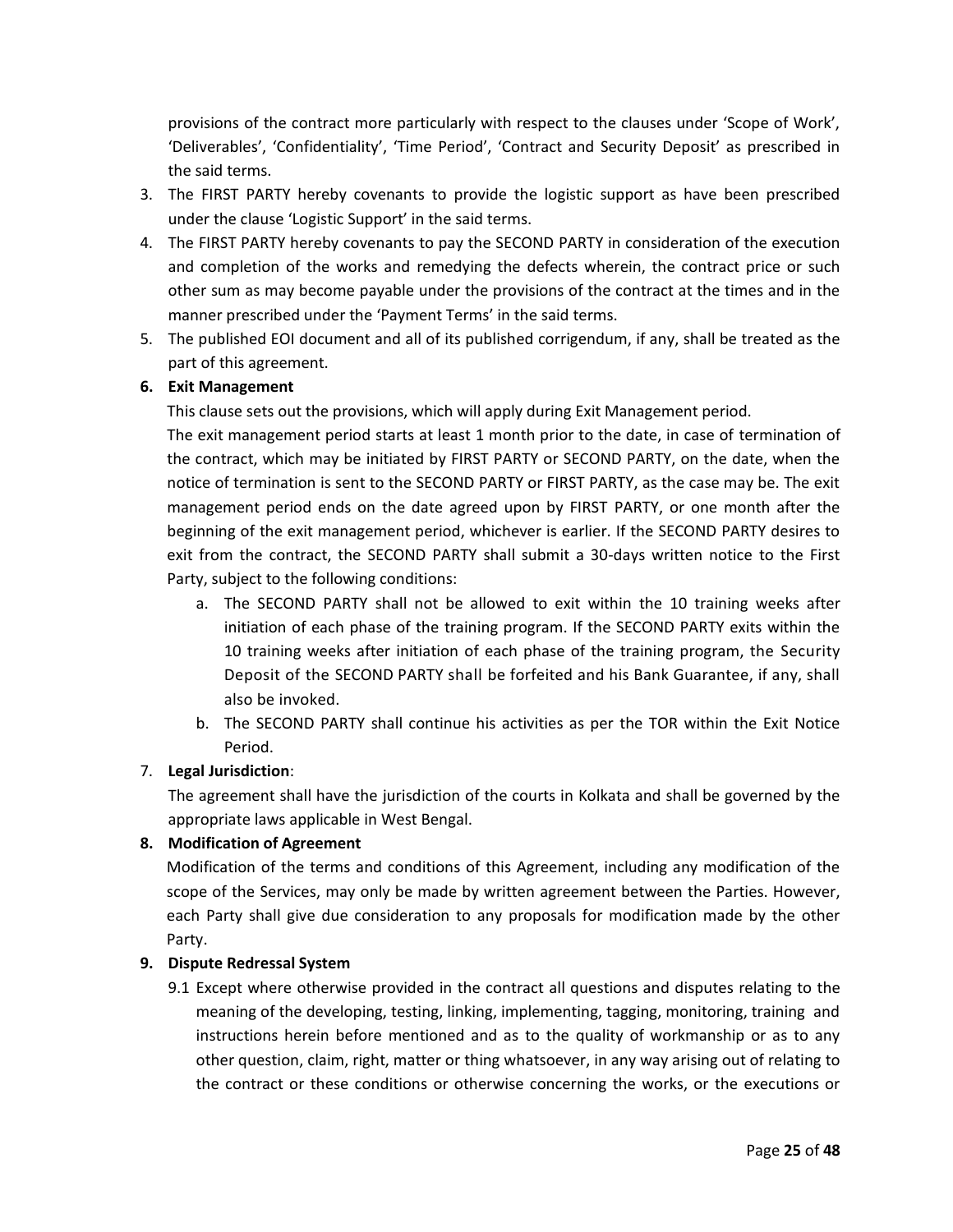provisions of the contract more particularly with respect to the clauses under 'Scope of Work', 'Deliverables', 'Confidentiality', 'Time Period', 'Contract and Security Deposit' as prescribed in the said terms.

3. The FIRST PARTY hereby covenants to provide the logistic support as have been prescribed under the clause 'Logistic Support' in the said terms.
4. The FIRST PARTY hereby covenants to pay the SECOND PARTY in consideration of the execution and completion of the works and remedying the defects wherein, the contract price or such other sum as may become payable under the provisions of the contract at the times and in the manner prescribed under the 'Payment Terms' in the said terms.
5. The published EOI document and all of its published corrigendum, if any, shall be treated as the part of this agreement.
6. **Exit Management**

   This clause sets out the provisions, which will apply during Exit Management period.

   The exit management period starts at least 1 month prior to the date, in case of termination of the contract, which may be initiated by FIRST PARTY or SECOND PARTY, on the date, when the notice of termination is sent to the SECOND PARTY or FIRST PARTY, as the case may be. The exit management period ends on the date agreed upon by FIRST PARTY, or one month after the beginning of the exit management period, whichever is earlier. If the SECOND PARTY desires to exit from the contract, the SECOND PARTY shall submit a 30-days written notice to the First Party, subject to the following conditions:

   a. The SECOND PARTY shall not be allowed to exit within the 10 training weeks after initiation of each phase of the training program. If the SECOND PARTY exits within the 10 training weeks after initiation of each phase of the training program, the Security Deposit of the SECOND PARTY shall be forfeited and his Bank Guarantee, if any, shall also be invoked.
   b. The SECOND PARTY shall continue his activities as per the TOR within the Exit Notice Period.

7. **Legal Jurisdiction**:

   The agreement shall have the jurisdiction of the courts in Kolkata and shall be governed by the appropriate laws applicable in West Bengal.

8. **Modification of Agreement**

   Modification of the terms and conditions of this Agreement, including any modification of the scope of the Services, may only be made by written agreement between the Parties. However, each Party shall give due consideration to any proposals for modification made by the other Party.

9. **Dispute Redressal System**

   9.1 Except where otherwise provided in the contract all questions and disputes relating to the meaning of the developing, testing, linking, implementing, tagging, monitoring, training and instructions herein before mentioned and as to the quality of workmanship or as to any other question, claim, right, matter or thing whatsoever, in any way arising out of relating to the contract or these conditions or otherwise concerning the works, or the executions or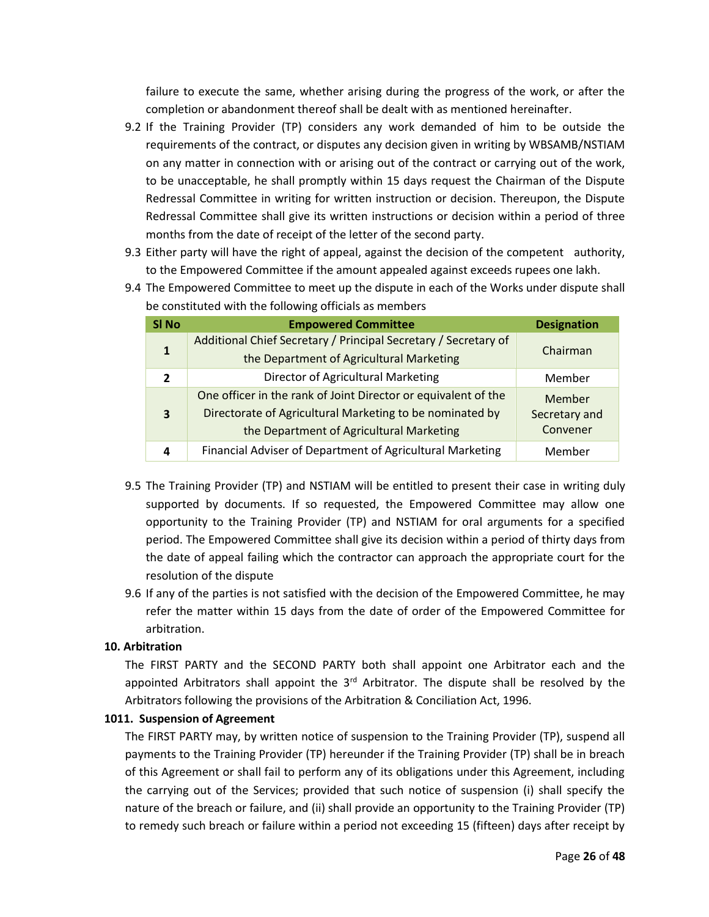failure to execute the same, whether arising during the progress of the work, or after the completion or abandonment thereof shall be dealt with as mentioned hereinafter.

9.2 If the Training Provider (TP) considers any work demanded of him to be outside the requirements of the contract, or disputes any decision given in writing by WBSAMB/NSTIAM on any matter in connection with or arising out of the contract or carrying out of the work, to be unacceptable, he shall promptly within 15 days request the Chairman of the Dispute Redressal Committee in writing for written instruction or decision. Thereupon, the Dispute Redressal Committee shall give its written instructions or decision within a period of three months from the date of receipt of the letter of the second party.

9.3 Either party will have the right of appeal, against the decision of the competent authority, to the Empowered Committee if the amount appealed against exceeds rupees one lakh.

9.4 The Empowered Committee to meet up the dispute in each of the Works under dispute shall be constituted with the following officials as members

| Sl No | Empowered Committee | Designation |
|---|---|---|
| 1 | Additional Chief Secretary / Principal Secretary / Secretary of the Department of Agricultural Marketing | Chairman |
| 2 | Director of Agricultural Marketing | Member |
| 3 | One officer in the rank of Joint Director or equivalent of the Directorate of Agricultural Marketing to be nominated by the Department of Agricultural Marketing | Member Secretary and Convener |
| 4 | Financial Adviser of Department of Agricultural Marketing | Member |

9.5 The Training Provider (TP) and NSTIAM will be entitled to present their case in writing duly supported by documents. If so requested, the Empowered Committee may allow one opportunity to the Training Provider (TP) and NSTIAM for oral arguments for a specified period. The Empowered Committee shall give its decision within a period of thirty days from the date of appeal failing which the contractor can approach the appropriate court for the resolution of the dispute

9.6 If any of the parties is not satisfied with the decision of the Empowered Committee, he may refer the matter within 15 days from the date of order of the Empowered Committee for arbitration.

**10. Arbitration**

The FIRST PARTY and the SECOND PARTY both shall appoint one Arbitrator each and the appointed Arbitrators shall appoint the 3rd Arbitrator. The dispute shall be resolved by the Arbitrators following the provisions of the Arbitration & Conciliation Act, 1996.

**1011. Suspension of Agreement**

The FIRST PARTY may, by written notice of suspension to the Training Provider (TP), suspend all payments to the Training Provider (TP) hereunder if the Training Provider (TP) shall be in breach of this Agreement or shall fail to perform any of its obligations under this Agreement, including the carrying out of the Services; provided that such notice of suspension (i) shall specify the nature of the breach or failure, and (ii) shall provide an opportunity to the Training Provider (TP) to remedy such breach or failure within a period not exceeding 15 (fifteen) days after receipt by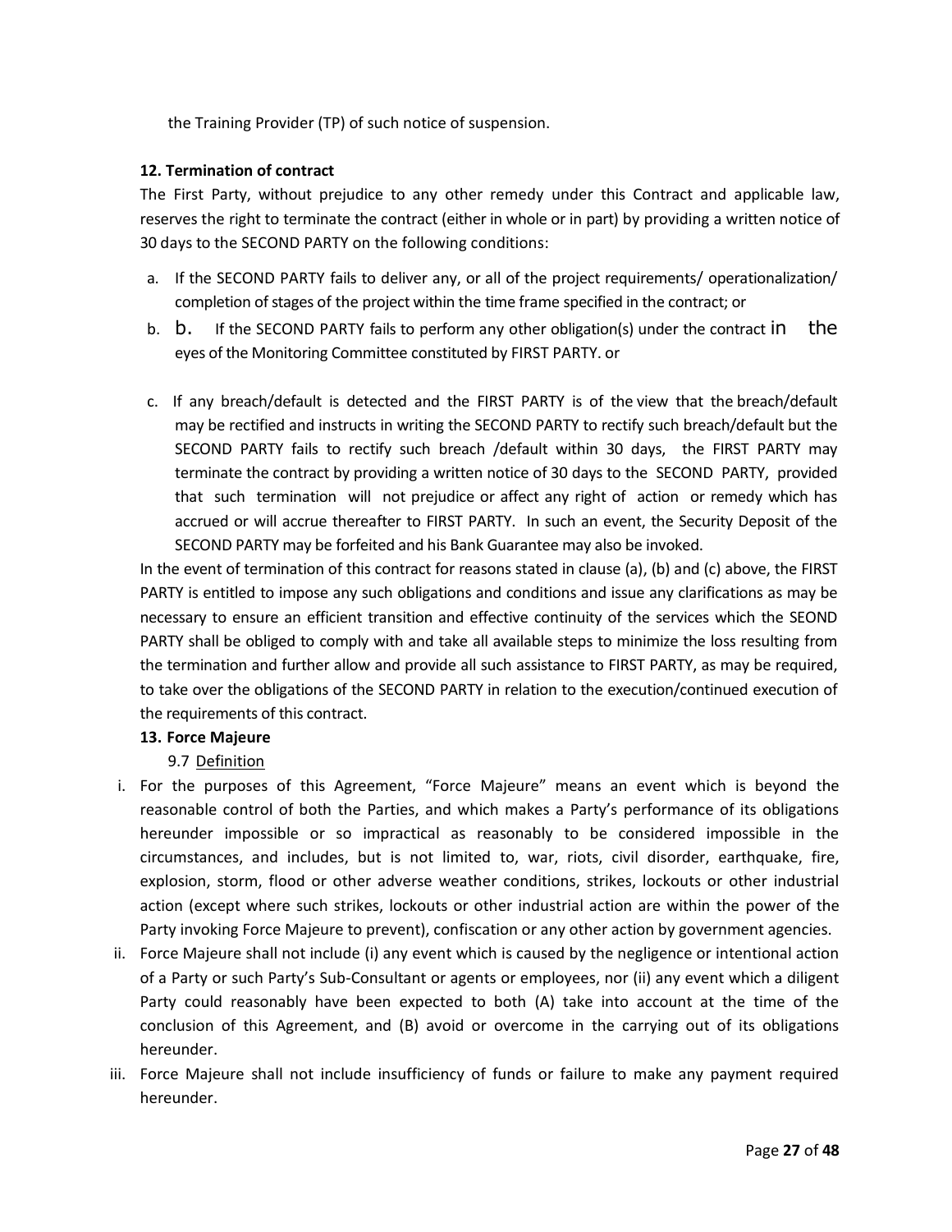the Training Provider (TP) of such notice of suspension.

**12. Termination of contract**

The First Party, without prejudice to any other remedy under this Contract and applicable law, reserves the right to terminate the contract (either in whole or in part) by providing a written notice of 30 days to the SECOND PARTY on the following conditions:

a. If the SECOND PARTY fails to deliver any, or all of the project requirements/ operationalization/ completion of stages of the project within the time frame specified in the contract; or

b. b. If the SECOND PARTY fails to perform any other obligation(s) under the contract in the eyes of the Monitoring Committee constituted by FIRST PARTY. or

c. If any breach/default is detected and the FIRST PARTY is of the view that the breach/default may be rectified and instructs in writing the SECOND PARTY to rectify such breach/default but the SECOND PARTY fails to rectify such breach /default within 30 days, the FIRST PARTY may terminate the contract by providing a written notice of 30 days to the SECOND PARTY, provided that such termination will not prejudice or affect any right of action or remedy which has accrued or will accrue thereafter to FIRST PARTY. In such an event, the Security Deposit of the SECOND PARTY may be forfeited and his Bank Guarantee may also be invoked.

In the event of termination of this contract for reasons stated in clause (a), (b) and (c) above, the FIRST PARTY is entitled to impose any such obligations and conditions and issue any clarifications as may be necessary to ensure an efficient transition and effective continuity of the services which the SEOND PARTY shall be obliged to comply with and take all available steps to minimize the loss resulting from the termination and further allow and provide all such assistance to FIRST PARTY, as may be required, to take over the obligations of the SECOND PARTY in relation to the execution/continued execution of the requirements of this contract.

**13. Force Majeure**

9.7 <u>Definition</u>

i. For the purposes of this Agreement, "Force Majeure" means an event which is beyond the reasonable control of both the Parties, and which makes a Party's performance of its obligations hereunder impossible or so impractical as reasonably to be considered impossible in the circumstances, and includes, but is not limited to, war, riots, civil disorder, earthquake, fire, explosion, storm, flood or other adverse weather conditions, strikes, lockouts or other industrial action (except where such strikes, lockouts or other industrial action are within the power of the Party invoking Force Majeure to prevent), confiscation or any other action by government agencies.

ii. Force Majeure shall not include (i) any event which is caused by the negligence or intentional action of a Party or such Party's Sub-Consultant or agents or employees, nor (ii) any event which a diligent Party could reasonably have been expected to both (A) take into account at the time of the conclusion of this Agreement, and (B) avoid or overcome in the carrying out of its obligations hereunder.

iii. Force Majeure shall not include insufficiency of funds or failure to make any payment required hereunder.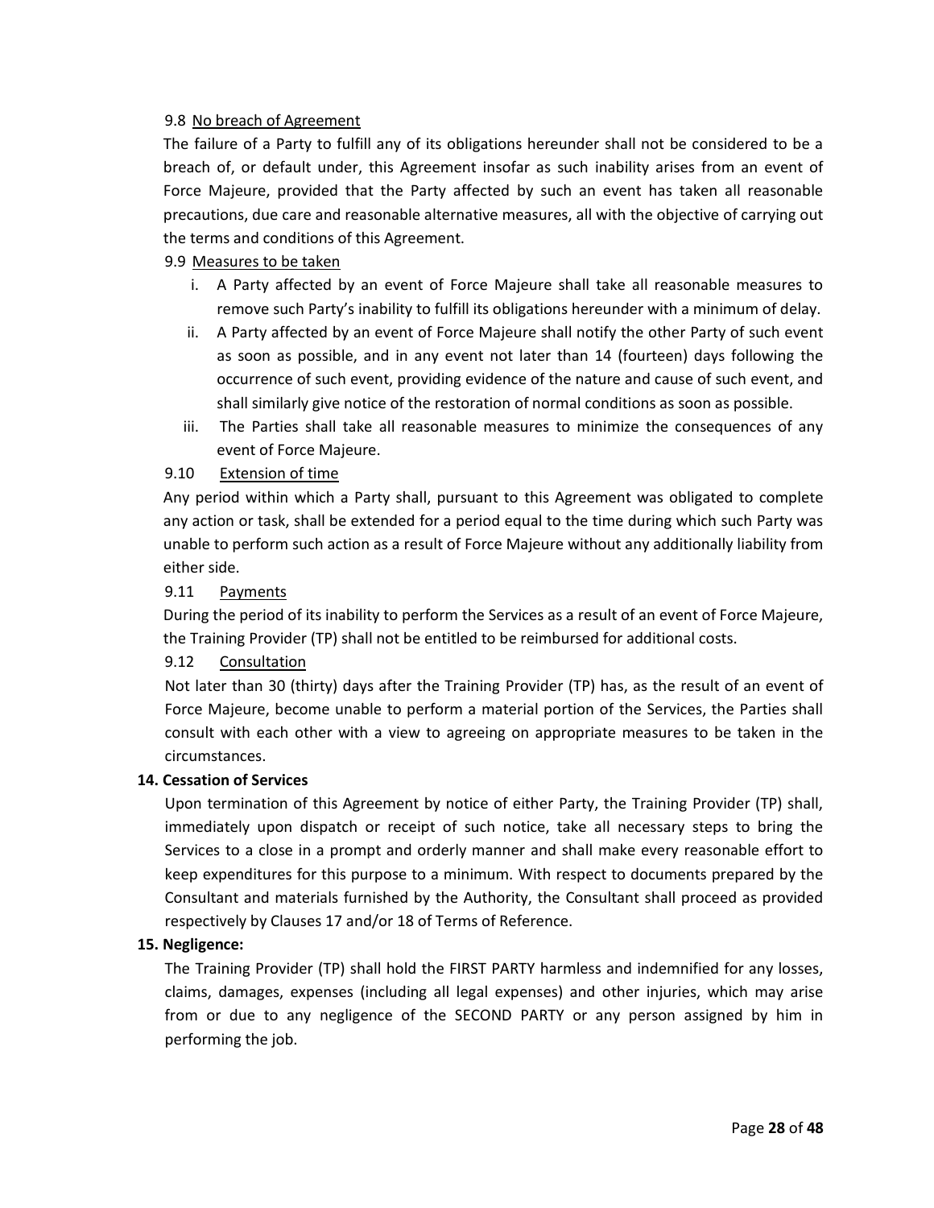9.8 <u>No breach of Agreement</u>

The failure of a Party to fulfill any of its obligations hereunder shall not be considered to be a breach of, or default under, this Agreement insofar as such inability arises from an event of Force Majeure, provided that the Party affected by such an event has taken all reasonable precautions, due care and reasonable alternative measures, all with the objective of carrying out the terms and conditions of this Agreement.

9.9 <u>Measures to be taken</u>

i. A Party affected by an event of Force Majeure shall take all reasonable measures to remove such Party's inability to fulfill its obligations hereunder with a minimum of delay.

ii. A Party affected by an event of Force Majeure shall notify the other Party of such event as soon as possible, and in any event not later than 14 (fourteen) days following the occurrence of such event, providing evidence of the nature and cause of such event, and shall similarly give notice of the restoration of normal conditions as soon as possible.

iii. The Parties shall take all reasonable measures to minimize the consequences of any event of Force Majeure.

9.10 <u>Extension of time</u>

Any period within which a Party shall, pursuant to this Agreement was obligated to complete any action or task, shall be extended for a period equal to the time during which such Party was unable to perform such action as a result of Force Majeure without any additionally liability from either side.

9.11 <u>Payments</u>

During the period of its inability to perform the Services as a result of an event of Force Majeure, the Training Provider (TP) shall not be entitled to be reimbursed for additional costs.

9.12 <u>Consultation</u>

Not later than 30 (thirty) days after the Training Provider (TP) has, as the result of an event of Force Majeure, become unable to perform a material portion of the Services, the Parties shall consult with each other with a view to agreeing on appropriate measures to be taken in the circumstances.

**14. Cessation of Services**

Upon termination of this Agreement by notice of either Party, the Training Provider (TP) shall, immediately upon dispatch or receipt of such notice, take all necessary steps to bring the Services to a close in a prompt and orderly manner and shall make every reasonable effort to keep expenditures for this purpose to a minimum. With respect to documents prepared by the Consultant and materials furnished by the Authority, the Consultant shall proceed as provided respectively by Clauses 17 and/or 18 of Terms of Reference.

**15. Negligence:**

The Training Provider (TP) shall hold the FIRST PARTY harmless and indemnified for any losses, claims, damages, expenses (including all legal expenses) and other injuries, which may arise from or due to any negligence of the SECOND PARTY or any person assigned by him in performing the job.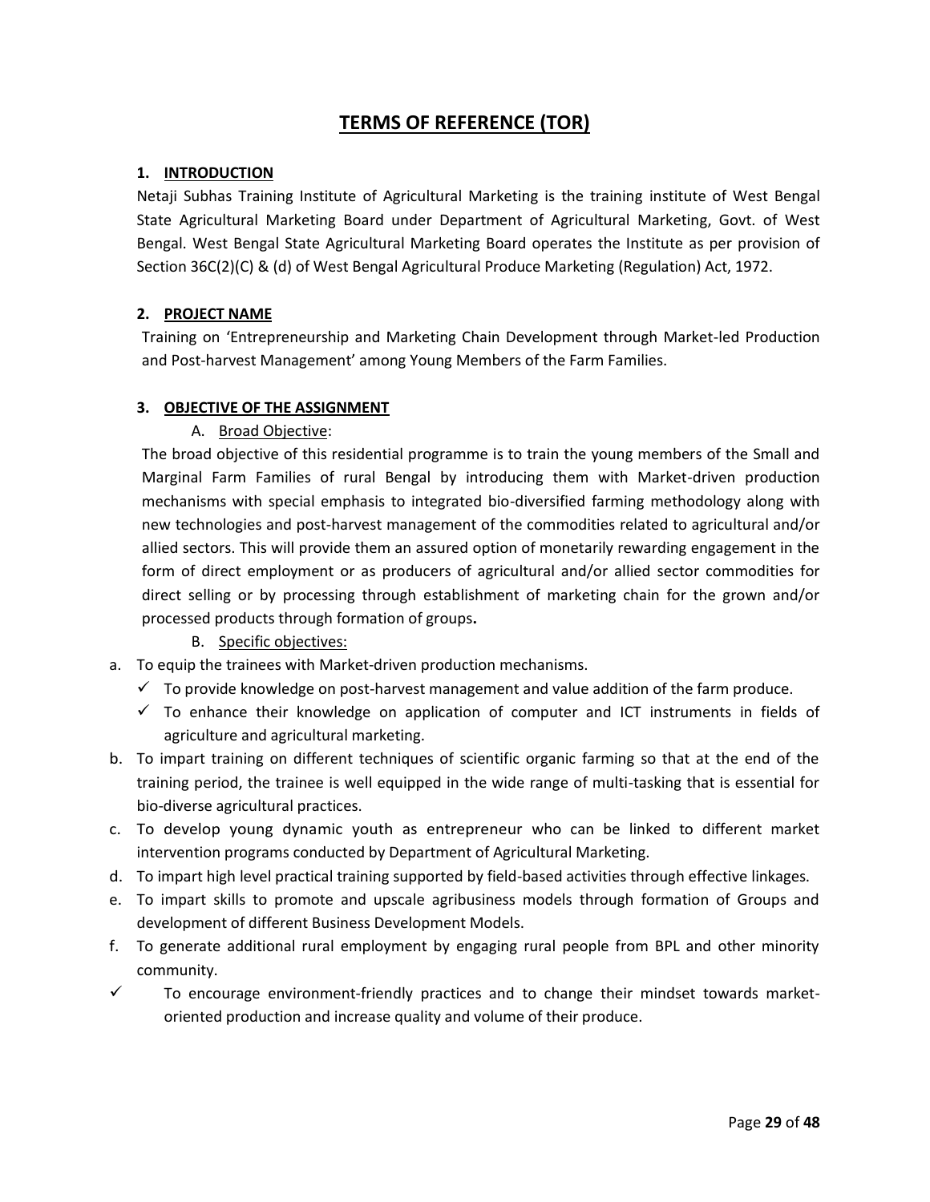# TERMS OF REFERENCE (TOR)

## 1. INTRODUCTION

Netaji Subhas Training Institute of Agricultural Marketing is the training institute of West Bengal State Agricultural Marketing Board under Department of Agricultural Marketing, Govt. of West Bengal. West Bengal State Agricultural Marketing Board operates the Institute as per provision of Section 36C(2)(C) & (d) of West Bengal Agricultural Produce Marketing (Regulation) Act, 1972.

## 2. PROJECT NAME

Training on 'Entrepreneurship and Marketing Chain Development through Market-led Production and Post-harvest Management' among Young Members of the Farm Families.

## 3. OBJECTIVE OF THE ASSIGNMENT

### A. Broad Objective:

The broad objective of this residential programme is to train the young members of the Small and Marginal Farm Families of rural Bengal by introducing them with Market-driven production mechanisms with special emphasis to integrated bio-diversified farming methodology along with new technologies and post-harvest management of the commodities related to agricultural and/or allied sectors. This will provide them an assured option of monetarily rewarding engagement in the form of direct employment or as producers of agricultural and/or allied sector commodities for direct selling or by processing through establishment of marketing chain for the grown and/or processed products through formation of groups**.**

### B. Specific objectives:

a. To equip the trainees with Market-driven production mechanisms.
   - ✓ To provide knowledge on post-harvest management and value addition of the farm produce.
   - ✓ To enhance their knowledge on application of computer and ICT instruments in fields of agriculture and agricultural marketing.

b. To impart training on different techniques of scientific organic farming so that at the end of the training period, the trainee is well equipped in the wide range of multi-tasking that is essential for bio-diverse agricultural practices.

c. To develop young dynamic youth as entrepreneur who can be linked to different market intervention programs conducted by Department of Agricultural Marketing.

d. To impart high level practical training supported by field-based activities through effective linkages.

e. To impart skills to promote and upscale agribusiness models through formation of Groups and development of different Business Development Models.

f. To generate additional rural employment by engaging rural people from BPL and other minority community.

✓ To encourage environment-friendly practices and to change their mindset towards market-oriented production and increase quality and volume of their produce.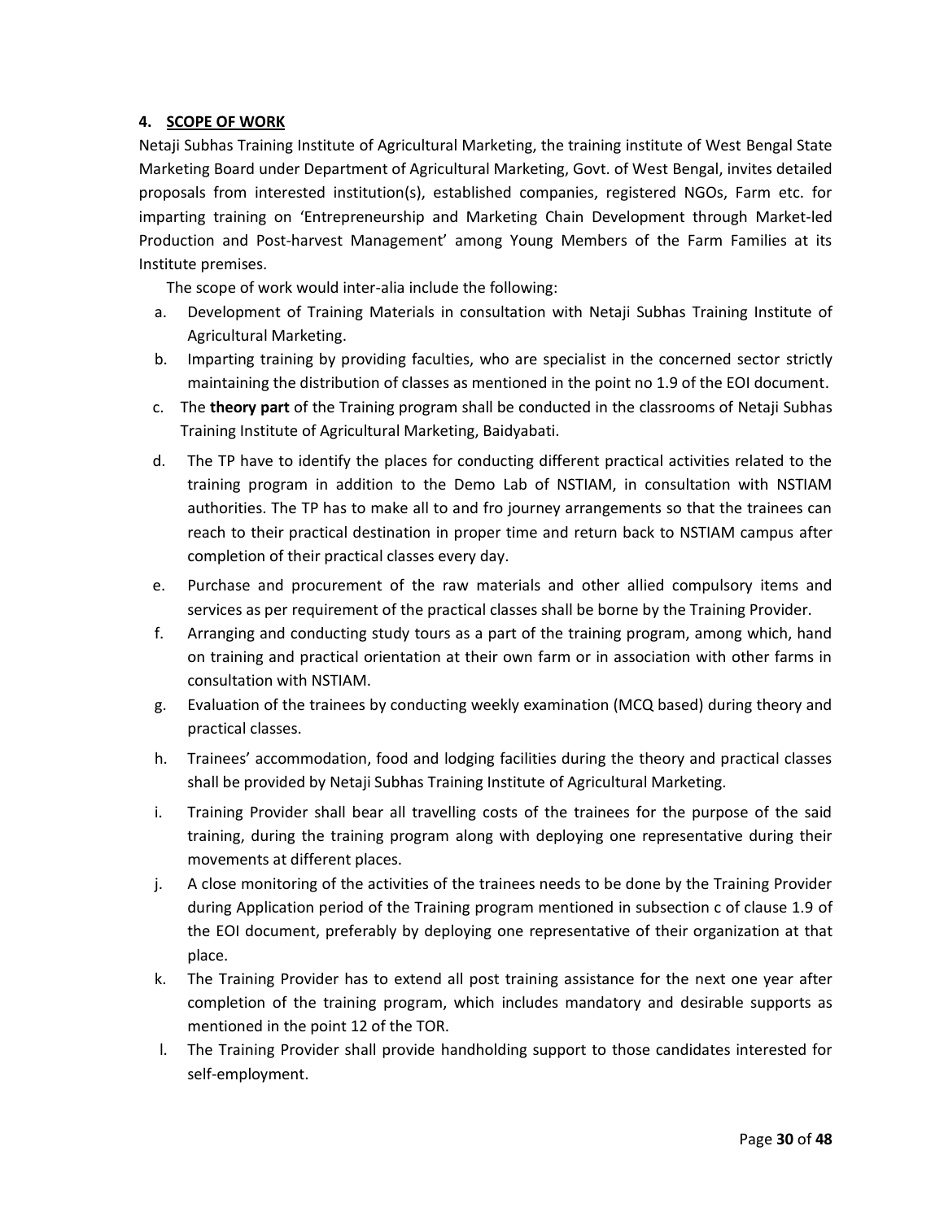## 4. SCOPE OF WORK

Netaji Subhas Training Institute of Agricultural Marketing, the training institute of West Bengal State Marketing Board under Department of Agricultural Marketing, Govt. of West Bengal, invites detailed proposals from interested institution(s), established companies, registered NGOs, Farm etc. for imparting training on 'Entrepreneurship and Marketing Chain Development through Market-led Production and Post-harvest Management' among Young Members of the Farm Families at its Institute premises.

The scope of work would inter-alia include the following:

a. Development of Training Materials in consultation with Netaji Subhas Training Institute of Agricultural Marketing.

b. Imparting training by providing faculties, who are specialist in the concerned sector strictly maintaining the distribution of classes as mentioned in the point no 1.9 of the EOI document.

c. The **theory part** of the Training program shall be conducted in the classrooms of Netaji Subhas Training Institute of Agricultural Marketing, Baidyabati.

d. The TP have to identify the places for conducting different practical activities related to the training program in addition to the Demo Lab of NSTIAM, in consultation with NSTIAM authorities. The TP has to make all to and fro journey arrangements so that the trainees can reach to their practical destination in proper time and return back to NSTIAM campus after completion of their practical classes every day.

e. Purchase and procurement of the raw materials and other allied compulsory items and services as per requirement of the practical classes shall be borne by the Training Provider.

f. Arranging and conducting study tours as a part of the training program, among which, hand on training and practical orientation at their own farm or in association with other farms in consultation with NSTIAM.

g. Evaluation of the trainees by conducting weekly examination (MCQ based) during theory and practical classes.

h. Trainees' accommodation, food and lodging facilities during the theory and practical classes shall be provided by Netaji Subhas Training Institute of Agricultural Marketing.

i. Training Provider shall bear all travelling costs of the trainees for the purpose of the said training, during the training program along with deploying one representative during their movements at different places.

j. A close monitoring of the activities of the trainees needs to be done by the Training Provider during Application period of the Training program mentioned in subsection c of clause 1.9 of the EOI document, preferably by deploying one representative of their organization at that place.

k. The Training Provider has to extend all post training assistance for the next one year after completion of the training program, which includes mandatory and desirable supports as mentioned in the point 12 of the TOR.

l. The Training Provider shall provide handholding support to those candidates interested for self-employment.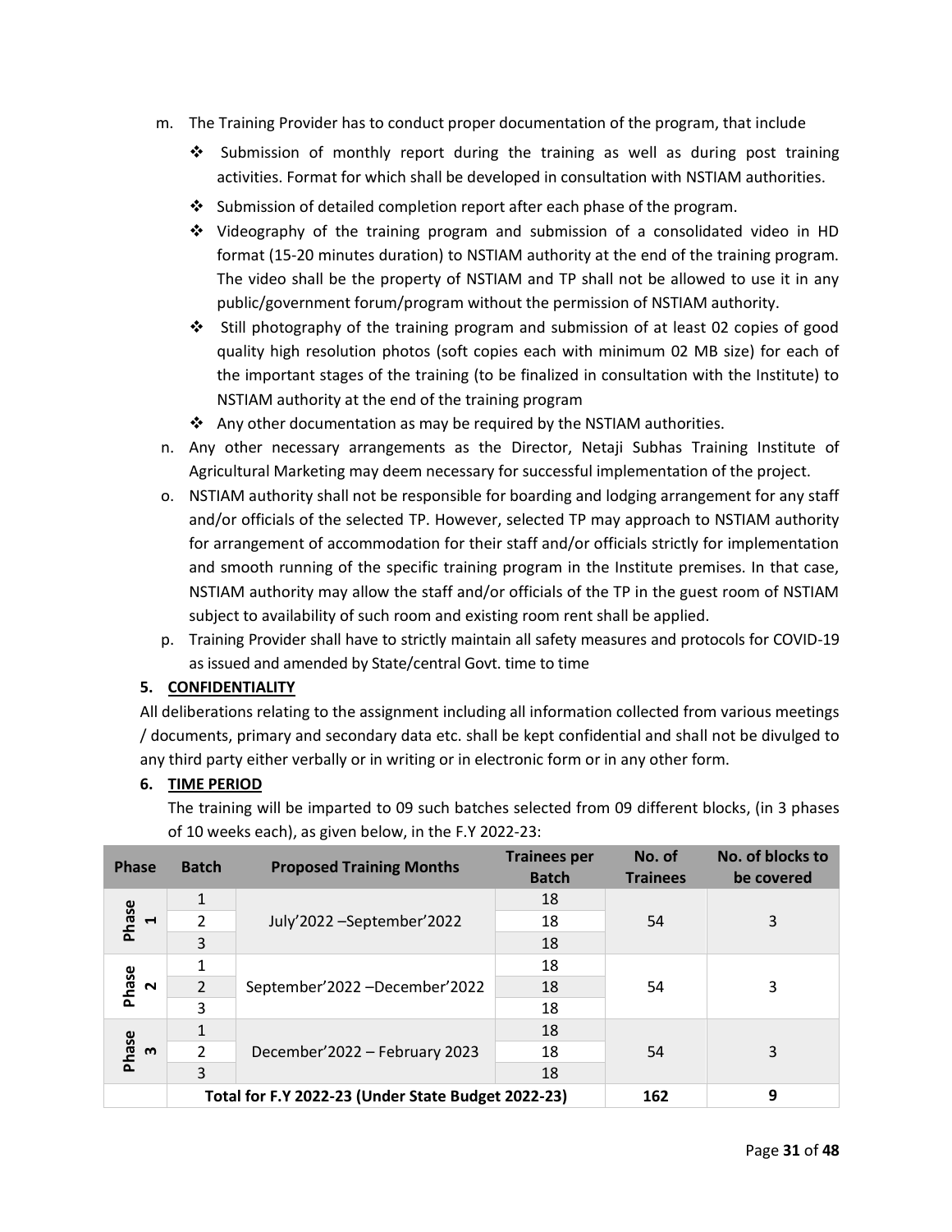m. The Training Provider has to conduct proper documentation of the program, that include

   - Submission of monthly report during the training as well as during post training activities. Format for which shall be developed in consultation with NSTIAM authorities.
   - Submission of detailed completion report after each phase of the program.
   - Videography of the training program and submission of a consolidated video in HD format (15-20 minutes duration) to NSTIAM authority at the end of the training program. The video shall be the property of NSTIAM and TP shall not be allowed to use it in any public/government forum/program without the permission of NSTIAM authority.
   - Still photography of the training program and submission of at least 02 copies of good quality high resolution photos (soft copies each with minimum 02 MB size) for each of the important stages of the training (to be finalized in consultation with the Institute) to NSTIAM authority at the end of the training program
   - Any other documentation as may be required by the NSTIAM authorities.

n. Any other necessary arrangements as the Director, Netaji Subhas Training Institute of Agricultural Marketing may deem necessary for successful implementation of the project.

o. NSTIAM authority shall not be responsible for boarding and lodging arrangement for any staff and/or officials of the selected TP. However, selected TP may approach to NSTIAM authority for arrangement of accommodation for their staff and/or officials strictly for implementation and smooth running of the specific training program in the Institute premises. In that case, NSTIAM authority may allow the staff and/or officials of the TP in the guest room of NSTIAM subject to availability of such room and existing room rent shall be applied.

p. Training Provider shall have to strictly maintain all safety measures and protocols for COVID-19 as issued and amended by State/central Govt. time to time

## 5. CONFIDENTIALITY

All deliberations relating to the assignment including all information collected from various meetings / documents, primary and secondary data etc. shall be kept confidential and shall not be divulged to any third party either verbally or in writing or in electronic form or in any other form.

## 6. TIME PERIOD

The training will be imparted to 09 such batches selected from 09 different blocks, (in 3 phases of 10 weeks each), as given below, in the F.Y 2022-23:

| Phase | Batch | Proposed Training Months | Trainees per Batch | No. of Trainees | No. of blocks to be covered |
|---|---|---|---|---|---|
| Phase 1 | 1 | July'2022 –September'2022 | 18 | 54 | 3 |
| | 2 | | 18 | | |
| | 3 | | 18 | | |
| Phase 2 | 1 | September'2022 –December'2022 | 18 | 54 | 3 |
| | 2 | | 18 | | |
| | 3 | | 18 | | |
| Phase 3 | 1 | December'2022 – February 2023 | 18 | 54 | 3 |
| | 2 | | 18 | | |
| | 3 | | 18 | | |
| | **Total for F.Y 2022-23 (Under State Budget 2022-23)** | | | **162** | **9** |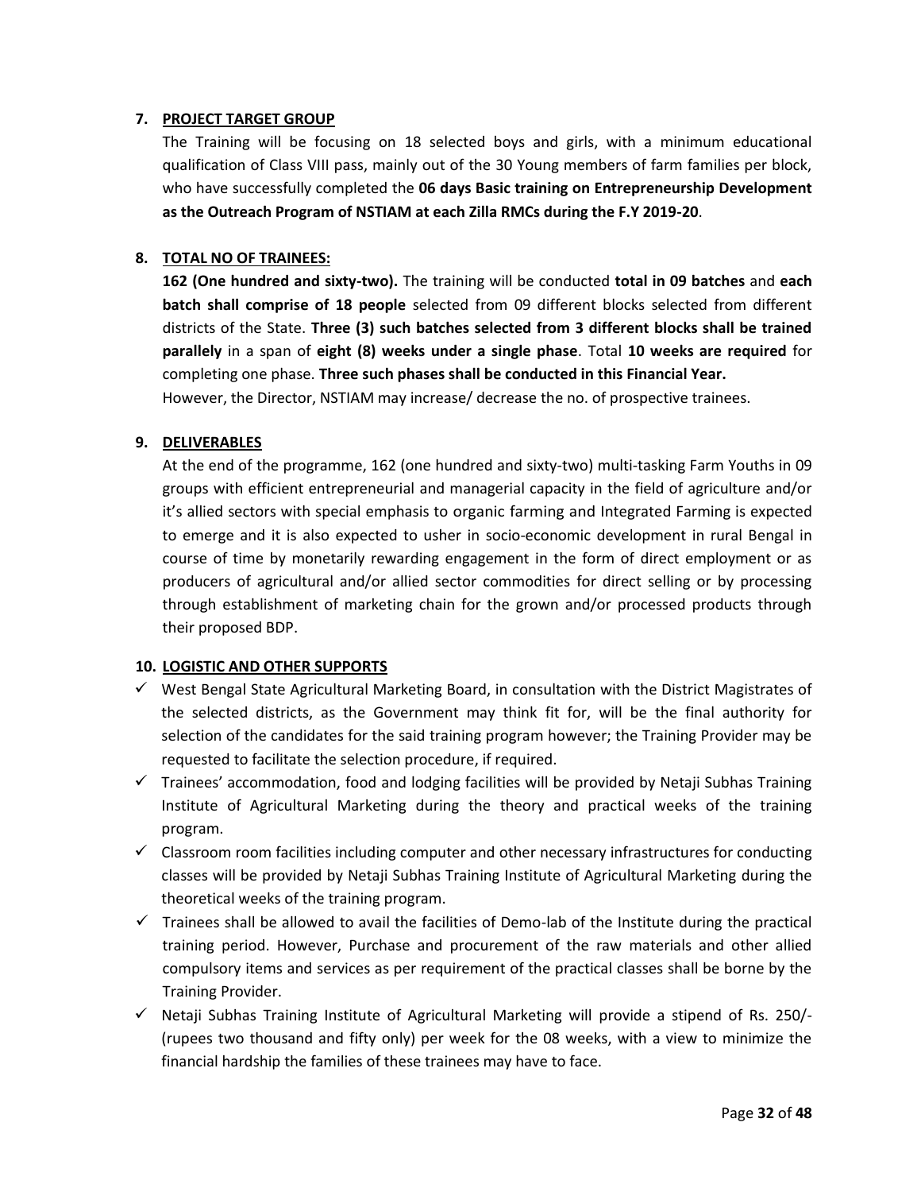## 7. PROJECT TARGET GROUP

The Training will be focusing on 18 selected boys and girls, with a minimum educational qualification of Class VIII pass, mainly out of the 30 Young members of farm families per block, who have successfully completed the **06 days Basic training on Entrepreneurship Development as the Outreach Program of NSTIAM at each Zilla RMCs during the F.Y 2019-20**.

## 8. TOTAL NO OF TRAINEES:

**162 (One hundred and sixty-two).** The training will be conducted **total in 09 batches** and **each batch shall comprise of 18 people** selected from 09 different blocks selected from different districts of the State. **Three (3) such batches selected from 3 different blocks shall be trained parallely** in a span of **eight (8) weeks under a single phase**. Total **10 weeks are required** for completing one phase. **Three such phases shall be conducted in this Financial Year.**

However, the Director, NSTIAM may increase/ decrease the no. of prospective trainees.

## 9. DELIVERABLES

At the end of the programme, 162 (one hundred and sixty-two) multi-tasking Farm Youths in 09 groups with efficient entrepreneurial and managerial capacity in the field of agriculture and/or it's allied sectors with special emphasis to organic farming and Integrated Farming is expected to emerge and it is also expected to usher in socio-economic development in rural Bengal in course of time by monetarily rewarding engagement in the form of direct employment or as producers of agricultural and/or allied sector commodities for direct selling or by processing through establishment of marketing chain for the grown and/or processed products through their proposed BDP.

## 10. LOGISTIC AND OTHER SUPPORTS

- ✓ West Bengal State Agricultural Marketing Board, in consultation with the District Magistrates of the selected districts, as the Government may think fit for, will be the final authority for selection of the candidates for the said training program however; the Training Provider may be requested to facilitate the selection procedure, if required.
- ✓ Trainees' accommodation, food and lodging facilities will be provided by Netaji Subhas Training Institute of Agricultural Marketing during the theory and practical weeks of the training program.
- ✓ Classroom room facilities including computer and other necessary infrastructures for conducting classes will be provided by Netaji Subhas Training Institute of Agricultural Marketing during the theoretical weeks of the training program.
- ✓ Trainees shall be allowed to avail the facilities of Demo-lab of the Institute during the practical training period. However, Purchase and procurement of the raw materials and other allied compulsory items and services as per requirement of the practical classes shall be borne by the Training Provider.
- ✓ Netaji Subhas Training Institute of Agricultural Marketing will provide a stipend of Rs. 250/- (rupees two thousand and fifty only) per week for the 08 weeks, with a view to minimize the financial hardship the families of these trainees may have to face.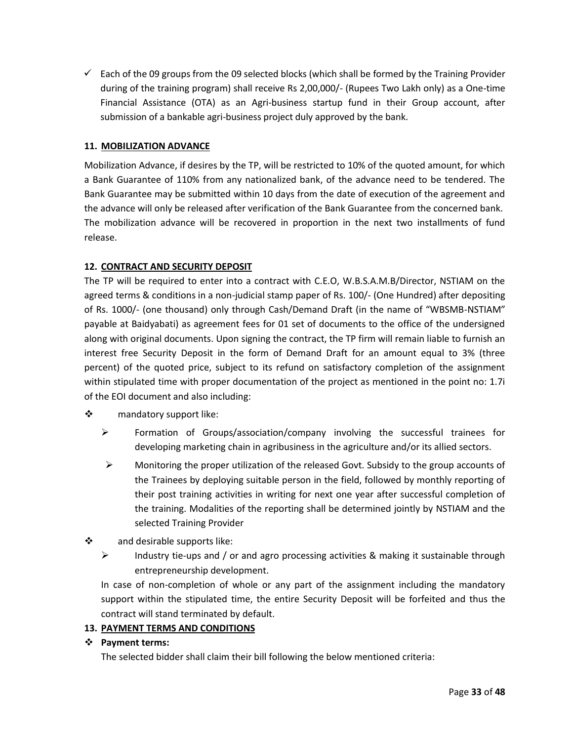- ✓ Each of the 09 groups from the 09 selected blocks (which shall be formed by the Training Provider during of the training program) shall receive Rs 2,00,000/- (Rupees Two Lakh only) as a One-time Financial Assistance (OTA) as an Agri-business startup fund in their Group account, after submission of a bankable agri-business project duly approved by the bank.

**11. MOBILIZATION ADVANCE**

Mobilization Advance, if desires by the TP, will be restricted to 10% of the quoted amount, for which a Bank Guarantee of 110% from any nationalized bank, of the advance need to be tendered. The Bank Guarantee may be submitted within 10 days from the date of execution of the agreement and the advance will only be released after verification of the Bank Guarantee from the concerned bank. The mobilization advance will be recovered in proportion in the next two installments of fund release.

**12. CONTRACT AND SECURITY DEPOSIT**

The TP will be required to enter into a contract with C.E.O, W.B.S.A.M.B/Director, NSTIAM on the agreed terms & conditions in a non-judicial stamp paper of Rs. 100/- (One Hundred) after depositing of Rs. 1000/- (one thousand) only through Cash/Demand Draft (in the name of "WBSMB-NSTIAM" payable at Baidyabati) as agreement fees for 01 set of documents to the office of the undersigned along with original documents. Upon signing the contract, the TP firm will remain liable to furnish an interest free Security Deposit in the form of Demand Draft for an amount equal to 3% (three percent) of the quoted price, subject to its refund on satisfactory completion of the assignment within stipulated time with proper documentation of the project as mentioned in the point no: 1.7i of the EOI document and also including:

- mandatory support like:
  - Formation of Groups/association/company involving the successful trainees for developing marketing chain in agribusiness in the agriculture and/or its allied sectors.
  - Monitoring the proper utilization of the released Govt. Subsidy to the group accounts of the Trainees by deploying suitable person in the field, followed by monthly reporting of their post training activities in writing for next one year after successful completion of the training. Modalities of the reporting shall be determined jointly by NSTIAM and the selected Training Provider
- and desirable supports like:
  - Industry tie-ups and / or and agro processing activities & making it sustainable through entrepreneurship development.

In case of non-completion of whole or any part of the assignment including the mandatory support within the stipulated time, the entire Security Deposit will be forfeited and thus the contract will stand terminated by default.

**13. PAYMENT TERMS AND CONDITIONS**

- **Payment terms:**

The selected bidder shall claim their bill following the below mentioned criteria: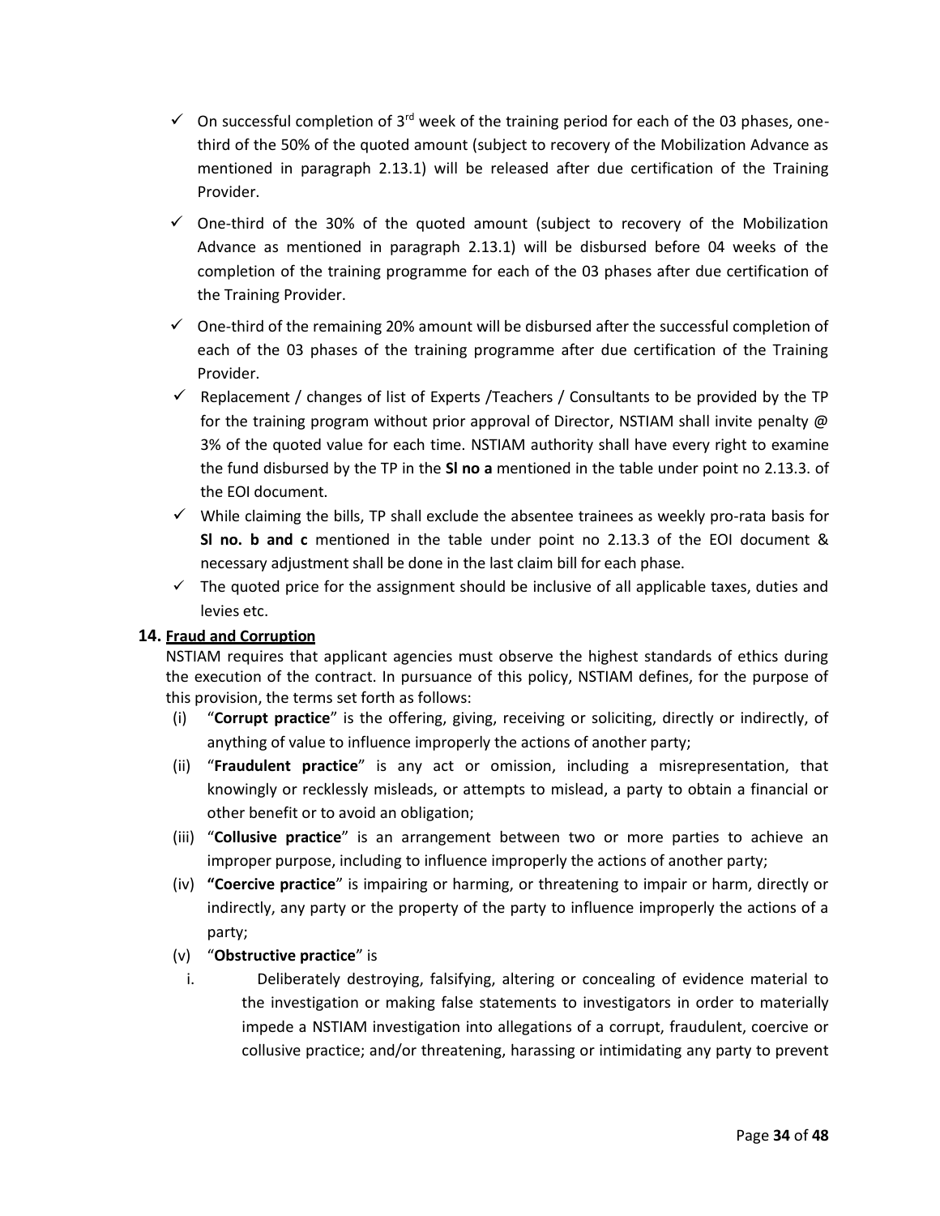- ✓ On successful completion of 3rd week of the training period for each of the 03 phases, one-third of the 50% of the quoted amount (subject to recovery of the Mobilization Advance as mentioned in paragraph 2.13.1) will be released after due certification of the Training Provider.
- ✓ One-third of the 30% of the quoted amount (subject to recovery of the Mobilization Advance as mentioned in paragraph 2.13.1) will be disbursed before 04 weeks of the completion of the training programme for each of the 03 phases after due certification of the Training Provider.
- ✓ One-third of the remaining 20% amount will be disbursed after the successful completion of each of the 03 phases of the training programme after due certification of the Training Provider.
- ✓ Replacement / changes of list of Experts /Teachers / Consultants to be provided by the TP for the training program without prior approval of Director, NSTIAM shall invite penalty @ 3% of the quoted value for each time. NSTIAM authority shall have every right to examine the fund disbursed by the TP in the **Sl no a** mentioned in the table under point no 2.13.3. of the EOI document.
- ✓ While claiming the bills, TP shall exclude the absentee trainees as weekly pro-rata basis for **Sl no. b and c** mentioned in the table under point no 2.13.3 of the EOI document & necessary adjustment shall be done in the last claim bill for each phase.
- ✓ The quoted price for the assignment should be inclusive of all applicable taxes, duties and levies etc.

### 14. Fraud and Corruption

NSTIAM requires that applicant agencies must observe the highest standards of ethics during the execution of the contract. In pursuance of this policy, NSTIAM defines, for the purpose of this provision, the terms set forth as follows:

(i) "**Corrupt practice**" is the offering, giving, receiving or soliciting, directly or indirectly, of anything of value to influence improperly the actions of another party;

(ii) "**Fraudulent practice**" is any act or omission, including a misrepresentation, that knowingly or recklessly misleads, or attempts to mislead, a party to obtain a financial or other benefit or to avoid an obligation;

(iii) "**Collusive practice**" is an arrangement between two or more parties to achieve an improper purpose, including to influence improperly the actions of another party;

(iv) **"Coercive practice**" is impairing or harming, or threatening to impair or harm, directly or indirectly, any party or the property of the party to influence improperly the actions of a party;

(v) "**Obstructive practice**" is

i. Deliberately destroying, falsifying, altering or concealing of evidence material to the investigation or making false statements to investigators in order to materially impede a NSTIAM investigation into allegations of a corrupt, fraudulent, coercive or collusive practice; and/or threatening, harassing or intimidating any party to prevent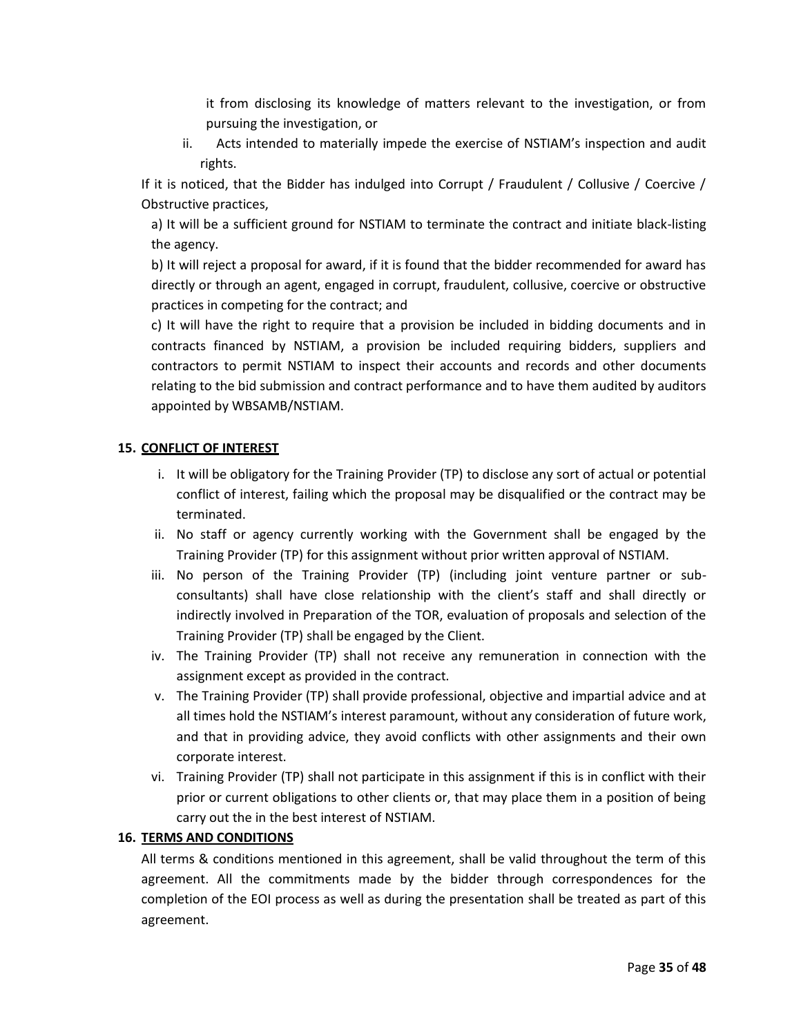it from disclosing its knowledge of matters relevant to the investigation, or from pursuing the investigation, or

ii. Acts intended to materially impede the exercise of NSTIAM's inspection and audit rights.

If it is noticed, that the Bidder has indulged into Corrupt / Fraudulent / Collusive / Coercive / Obstructive practices,

a) It will be a sufficient ground for NSTIAM to terminate the contract and initiate black-listing the agency.

b) It will reject a proposal for award, if it is found that the bidder recommended for award has directly or through an agent, engaged in corrupt, fraudulent, collusive, coercive or obstructive practices in competing for the contract; and

c) It will have the right to require that a provision be included in bidding documents and in contracts financed by NSTIAM, a provision be included requiring bidders, suppliers and contractors to permit NSTIAM to inspect their accounts and records and other documents relating to the bid submission and contract performance and to have them audited by auditors appointed by WBSAMB/NSTIAM.

**15. CONFLICT OF INTEREST**

i. It will be obligatory for the Training Provider (TP) to disclose any sort of actual or potential conflict of interest, failing which the proposal may be disqualified or the contract may be terminated.
ii. No staff or agency currently working with the Government shall be engaged by the Training Provider (TP) for this assignment without prior written approval of NSTIAM.
iii. No person of the Training Provider (TP) (including joint venture partner or sub-consultants) shall have close relationship with the client's staff and shall directly or indirectly involved in Preparation of the TOR, evaluation of proposals and selection of the Training Provider (TP) shall be engaged by the Client.
iv. The Training Provider (TP) shall not receive any remuneration in connection with the assignment except as provided in the contract.
v. The Training Provider (TP) shall provide professional, objective and impartial advice and at all times hold the NSTIAM's interest paramount, without any consideration of future work, and that in providing advice, they avoid conflicts with other assignments and their own corporate interest.
vi. Training Provider (TP) shall not participate in this assignment if this is in conflict with their prior or current obligations to other clients or, that may place them in a position of being carry out the in the best interest of NSTIAM.

**16. TERMS AND CONDITIONS**

All terms & conditions mentioned in this agreement, shall be valid throughout the term of this agreement. All the commitments made by the bidder through correspondences for the completion of the EOI process as well as during the presentation shall be treated as part of this agreement.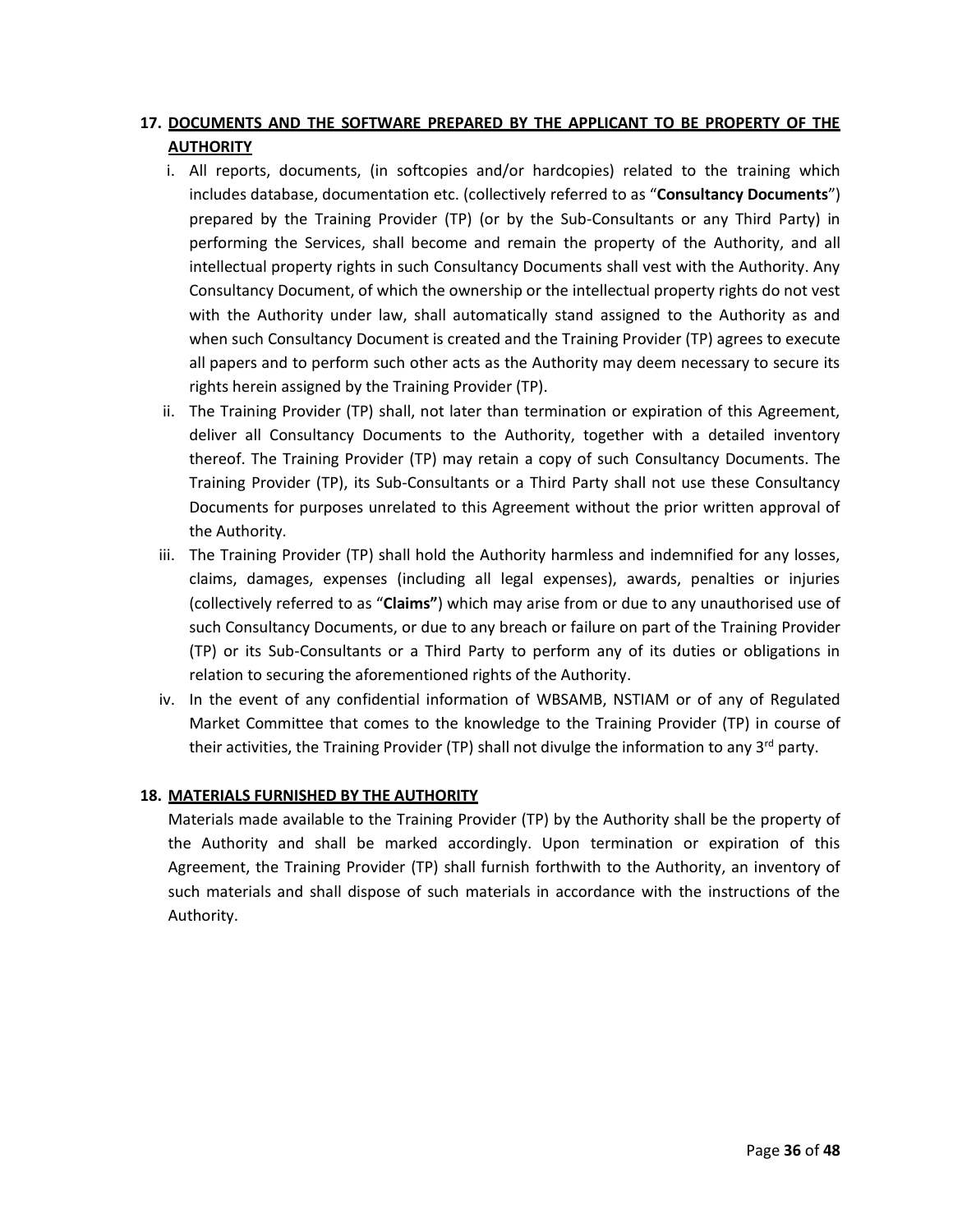## 17. DOCUMENTS AND THE SOFTWARE PREPARED BY THE APPLICANT TO BE PROPERTY OF THE AUTHORITY

i. All reports, documents, (in softcopies and/or hardcopies) related to the training which includes database, documentation etc. (collectively referred to as "**Consultancy Documents**") prepared by the Training Provider (TP) (or by the Sub-Consultants or any Third Party) in performing the Services, shall become and remain the property of the Authority, and all intellectual property rights in such Consultancy Documents shall vest with the Authority. Any Consultancy Document, of which the ownership or the intellectual property rights do not vest with the Authority under law, shall automatically stand assigned to the Authority as and when such Consultancy Document is created and the Training Provider (TP) agrees to execute all papers and to perform such other acts as the Authority may deem necessary to secure its rights herein assigned by the Training Provider (TP).

ii. The Training Provider (TP) shall, not later than termination or expiration of this Agreement, deliver all Consultancy Documents to the Authority, together with a detailed inventory thereof. The Training Provider (TP) may retain a copy of such Consultancy Documents. The Training Provider (TP), its Sub-Consultants or a Third Party shall not use these Consultancy Documents for purposes unrelated to this Agreement without the prior written approval of the Authority.

iii. The Training Provider (TP) shall hold the Authority harmless and indemnified for any losses, claims, damages, expenses (including all legal expenses), awards, penalties or injuries (collectively referred to as "**Claims"**) which may arise from or due to any unauthorised use of such Consultancy Documents, or due to any breach or failure on part of the Training Provider (TP) or its Sub-Consultants or a Third Party to perform any of its duties or obligations in relation to securing the aforementioned rights of the Authority.

iv. In the event of any confidential information of WBSAMB, NSTIAM or of any of Regulated Market Committee that comes to the knowledge to the Training Provider (TP) in course of their activities, the Training Provider (TP) shall not divulge the information to any 3rd party.

## 18. MATERIALS FURNISHED BY THE AUTHORITY

Materials made available to the Training Provider (TP) by the Authority shall be the property of the Authority and shall be marked accordingly. Upon termination or expiration of this Agreement, the Training Provider (TP) shall furnish forthwith to the Authority, an inventory of such materials and shall dispose of such materials in accordance with the instructions of the Authority.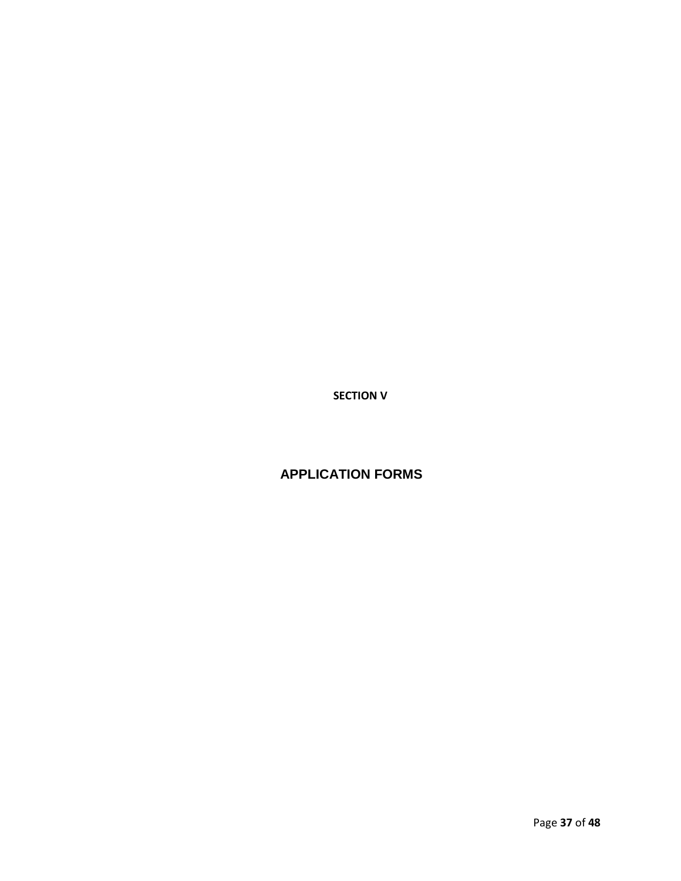**SECTION V**

# APPLICATION FORMS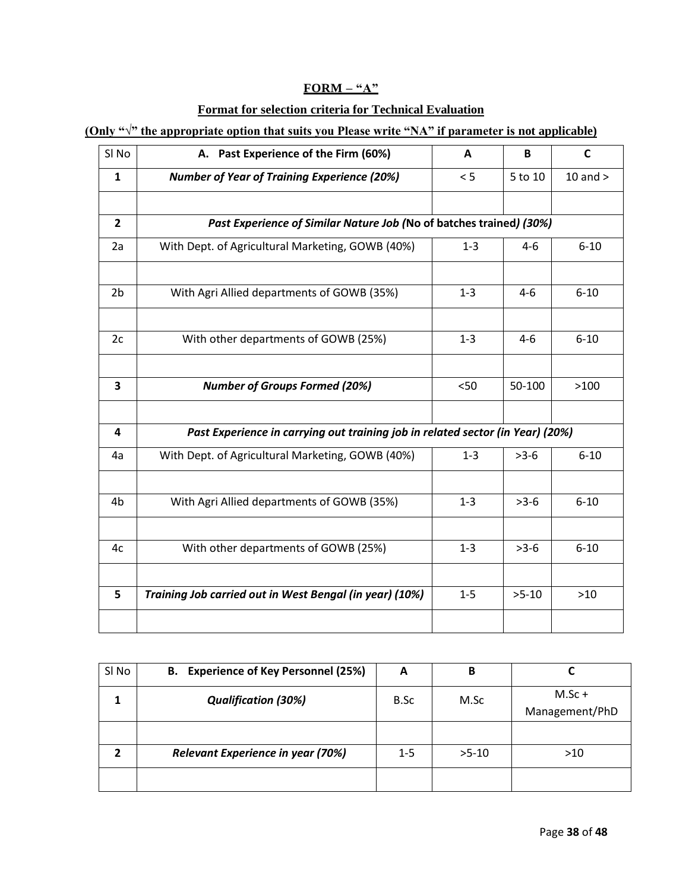**FORM – "A"**

**Format for selection criteria for Technical Evaluation**

**(Only "√" the appropriate option that suits you Please write "NA" if parameter is not applicable)**

| Sl No | A. Past Experience of the Firm (60%) | A | B | C |
|---|---|---|---|---|
| **1** | ***Number of Year of Training Experience (20%)*** | < 5 | 5 to 10 | 10 and > |
| | | | | |
| **2** | ***Past Experience of Similar Nature Job (*No of batches trained*) (30%)*** | | | |
| 2a | With Dept. of Agricultural Marketing, GOWB (40%) | 1-3 | 4-6 | 6-10 |
| | | | | |
| 2b | With Agri Allied departments of GOWB (35%) | 1-3 | 4-6 | 6-10 |
| | | | | |
| 2c | With other departments of GOWB (25%) | 1-3 | 4-6 | 6-10 |
| | | | | |
| **3** | ***Number of Groups Formed (20%)*** | <50 | 50-100 | >100 |
| | | | | |
| **4** | ***Past Experience in carrying out training job in related sector (in Year) (20%)*** | | | |
| 4a | With Dept. of Agricultural Marketing, GOWB (40%) | 1-3 | >3-6 | 6-10 |
| | | | | |
| 4b | With Agri Allied departments of GOWB (35%) | 1-3 | >3-6 | 6-10 |
| | | | | |
| 4c | With other departments of GOWB (25%) | 1-3 | >3-6 | 6-10 |
| | | | | |
| **5** | ***Training Job carried out in West Bengal (in year) (10%)*** | 1-5 | >5-10 | >10 |
| | | | | |

| Sl No | B. Experience of Key Personnel (25%) | A | B | C |
|---|---|---|---|---|
| **1** | ***Qualification (30%)*** | B.Sc | M.Sc | M.Sc + Management/PhD |
| | | | | |
| **2** | ***Relevant Experience in year (70%)*** | 1-5 | >5-10 | >10 |
| | | | | |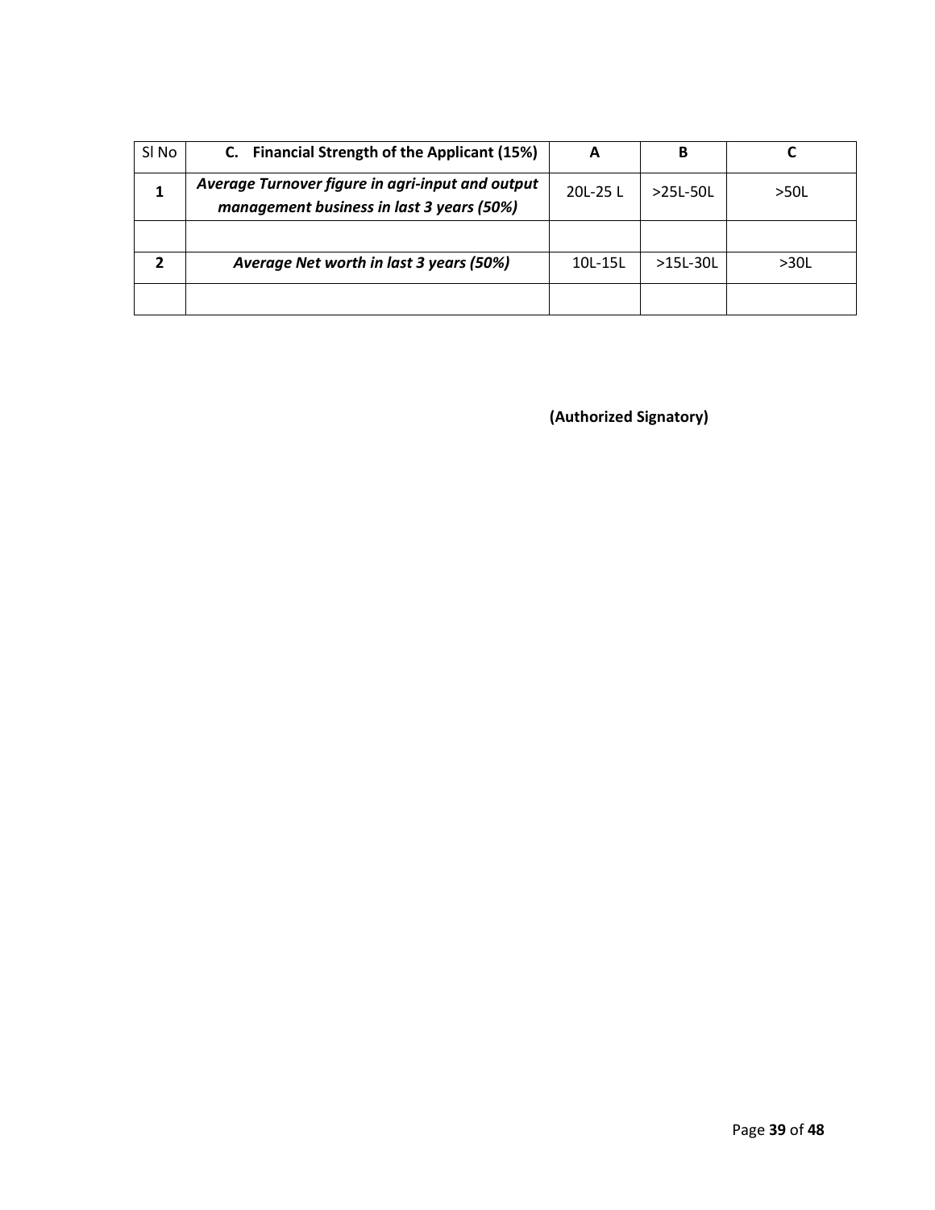| Sl No | **C. Financial Strength of the Applicant (15%)** | **A** | **B** | **C** |
|---|---|---|---|---|
| **1** | ***Average Turnover figure in agri-input and output management business in last 3 years (50%)*** | 20L-25 L | >25L-50L | >50L |
| | | | | |
| **2** | ***Average Net worth in last 3 years (50%)*** | 10L-15L | >15L-30L | >30L |
| | | | | |

**(Authorized Signatory)**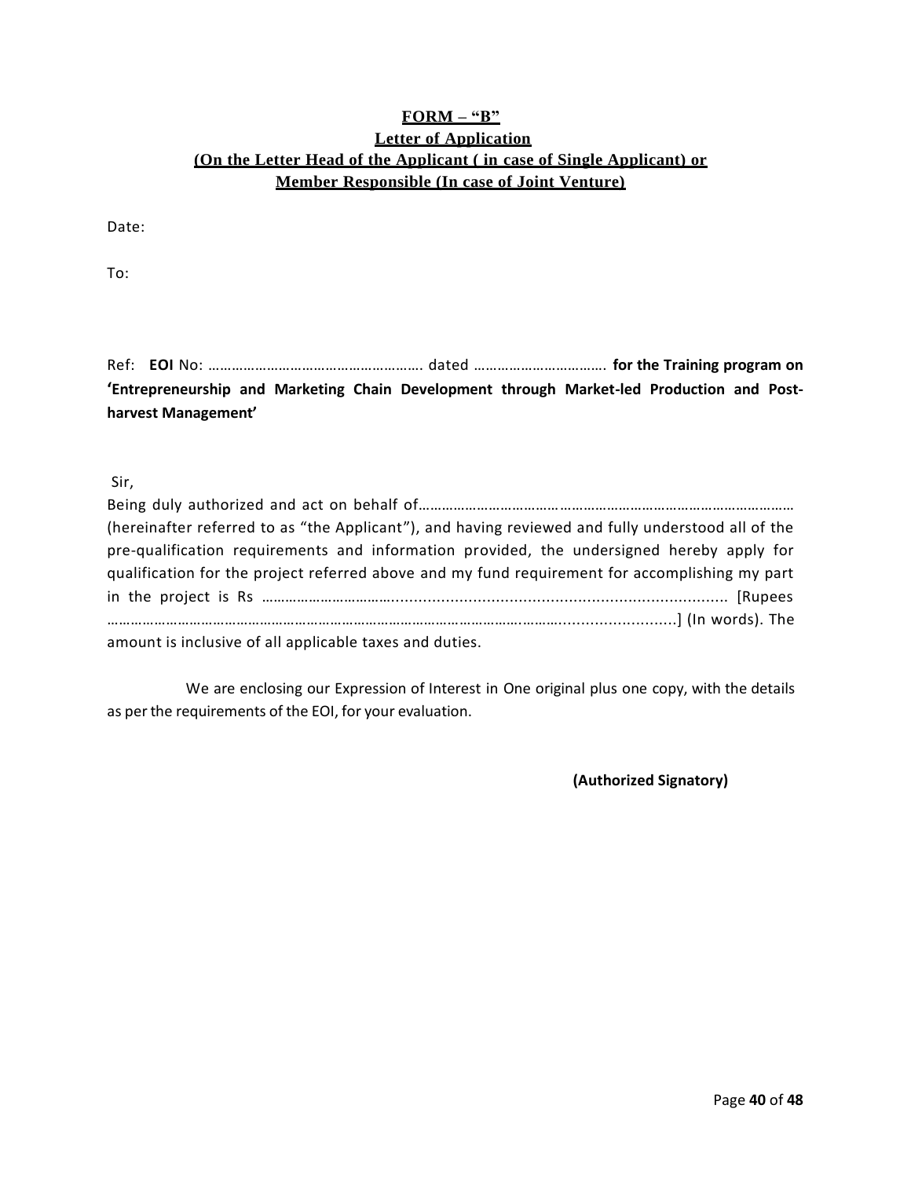**FORM – "B"**

**Letter of Application**

**(On the Letter Head of the Applicant ( in case of Single Applicant) or Member Responsible (In case of Joint Venture)**

Date:

To:

Ref: **EOI** No: ………………………………………………. dated ……………………………. **for the Training program on 'Entrepreneurship and Marketing Chain Development through Market-led Production and Post-harvest Management'**

Sir,

Being duly authorized and act on behalf of…………………………………………………………………………………… (hereinafter referred to as "the Applicant"), and having reviewed and fully understood all of the pre-qualification requirements and information provided, the undersigned hereby apply for qualification for the project referred above and my fund requirement for accomplishing my part in the project is Rs ……………………………......................................................................... [Rupees ……………………………………………………………………………………………………..........................] (In words). The amount is inclusive of all applicable taxes and duties.

We are enclosing our Expression of Interest in One original plus one copy, with the details as per the requirements of the EOI, for your evaluation.

**(Authorized Signatory)**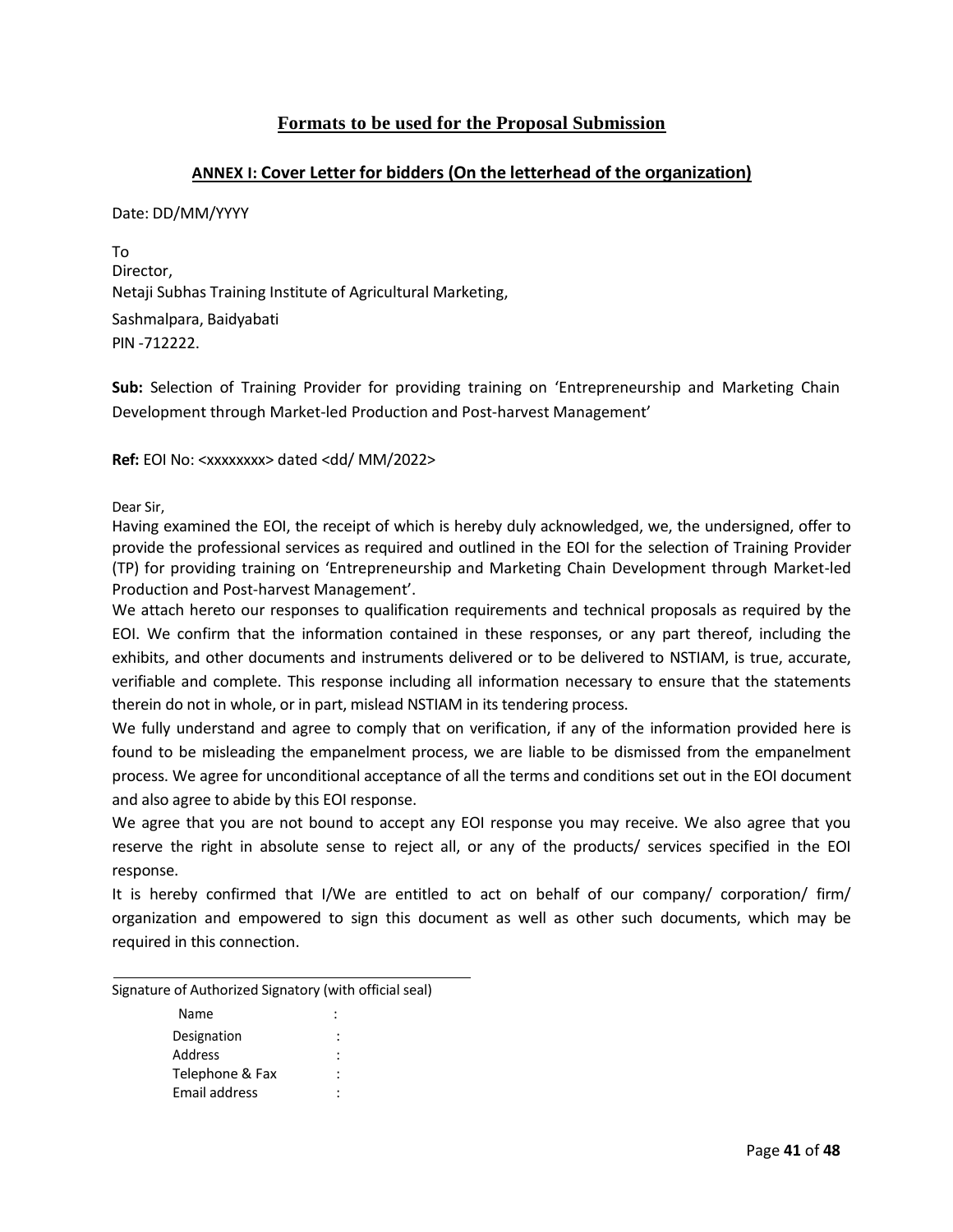## Formats to be used for the Proposal Submission

### ANNEX I: Cover Letter for bidders (On the letterhead of the organization)

Date: DD/MM/YYYY

To
Director,
Netaji Subhas Training Institute of Agricultural Marketing,
Sashmalpara, Baidyabati
PIN -712222.

**Sub:** Selection of Training Provider for providing training on 'Entrepreneurship and Marketing Chain Development through Market-led Production and Post-harvest Management'

**Ref:** EOI No: <xxxxxxxx> dated <dd/ MM/2022>

Dear Sir,

Having examined the EOI, the receipt of which is hereby duly acknowledged, we, the undersigned, offer to provide the professional services as required and outlined in the EOI for the selection of Training Provider (TP) for providing training on 'Entrepreneurship and Marketing Chain Development through Market-led Production and Post-harvest Management'.

We attach hereto our responses to qualification requirements and technical proposals as required by the EOI. We confirm that the information contained in these responses, or any part thereof, including the exhibits, and other documents and instruments delivered or to be delivered to NSTIAM, is true, accurate, verifiable and complete. This response including all information necessary to ensure that the statements therein do not in whole, or in part, mislead NSTIAM in its tendering process.

We fully understand and agree to comply that on verification, if any of the information provided here is found to be misleading the empanelment process, we are liable to be dismissed from the empanelment process. We agree for unconditional acceptance of all the terms and conditions set out in the EOI document and also agree to abide by this EOI response.

We agree that you are not bound to accept any EOI response you may receive. We also agree that you reserve the right in absolute sense to reject all, or any of the products/ services specified in the EOI response.

It is hereby confirmed that I/We are entitled to act on behalf of our company/ corporation/ firm/ organization and empowered to sign this document as well as other such documents, which may be required in this connection.

______________________________

Signature of Authorized Signatory (with official seal)

Name :
Designation :
Address :
Telephone & Fax :
Email address :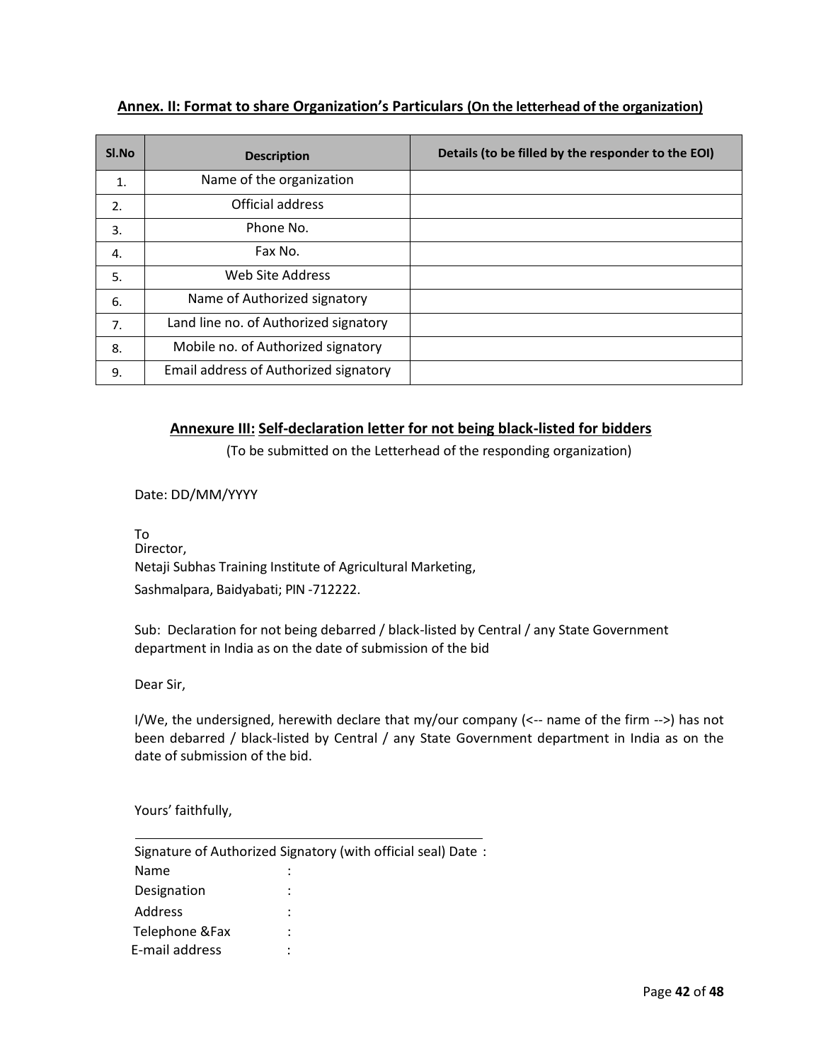## **Annex. II: Format to share Organization's Particulars (On the letterhead of the organization)**

| Sl.No | Description | Details (to be filled by the responder to the EOI) |
|---|---|---|
| 1. | Name of the organization | |
| 2. | Official address | |
| 3. | Phone No. | |
| 4. | Fax No. | |
| 5. | Web Site Address | |
| 6. | Name of Authorized signatory | |
| 7. | Land line no. of Authorized signatory | |
| 8. | Mobile no. of Authorized signatory | |
| 9. | Email address of Authorized signatory | |

## **Annexure III: Self-declaration letter for not being black-listed for bidders**

(To be submitted on the Letterhead of the responding organization)

Date: DD/MM/YYYY

To
Director,
Netaji Subhas Training Institute of Agricultural Marketing,
Sashmalpara, Baidyabati; PIN -712222.

Sub: Declaration for not being debarred / black-listed by Central / any State Government department in India as on the date of submission of the bid

Dear Sir,

I/We, the undersigned, herewith declare that my/our company (<-- name of the firm -->) has not been debarred / black-listed by Central / any State Government department in India as on the date of submission of the bid.

Yours' faithfully,

______________________________

Signature of Authorized Signatory (with official seal) Date :
Name :
Designation :
Address :
Telephone &Fax :
E-mail address :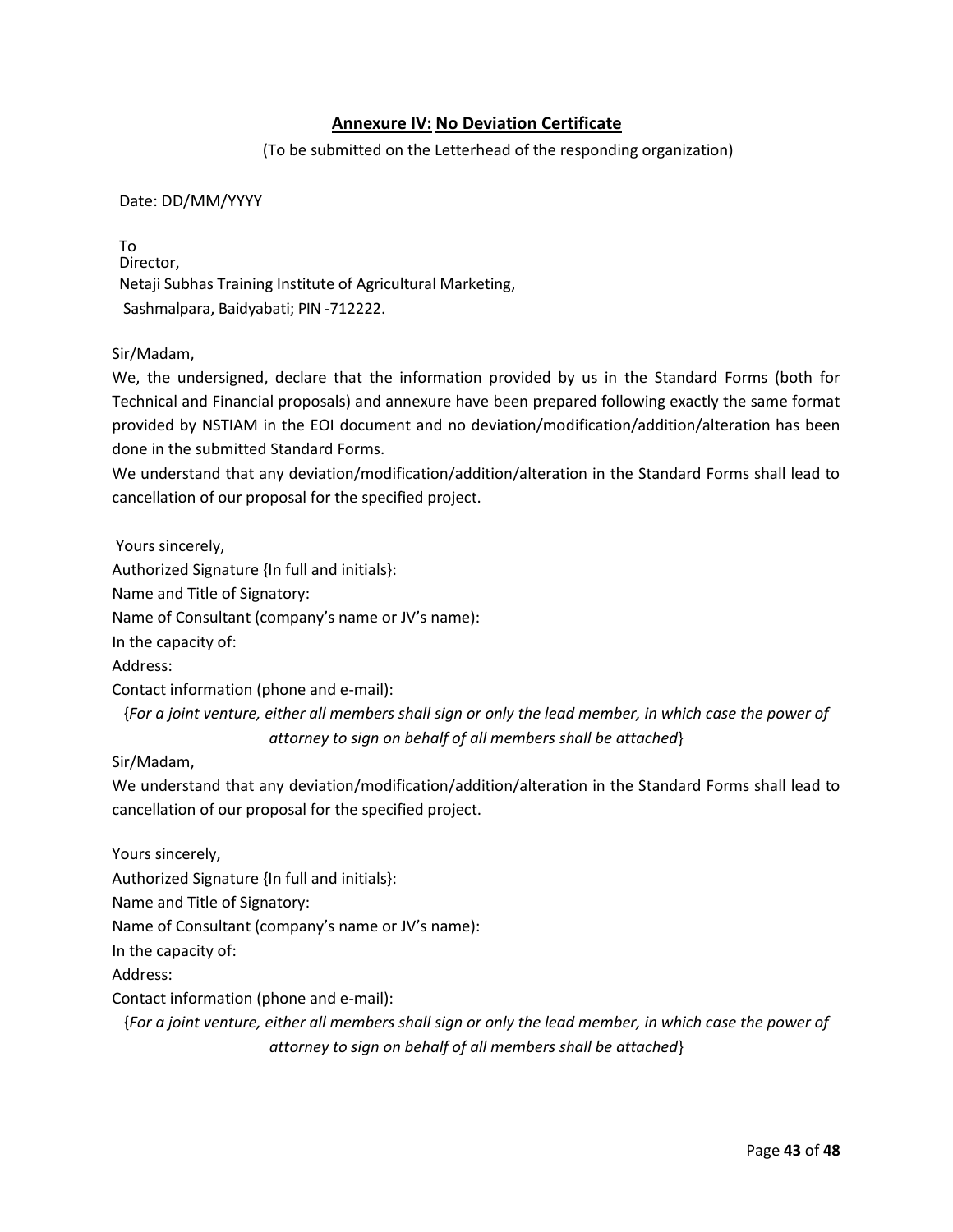## **Annexure IV: No Deviation Certificate**

(To be submitted on the Letterhead of the responding organization)

Date: DD/MM/YYYY

To
Director,
Netaji Subhas Training Institute of Agricultural Marketing,
Sashmalpara, Baidyabati; PIN -712222.

Sir/Madam,

We, the undersigned, declare that the information provided by us in the Standard Forms (both for Technical and Financial proposals) and annexure have been prepared following exactly the same format provided by NSTIAM in the EOI document and no deviation/modification/addition/alteration has been done in the submitted Standard Forms.

We understand that any deviation/modification/addition/alteration in the Standard Forms shall lead to cancellation of our proposal for the specified project.

Yours sincerely,
Authorized Signature {In full and initials}:
Name and Title of Signatory:
Name of Consultant (company's name or JV's name):
In the capacity of:
Address:
Contact information (phone and e-mail):

{*For a joint venture, either all members shall sign or only the lead member, in which case the power of attorney to sign on behalf of all members shall be attached*}

Sir/Madam,

We understand that any deviation/modification/addition/alteration in the Standard Forms shall lead to cancellation of our proposal for the specified project.

Yours sincerely,
Authorized Signature {In full and initials}:
Name and Title of Signatory:
Name of Consultant (company's name or JV's name):
In the capacity of:
Address:
Contact information (phone and e-mail):

{*For a joint venture, either all members shall sign or only the lead member, in which case the power of attorney to sign on behalf of all members shall be attached*}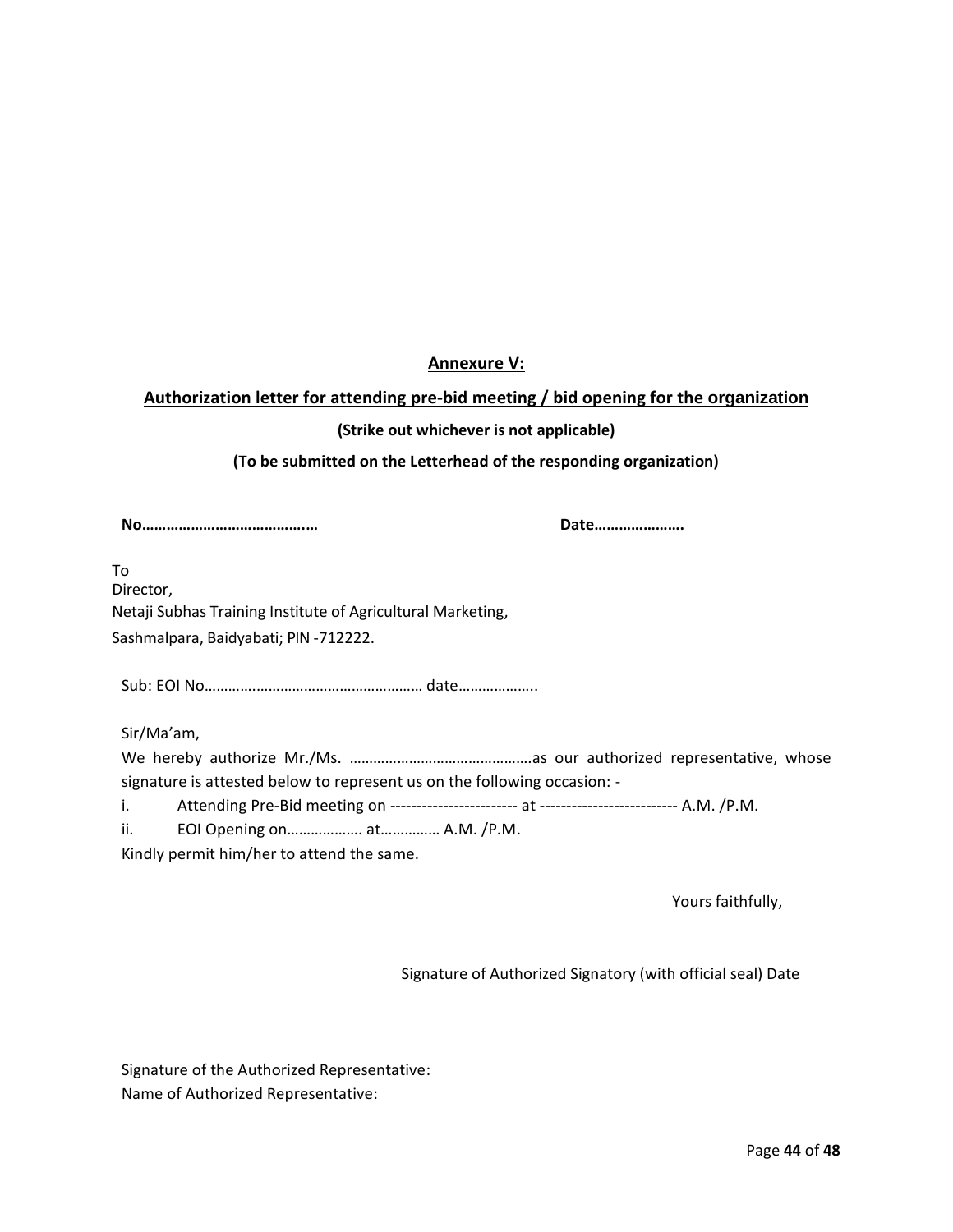## Annexure V:

## Authorization letter for attending pre-bid meeting / bid opening for the organization

**(Strike out whichever is not applicable)**

**(To be submitted on the Letterhead of the responding organization)**

**No……………………………………** **Date………………….**

To
Director,
Netaji Subhas Training Institute of Agricultural Marketing,
Sashmalpara, Baidyabati; PIN -712222.

Sub: EOI No……………………………………………… date………………..

Sir/Ma'am,

We hereby authorize Mr./Ms. ……………………………………….as our authorized representative, whose signature is attested below to represent us on the following occasion: -

i. Attending Pre-Bid meeting on ----------------------- at ------------------------- A.M. /P.M.

ii. EOI Opening on………………. at…………… A.M. /P.M.

Kindly permit him/her to attend the same.

Yours faithfully,

Signature of Authorized Signatory (with official seal) Date

Signature of the Authorized Representative:
Name of Authorized Representative: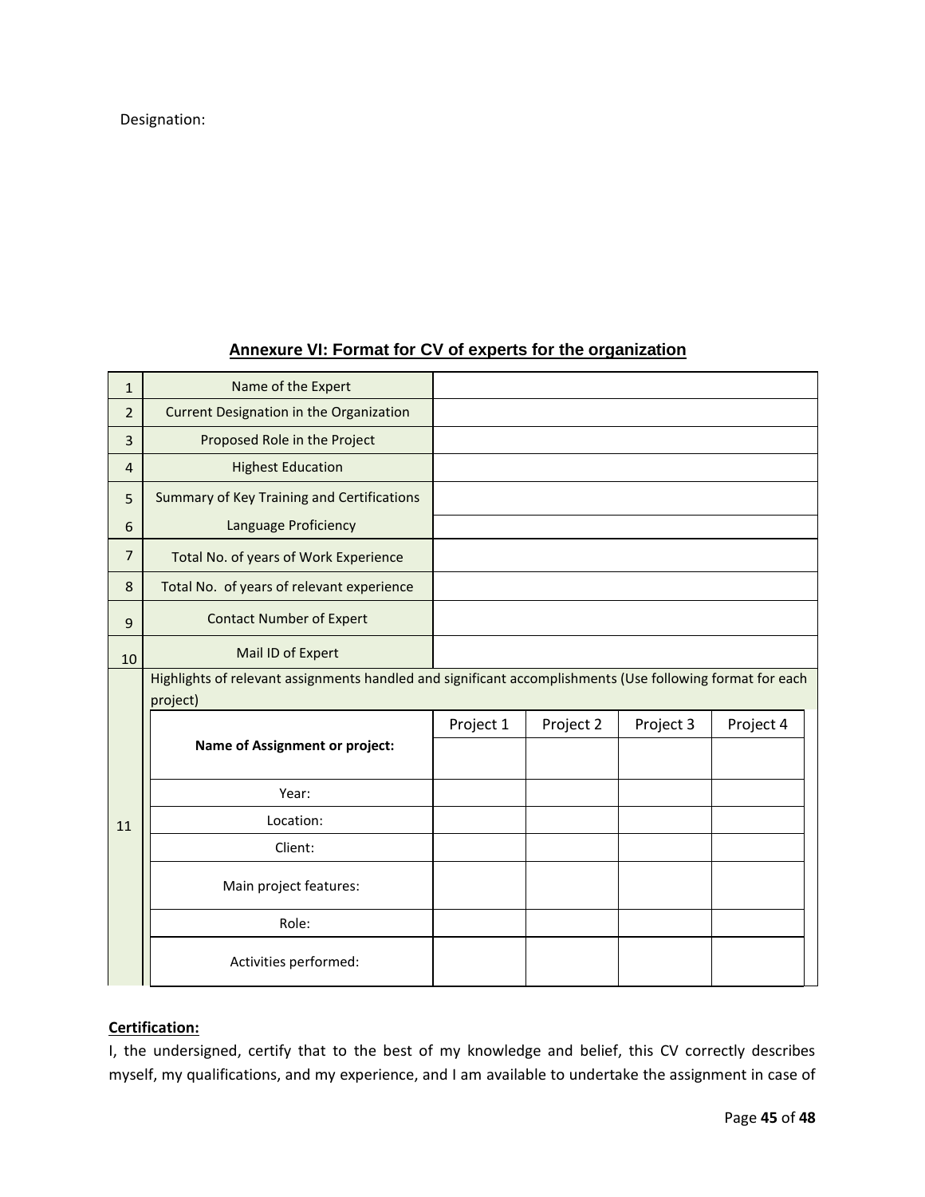Designation:

## Annexure VI: Format for CV of experts for the organization

| | | |
|---|---|---|
| 1 | Name of the Expert | |
| 2 | Current Designation in the Organization | |
| 3 | Proposed Role in the Project | |
| 4 | Highest Education | |
| 5 | Summary of Key Training and Certifications | |
| 6 | Language Proficiency | |
| 7 | Total No. of years of Work Experience | |
| 8 | Total No. of years of relevant experience | |
| 9 | Contact Number of Expert | |
| 10 | Mail ID of Expert | |
| 11 | Highlights of relevant assignments handled and significant accomplishments (Use following format for each project) | |

| | Project 1 | Project 2 | Project 3 | Project 4 |
|---|---|---|---|---|
| **Name of Assignment or project:** | | | | |
| Year: | | | | |
| Location: | | | | |
| Client: | | | | |
| Main project features: | | | | |
| Role: | | | | |
| Activities performed: | | | | |

**Certification:**

I, the undersigned, certify that to the best of my knowledge and belief, this CV correctly describes myself, my qualifications, and my experience, and I am available to undertake the assignment in case of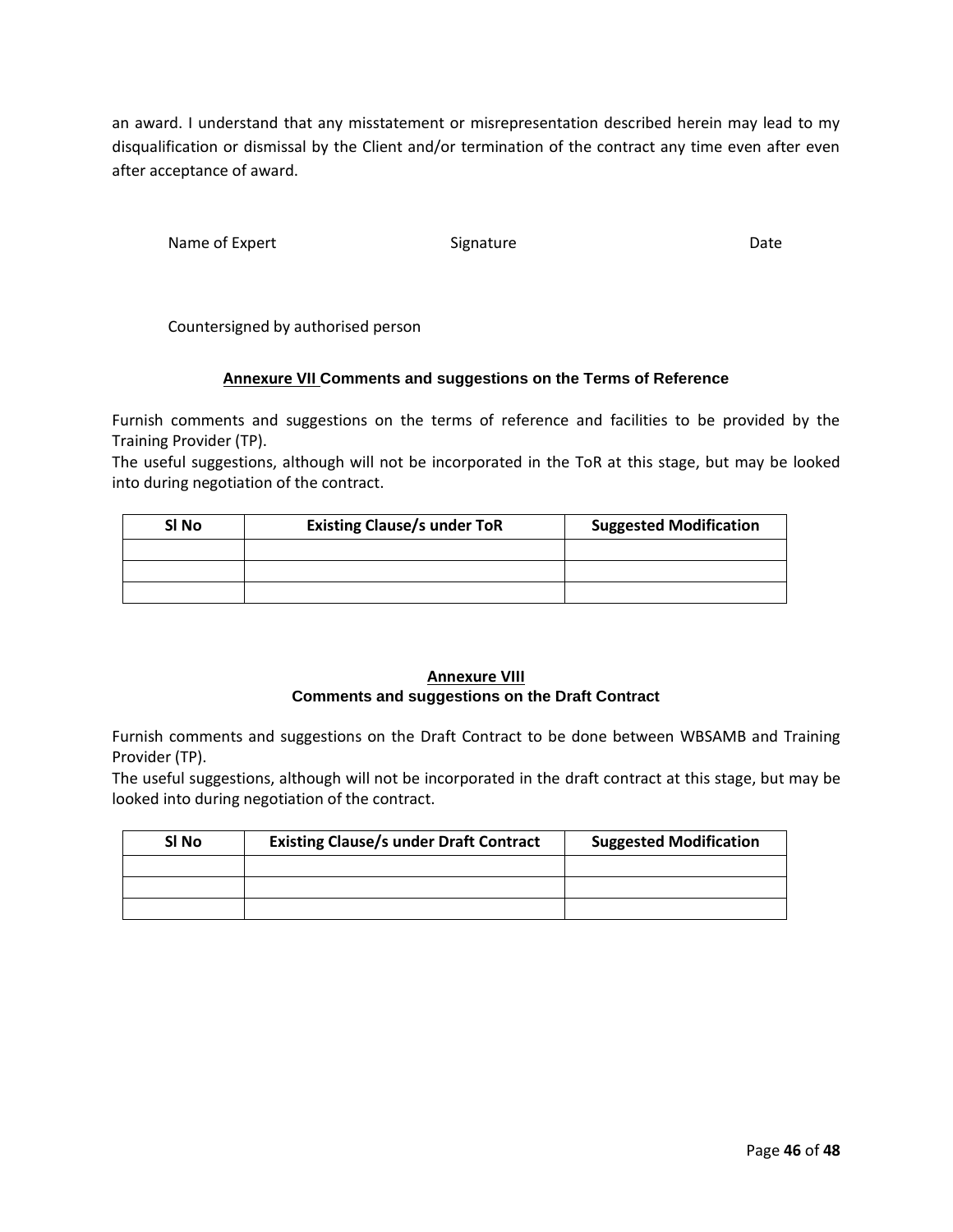an award. I understand that any misstatement or misrepresentation described herein may lead to my disqualification or dismissal by the Client and/or termination of the contract any time even after even after acceptance of award.

Name of Expert                    Signature                    Date

Countersigned by authorised person

## Annexure VII Comments and suggestions on the Terms of Reference

Furnish comments and suggestions on the terms of reference and facilities to be provided by the Training Provider (TP).
The useful suggestions, although will not be incorporated in the ToR at this stage, but may be looked into during negotiation of the contract.

| Sl No | Existing Clause/s under ToR | Suggested Modification |
|---|---|---|
| | | |
| | | |
| | | |

## Annexure VIII
## Comments and suggestions on the Draft Contract

Furnish comments and suggestions on the Draft Contract to be done between WBSAMB and Training Provider (TP).
The useful suggestions, although will not be incorporated in the draft contract at this stage, but may be looked into during negotiation of the contract.

| Sl No | Existing Clause/s under Draft Contract | Suggested Modification |
|---|---|---|
| | | |
| | | |
| | | |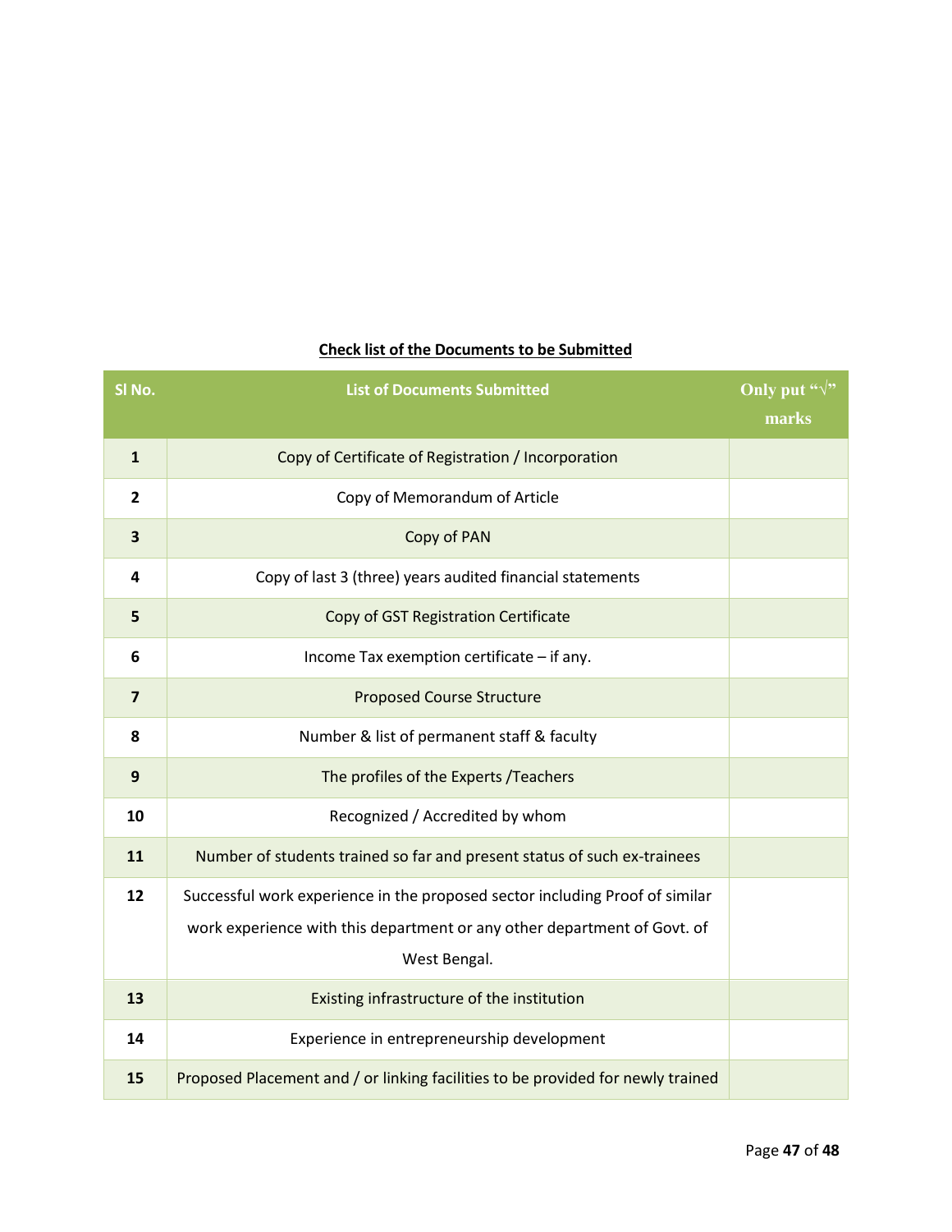**Check list of the Documents to be Submitted**

| Sl No. | List of Documents Submitted | Only put "√" marks |
|---|---|---|
| **1** | Copy of Certificate of Registration / Incorporation | |
| **2** | Copy of Memorandum of Article | |
| **3** | Copy of PAN | |
| **4** | Copy of last 3 (three) years audited financial statements | |
| **5** | Copy of GST Registration Certificate | |
| **6** | Income Tax exemption certificate – if any. | |
| **7** | Proposed Course Structure | |
| **8** | Number & list of permanent staff & faculty | |
| **9** | The profiles of the Experts /Teachers | |
| **10** | Recognized / Accredited by whom | |
| **11** | Number of students trained so far and present status of such ex-trainees | |
| **12** | Successful work experience in the proposed sector including Proof of similar work experience with this department or any other department of Govt. of West Bengal. | |
| **13** | Existing infrastructure of the institution | |
| **14** | Experience in entrepreneurship development | |
| **15** | Proposed Placement and / or linking facilities to be provided for newly trained | |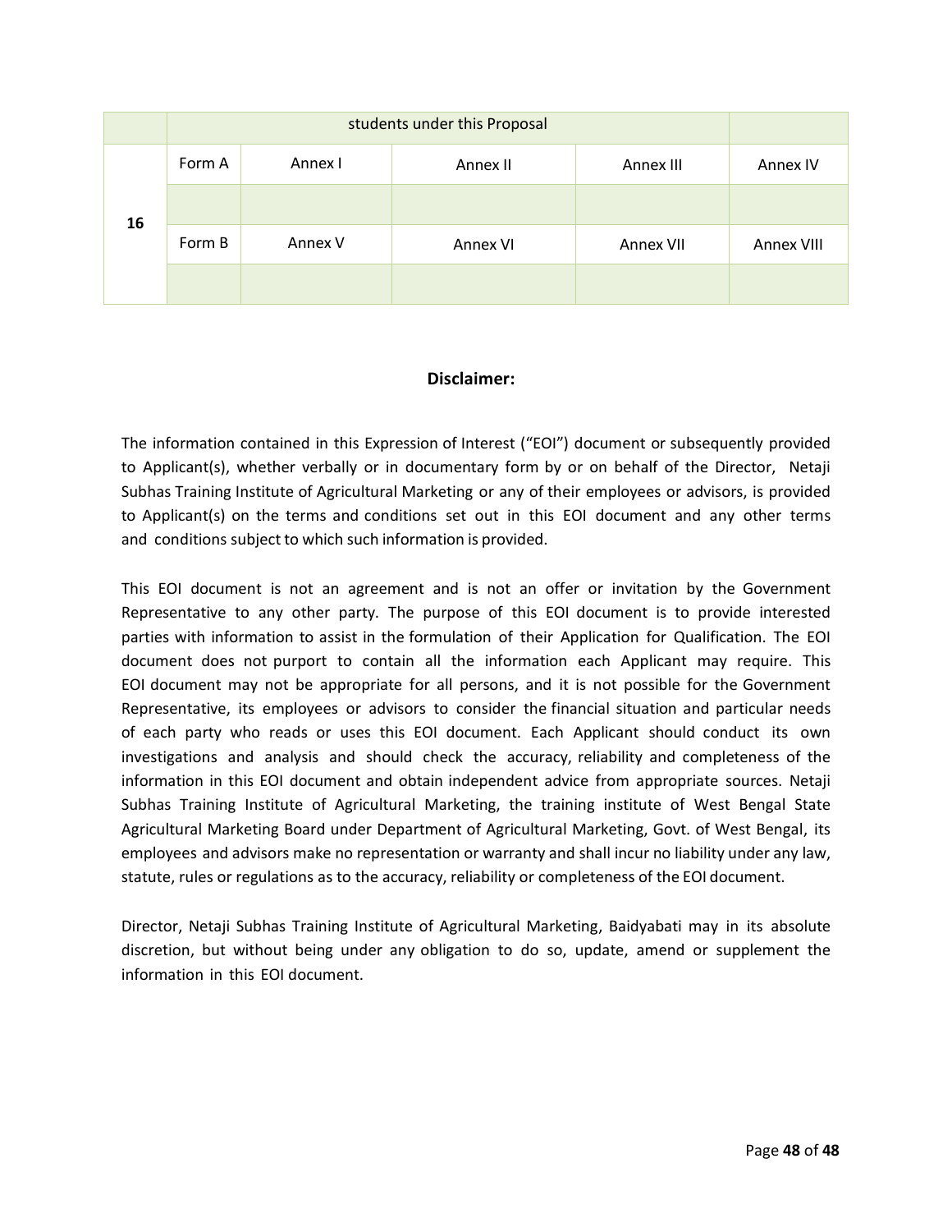| | | | | | |
|---|---|---|---|---|---|
| | students under this Proposal | | | | |
| 16 | Form A | Annex I | Annex II | Annex III | Annex IV |
| | | | | | |
| | Form B | Annex V | Annex VI | Annex VII | Annex VIII |
| | | | | | |

### Disclaimer:

The information contained in this Expression of Interest ("EOI") document or subsequently provided to Applicant(s), whether verbally or in documentary form by or on behalf of the Director, Netaji Subhas Training Institute of Agricultural Marketing or any of their employees or advisors, is provided to Applicant(s) on the terms and conditions set out in this EOI document and any other terms and conditions subject to which such information is provided.

This EOI document is not an agreement and is not an offer or invitation by the Government Representative to any other party. The purpose of this EOI document is to provide interested parties with information to assist in the formulation of their Application for Qualification. The EOI document does not purport to contain all the information each Applicant may require. This EOI document may not be appropriate for all persons, and it is not possible for the Government Representative, its employees or advisors to consider the financial situation and particular needs of each party who reads or uses this EOI document. Each Applicant should conduct its own investigations and analysis and should check the accuracy, reliability and completeness of the information in this EOI document and obtain independent advice from appropriate sources. Netaji Subhas Training Institute of Agricultural Marketing, the training institute of West Bengal State Agricultural Marketing Board under Department of Agricultural Marketing, Govt. of West Bengal, its employees and advisors make no representation or warranty and shall incur no liability under any law, statute, rules or regulations as to the accuracy, reliability or completeness of the EOI document.

Director, Netaji Subhas Training Institute of Agricultural Marketing, Baidyabati may in its absolute discretion, but without being under any obligation to do so, update, amend or supplement the information in this EOI document.